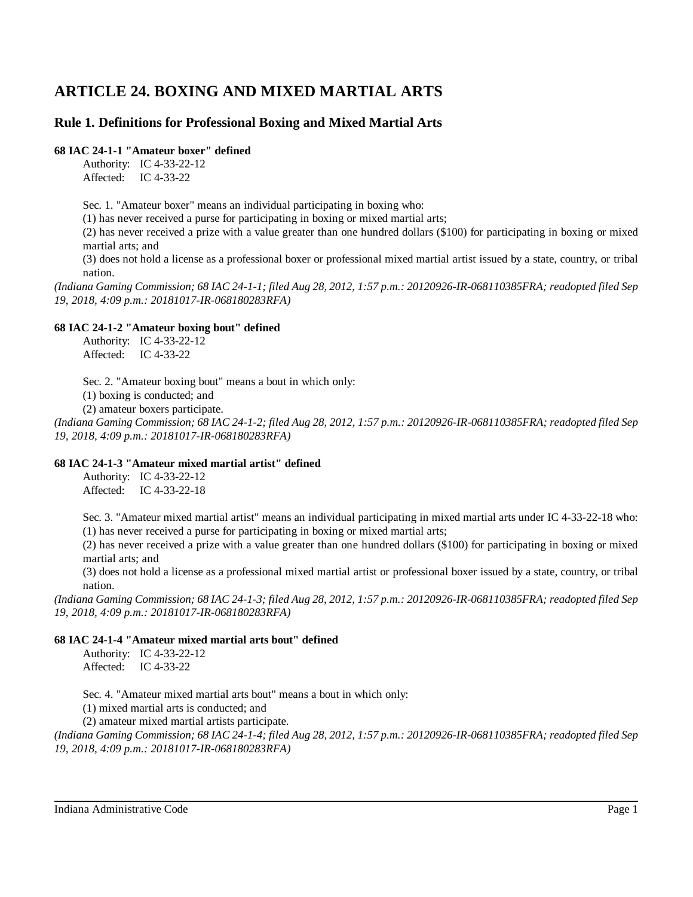# ARTICLE 24. BOXING AND MIXED MARTIAL ARTS

## Rule 1. Definitions for Professional Boxing and Mixed Martial Arts

**68 IAC 24-1-1 "Amateur boxer" defined**

Authority: IC 4-33-22-12
Affected: IC 4-33-22

Sec. 1. "Amateur boxer" means an individual participating in boxing who:
(1) has never received a purse for participating in boxing or mixed martial arts;
(2) has never received a prize with a value greater than one hundred dollars ($100) for participating in boxing or mixed martial arts; and
(3) does not hold a license as a professional boxer or professional mixed martial artist issued by a state, country, or tribal nation.

*(Indiana Gaming Commission; 68 IAC 24-1-1; filed Aug 28, 2012, 1:57 p.m.: 20120926-IR-068110385FRA; readopted filed Sep 19, 2018, 4:09 p.m.: 20181017-IR-068180283RFA)*

**68 IAC 24-1-2 "Amateur boxing bout" defined**

Authority: IC 4-33-22-12
Affected: IC 4-33-22

Sec. 2. "Amateur boxing bout" means a bout in which only:
(1) boxing is conducted; and
(2) amateur boxers participate.

*(Indiana Gaming Commission; 68 IAC 24-1-2; filed Aug 28, 2012, 1:57 p.m.: 20120926-IR-068110385FRA; readopted filed Sep 19, 2018, 4:09 p.m.: 20181017-IR-068180283RFA)*

**68 IAC 24-1-3 "Amateur mixed martial artist" defined**

Authority: IC 4-33-22-12
Affected: IC 4-33-22-18

Sec. 3. "Amateur mixed martial artist" means an individual participating in mixed martial arts under IC 4-33-22-18 who:
(1) has never received a purse for participating in boxing or mixed martial arts;
(2) has never received a prize with a value greater than one hundred dollars ($100) for participating in boxing or mixed martial arts; and
(3) does not hold a license as a professional mixed martial artist or professional boxer issued by a state, country, or tribal nation.

*(Indiana Gaming Commission; 68 IAC 24-1-3; filed Aug 28, 2012, 1:57 p.m.: 20120926-IR-068110385FRA; readopted filed Sep 19, 2018, 4:09 p.m.: 20181017-IR-068180283RFA)*

**68 IAC 24-1-4 "Amateur mixed martial arts bout" defined**

Authority: IC 4-33-22-12
Affected: IC 4-33-22

Sec. 4. "Amateur mixed martial arts bout" means a bout in which only:
(1) mixed martial arts is conducted; and
(2) amateur mixed martial artists participate.

*(Indiana Gaming Commission; 68 IAC 24-1-4; filed Aug 28, 2012, 1:57 p.m.: 20120926-IR-068110385FRA; readopted filed Sep 19, 2018, 4:09 p.m.: 20181017-IR-068180283RFA)*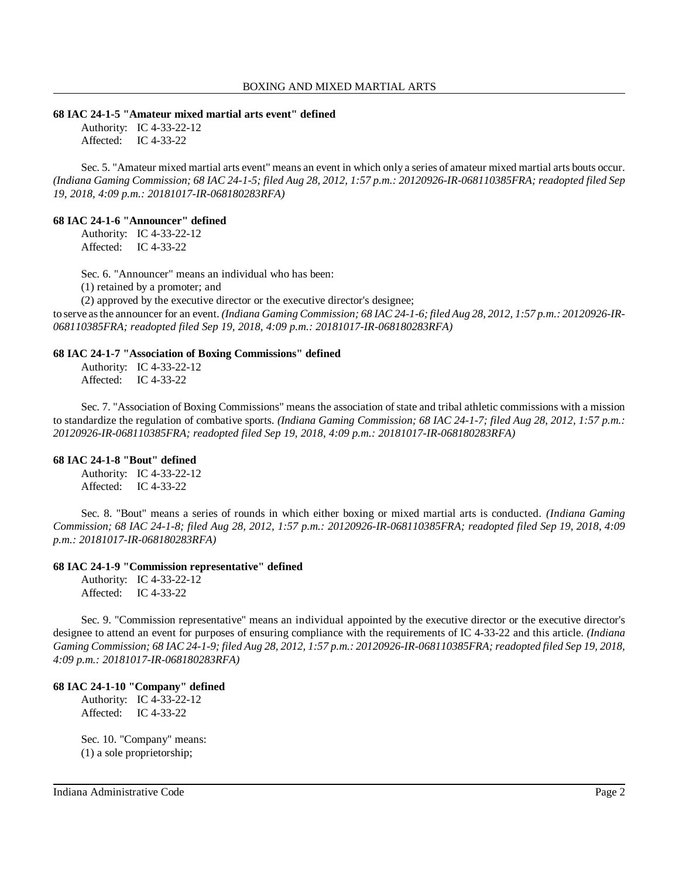### 68 IAC 24-1-5 "Amateur mixed martial arts event" defined

Authority: IC 4-33-22-12
Affected: IC 4-33-22

Sec. 5. "Amateur mixed martial arts event" means an event in which only a series of amateur mixed martial arts bouts occur. *(Indiana Gaming Commission; 68 IAC 24-1-5; filed Aug 28, 2012, 1:57 p.m.: 20120926-IR-068110385FRA; readopted filed Sep 19, 2018, 4:09 p.m.: 20181017-IR-068180283RFA)*

### 68 IAC 24-1-6 "Announcer" defined

Authority: IC 4-33-22-12
Affected: IC 4-33-22

Sec. 6. "Announcer" means an individual who has been:

(1) retained by a promoter; and

(2) approved by the executive director or the executive director's designee;

to serve as the announcer for an event. *(Indiana Gaming Commission; 68 IAC 24-1-6; filed Aug 28, 2012, 1:57 p.m.: 20120926-IR-068110385FRA; readopted filed Sep 19, 2018, 4:09 p.m.: 20181017-IR-068180283RFA)*

### 68 IAC 24-1-7 "Association of Boxing Commissions" defined

Authority: IC 4-33-22-12
Affected: IC 4-33-22

Sec. 7. "Association of Boxing Commissions" means the association of state and tribal athletic commissions with a mission to standardize the regulation of combative sports. *(Indiana Gaming Commission; 68 IAC 24-1-7; filed Aug 28, 2012, 1:57 p.m.: 20120926-IR-068110385FRA; readopted filed Sep 19, 2018, 4:09 p.m.: 20181017-IR-068180283RFA)*

### 68 IAC 24-1-8 "Bout" defined

Authority: IC 4-33-22-12
Affected: IC 4-33-22

Sec. 8. "Bout" means a series of rounds in which either boxing or mixed martial arts is conducted. *(Indiana Gaming Commission; 68 IAC 24-1-8; filed Aug 28, 2012, 1:57 p.m.: 20120926-IR-068110385FRA; readopted filed Sep 19, 2018, 4:09 p.m.: 20181017-IR-068180283RFA)*

### 68 IAC 24-1-9 "Commission representative" defined

Authority: IC 4-33-22-12
Affected: IC 4-33-22

Sec. 9. "Commission representative" means an individual appointed by the executive director or the executive director's designee to attend an event for purposes of ensuring compliance with the requirements of IC 4-33-22 and this article. *(Indiana Gaming Commission; 68 IAC 24-1-9; filed Aug 28, 2012, 1:57 p.m.: 20120926-IR-068110385FRA; readopted filed Sep 19, 2018, 4:09 p.m.: 20181017-IR-068180283RFA)*

### 68 IAC 24-1-10 "Company" defined

Authority: IC 4-33-22-12
Affected: IC 4-33-22

Sec. 10. "Company" means:

(1) a sole proprietorship;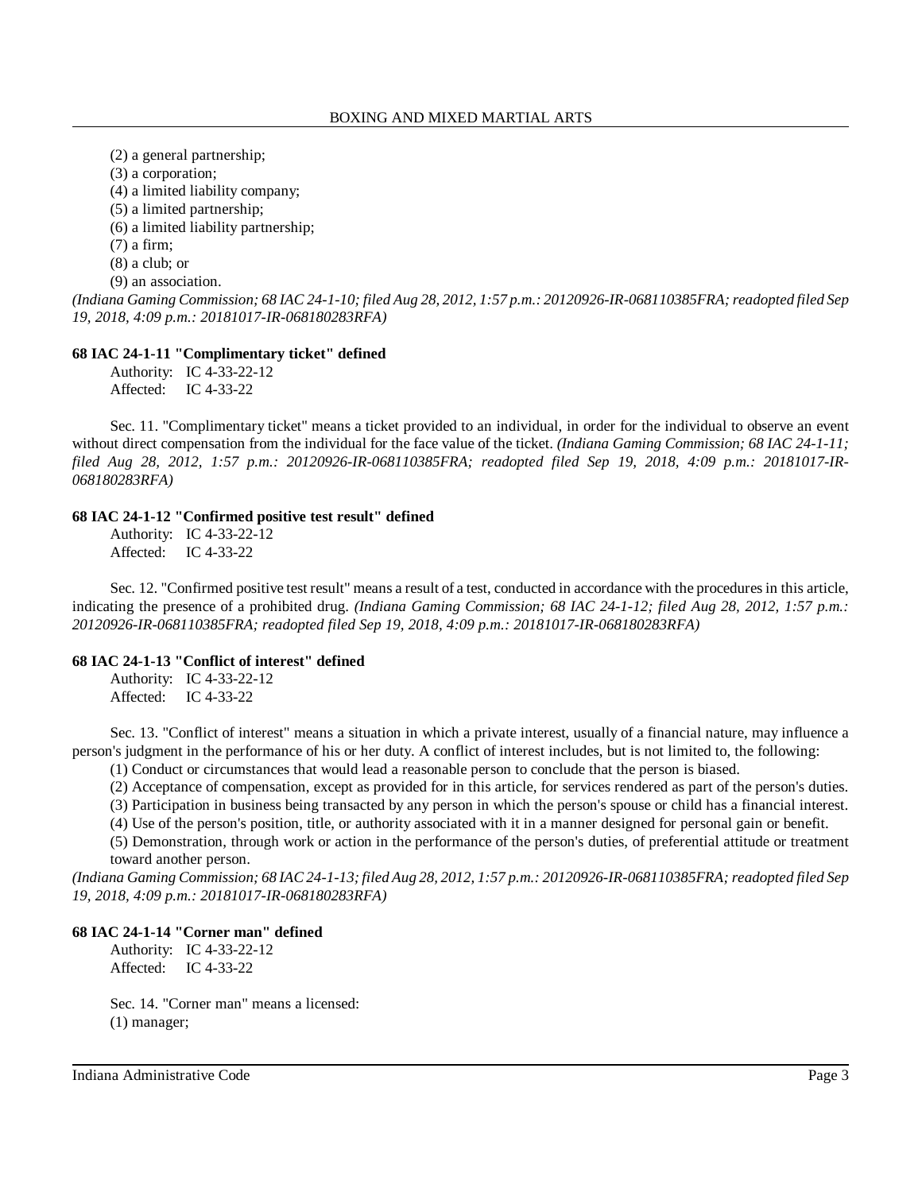(2) a general partnership;
(3) a corporation;
(4) a limited liability company;
(5) a limited partnership;
(6) a limited liability partnership;
(7) a firm;
(8) a club; or
(9) an association.

*(Indiana Gaming Commission; 68 IAC 24-1-10; filed Aug 28, 2012, 1:57 p.m.: 20120926-IR-068110385FRA; readopted filed Sep 19, 2018, 4:09 p.m.: 20181017-IR-068180283RFA)*

**68 IAC 24-1-11 "Complimentary ticket" defined**

Authority: IC 4-33-22-12
Affected: IC 4-33-22

Sec. 11. "Complimentary ticket" means a ticket provided to an individual, in order for the individual to observe an event without direct compensation from the individual for the face value of the ticket. *(Indiana Gaming Commission; 68 IAC 24-1-11; filed Aug 28, 2012, 1:57 p.m.: 20120926-IR-068110385FRA; readopted filed Sep 19, 2018, 4:09 p.m.: 20181017-IR-068180283RFA)*

**68 IAC 24-1-12 "Confirmed positive test result" defined**

Authority: IC 4-33-22-12
Affected: IC 4-33-22

Sec. 12. "Confirmed positive test result" means a result of a test, conducted in accordance with the procedures in this article, indicating the presence of a prohibited drug. *(Indiana Gaming Commission; 68 IAC 24-1-12; filed Aug 28, 2012, 1:57 p.m.: 20120926-IR-068110385FRA; readopted filed Sep 19, 2018, 4:09 p.m.: 20181017-IR-068180283RFA)*

**68 IAC 24-1-13 "Conflict of interest" defined**

Authority: IC 4-33-22-12
Affected: IC 4-33-22

Sec. 13. "Conflict of interest" means a situation in which a private interest, usually of a financial nature, may influence a person's judgment in the performance of his or her duty. A conflict of interest includes, but is not limited to, the following:

(1) Conduct or circumstances that would lead a reasonable person to conclude that the person is biased.
(2) Acceptance of compensation, except as provided for in this article, for services rendered as part of the person's duties.
(3) Participation in business being transacted by any person in which the person's spouse or child has a financial interest.
(4) Use of the person's position, title, or authority associated with it in a manner designed for personal gain or benefit.
(5) Demonstration, through work or action in the performance of the person's duties, of preferential attitude or treatment toward another person.

*(Indiana Gaming Commission; 68 IAC 24-1-13; filed Aug 28, 2012, 1:57 p.m.: 20120926-IR-068110385FRA; readopted filed Sep 19, 2018, 4:09 p.m.: 20181017-IR-068180283RFA)*

**68 IAC 24-1-14 "Corner man" defined**

Authority: IC 4-33-22-12
Affected: IC 4-33-22

Sec. 14. "Corner man" means a licensed:
(1) manager;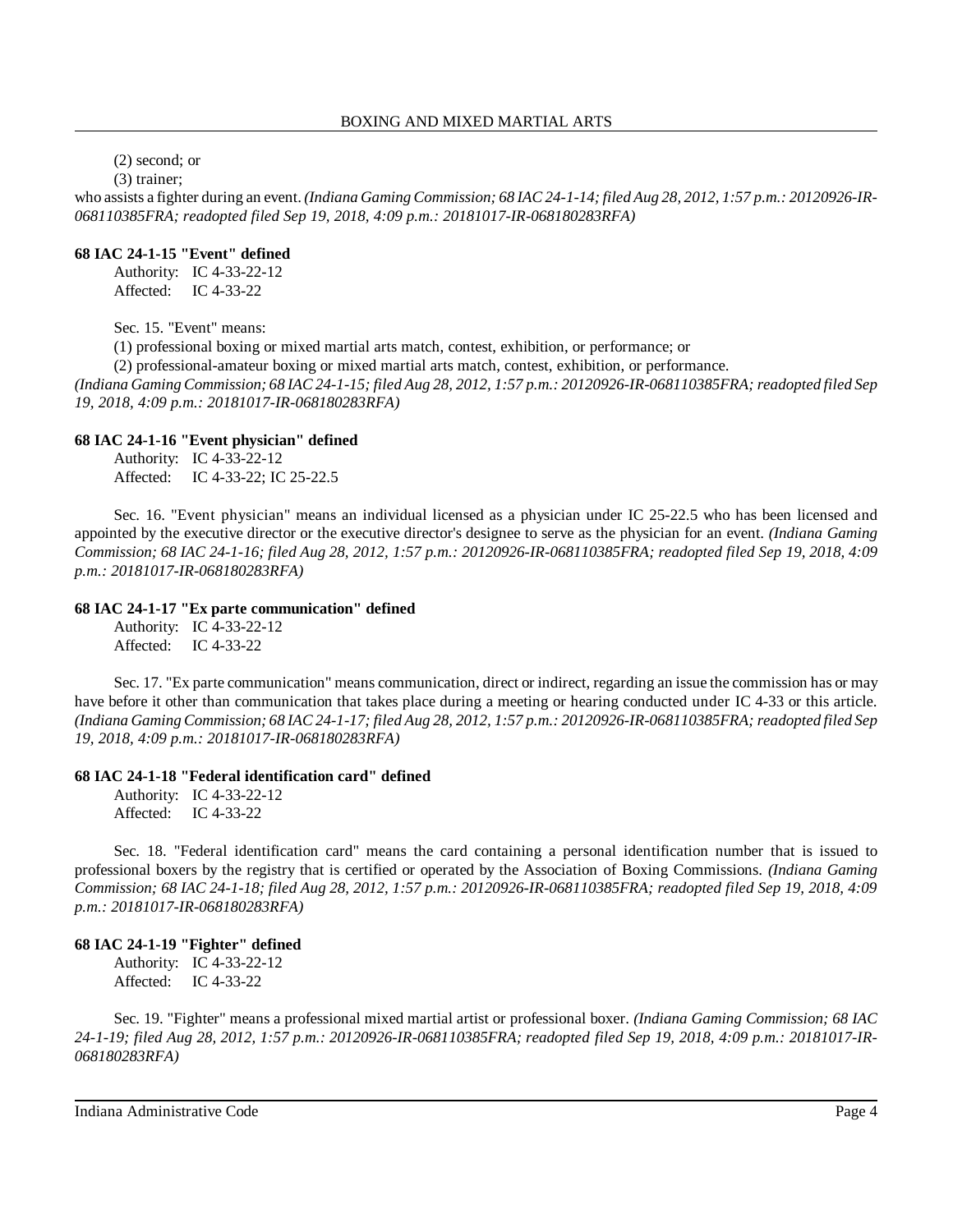(2) second; or

(3) trainer;

who assists a fighter during an event. *(Indiana Gaming Commission; 68 IAC 24-1-14; filed Aug 28, 2012, 1:57 p.m.: 20120926-IR-068110385FRA; readopted filed Sep 19, 2018, 4:09 p.m.: 20181017-IR-068180283RFA)*

**68 IAC 24-1-15 "Event" defined**

Authority: IC 4-33-22-12
Affected: IC 4-33-22

Sec. 15. "Event" means:

(1) professional boxing or mixed martial arts match, contest, exhibition, or performance; or

(2) professional-amateur boxing or mixed martial arts match, contest, exhibition, or performance.

*(Indiana Gaming Commission; 68 IAC 24-1-15; filed Aug 28, 2012, 1:57 p.m.: 20120926-IR-068110385FRA; readopted filed Sep 19, 2018, 4:09 p.m.: 20181017-IR-068180283RFA)*

**68 IAC 24-1-16 "Event physician" defined**

Authority: IC 4-33-22-12
Affected: IC 4-33-22; IC 25-22.5

Sec. 16. "Event physician" means an individual licensed as a physician under IC 25-22.5 who has been licensed and appointed by the executive director or the executive director's designee to serve as the physician for an event. *(Indiana Gaming Commission; 68 IAC 24-1-16; filed Aug 28, 2012, 1:57 p.m.: 20120926-IR-068110385FRA; readopted filed Sep 19, 2018, 4:09 p.m.: 20181017-IR-068180283RFA)*

**68 IAC 24-1-17 "Ex parte communication" defined**

Authority: IC 4-33-22-12
Affected: IC 4-33-22

Sec. 17. "Ex parte communication" means communication, direct or indirect, regarding an issue the commission has or may have before it other than communication that takes place during a meeting or hearing conducted under IC 4-33 or this article. *(Indiana Gaming Commission; 68 IAC 24-1-17; filed Aug 28, 2012, 1:57 p.m.: 20120926-IR-068110385FRA; readopted filed Sep 19, 2018, 4:09 p.m.: 20181017-IR-068180283RFA)*

**68 IAC 24-1-18 "Federal identification card" defined**

Authority: IC 4-33-22-12
Affected: IC 4-33-22

Sec. 18. "Federal identification card" means the card containing a personal identification number that is issued to professional boxers by the registry that is certified or operated by the Association of Boxing Commissions. *(Indiana Gaming Commission; 68 IAC 24-1-18; filed Aug 28, 2012, 1:57 p.m.: 20120926-IR-068110385FRA; readopted filed Sep 19, 2018, 4:09 p.m.: 20181017-IR-068180283RFA)*

**68 IAC 24-1-19 "Fighter" defined**

Authority: IC 4-33-22-12
Affected: IC 4-33-22

Sec. 19. "Fighter" means a professional mixed martial artist or professional boxer. *(Indiana Gaming Commission; 68 IAC 24-1-19; filed Aug 28, 2012, 1:57 p.m.: 20120926-IR-068110385FRA; readopted filed Sep 19, 2018, 4:09 p.m.: 20181017-IR-068180283RFA)*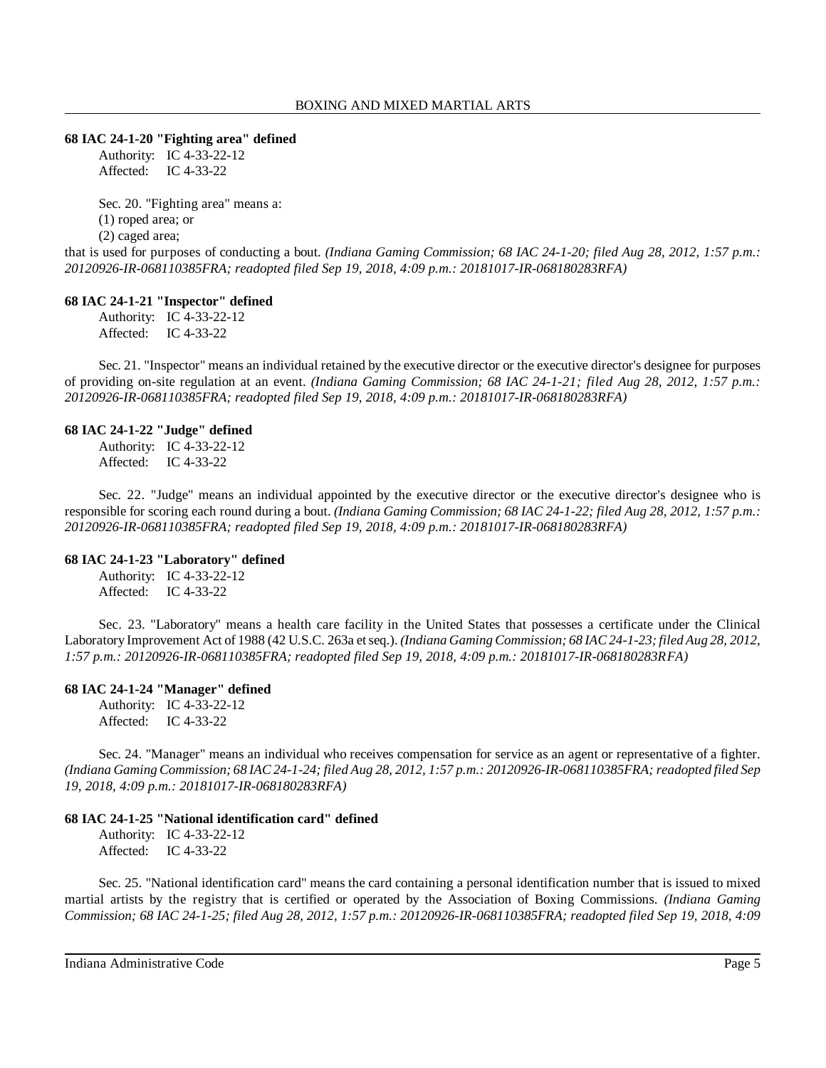### 68 IAC 24-1-20 "Fighting area" defined

Authority: IC 4-33-22-12
Affected: IC 4-33-22

Sec. 20. "Fighting area" means a:
(1) roped area; or
(2) caged area;

that is used for purposes of conducting a bout. *(Indiana Gaming Commission; 68 IAC 24-1-20; filed Aug 28, 2012, 1:57 p.m.: 20120926-IR-068110385FRA; readopted filed Sep 19, 2018, 4:09 p.m.: 20181017-IR-068180283RFA)*

### 68 IAC 24-1-21 "Inspector" defined

Authority: IC 4-33-22-12
Affected: IC 4-33-22

Sec. 21. "Inspector" means an individual retained by the executive director or the executive director's designee for purposes of providing on-site regulation at an event. *(Indiana Gaming Commission; 68 IAC 24-1-21; filed Aug 28, 2012, 1:57 p.m.: 20120926-IR-068110385FRA; readopted filed Sep 19, 2018, 4:09 p.m.: 20181017-IR-068180283RFA)*

### 68 IAC 24-1-22 "Judge" defined

Authority: IC 4-33-22-12
Affected: IC 4-33-22

Sec. 22. "Judge" means an individual appointed by the executive director or the executive director's designee who is responsible for scoring each round during a bout. *(Indiana Gaming Commission; 68 IAC 24-1-22; filed Aug 28, 2012, 1:57 p.m.: 20120926-IR-068110385FRA; readopted filed Sep 19, 2018, 4:09 p.m.: 20181017-IR-068180283RFA)*

### 68 IAC 24-1-23 "Laboratory" defined

Authority: IC 4-33-22-12
Affected: IC 4-33-22

Sec. 23. "Laboratory" means a health care facility in the United States that possesses a certificate under the Clinical Laboratory Improvement Act of 1988 (42 U.S.C. 263a et seq.). *(Indiana Gaming Commission; 68 IAC 24-1-23; filed Aug 28, 2012, 1:57 p.m.: 20120926-IR-068110385FRA; readopted filed Sep 19, 2018, 4:09 p.m.: 20181017-IR-068180283RFA)*

### 68 IAC 24-1-24 "Manager" defined

Authority: IC 4-33-22-12
Affected: IC 4-33-22

Sec. 24. "Manager" means an individual who receives compensation for service as an agent or representative of a fighter. *(Indiana Gaming Commission; 68 IAC 24-1-24; filed Aug 28, 2012, 1:57 p.m.: 20120926-IR-068110385FRA; readopted filed Sep 19, 2018, 4:09 p.m.: 20181017-IR-068180283RFA)*

### 68 IAC 24-1-25 "National identification card" defined

Authority: IC 4-33-22-12
Affected: IC 4-33-22

Sec. 25. "National identification card" means the card containing a personal identification number that is issued to mixed martial artists by the registry that is certified or operated by the Association of Boxing Commissions. *(Indiana Gaming Commission; 68 IAC 24-1-25; filed Aug 28, 2012, 1:57 p.m.: 20120926-IR-068110385FRA; readopted filed Sep 19, 2018, 4:09*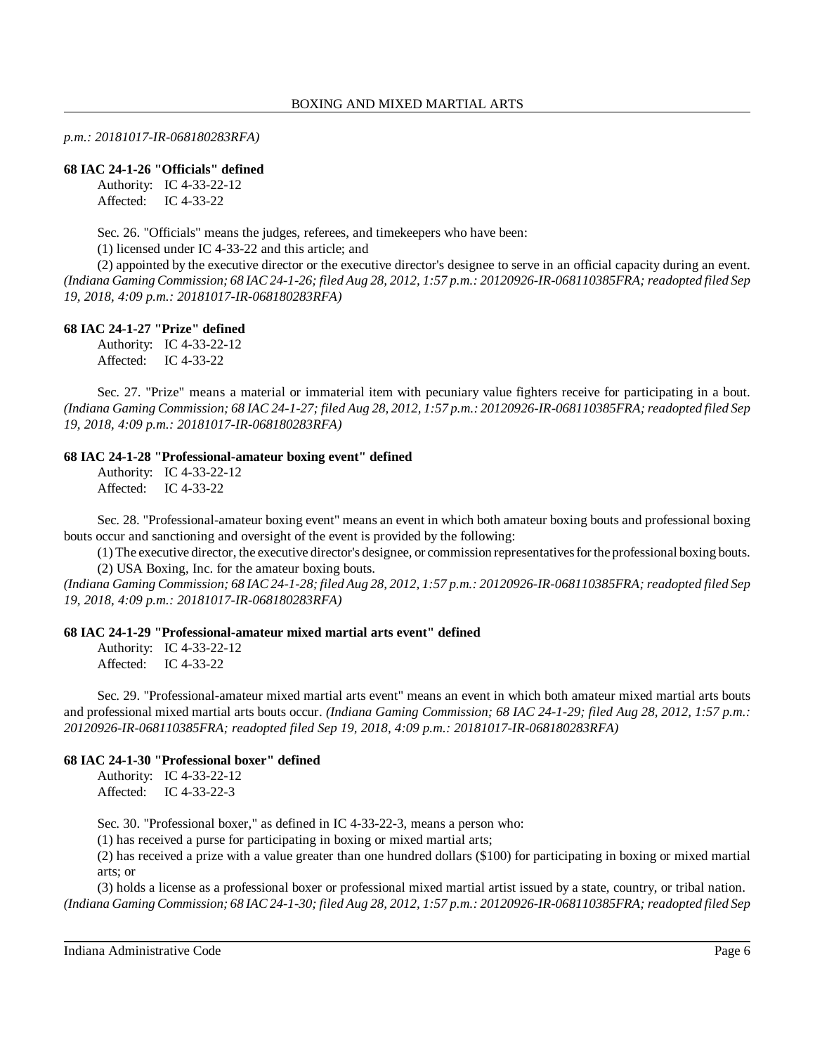*p.m.: 20181017-IR-068180283RFA)*

**68 IAC 24-1-26 "Officials" defined**

Authority: IC 4-33-22-12
Affected: IC 4-33-22

Sec. 26. "Officials" means the judges, referees, and timekeepers who have been:

(1) licensed under IC 4-33-22 and this article; and

(2) appointed by the executive director or the executive director's designee to serve in an official capacity during an event. *(Indiana Gaming Commission; 68 IAC 24-1-26; filed Aug 28, 2012, 1:57 p.m.: 20120926-IR-068110385FRA; readopted filed Sep 19, 2018, 4:09 p.m.: 20181017-IR-068180283RFA)*

**68 IAC 24-1-27 "Prize" defined**

Authority: IC 4-33-22-12
Affected: IC 4-33-22

Sec. 27. "Prize" means a material or immaterial item with pecuniary value fighters receive for participating in a bout. *(Indiana Gaming Commission; 68 IAC 24-1-27; filed Aug 28, 2012, 1:57 p.m.: 20120926-IR-068110385FRA; readopted filed Sep 19, 2018, 4:09 p.m.: 20181017-IR-068180283RFA)*

**68 IAC 24-1-28 "Professional-amateur boxing event" defined**

Authority: IC 4-33-22-12
Affected: IC 4-33-22

Sec. 28. "Professional-amateur boxing event" means an event in which both amateur boxing bouts and professional boxing bouts occur and sanctioning and oversight of the event is provided by the following:

(1) The executive director, the executive director's designee, or commission representatives for the professional boxing bouts.

(2) USA Boxing, Inc. for the amateur boxing bouts.

*(Indiana Gaming Commission; 68 IAC 24-1-28; filed Aug 28, 2012, 1:57 p.m.: 20120926-IR-068110385FRA; readopted filed Sep 19, 2018, 4:09 p.m.: 20181017-IR-068180283RFA)*

**68 IAC 24-1-29 "Professional-amateur mixed martial arts event" defined**

Authority: IC 4-33-22-12
Affected: IC 4-33-22

Sec. 29. "Professional-amateur mixed martial arts event" means an event in which both amateur mixed martial arts bouts and professional mixed martial arts bouts occur. *(Indiana Gaming Commission; 68 IAC 24-1-29; filed Aug 28, 2012, 1:57 p.m.: 20120926-IR-068110385FRA; readopted filed Sep 19, 2018, 4:09 p.m.: 20181017-IR-068180283RFA)*

**68 IAC 24-1-30 "Professional boxer" defined**

Authority: IC 4-33-22-12
Affected: IC 4-33-22-3

Sec. 30. "Professional boxer," as defined in IC 4-33-22-3, means a person who:

(1) has received a purse for participating in boxing or mixed martial arts;

(2) has received a prize with a value greater than one hundred dollars ($100) for participating in boxing or mixed martial arts; or

(3) holds a license as a professional boxer or professional mixed martial artist issued by a state, country, or tribal nation. *(Indiana Gaming Commission; 68 IAC 24-1-30; filed Aug 28, 2012, 1:57 p.m.: 20120926-IR-068110385FRA; readopted filed Sep*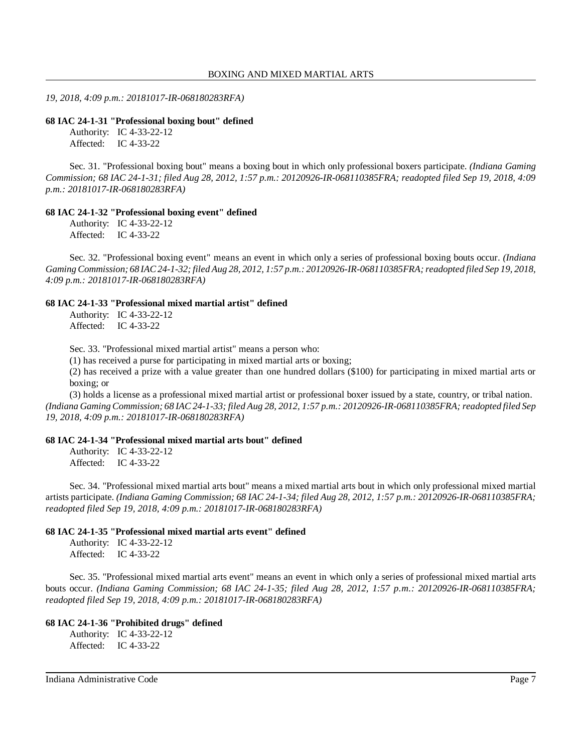*19, 2018, 4:09 p.m.: 20181017-IR-068180283RFA)*

**68 IAC 24-1-31 "Professional boxing bout" defined**

Authority: IC 4-33-22-12
Affected: IC 4-33-22

Sec. 31. "Professional boxing bout" means a boxing bout in which only professional boxers participate. *(Indiana Gaming Commission; 68 IAC 24-1-31; filed Aug 28, 2012, 1:57 p.m.: 20120926-IR-068110385FRA; readopted filed Sep 19, 2018, 4:09 p.m.: 20181017-IR-068180283RFA)*

**68 IAC 24-1-32 "Professional boxing event" defined**

Authority: IC 4-33-22-12
Affected: IC 4-33-22

Sec. 32. "Professional boxing event" means an event in which only a series of professional boxing bouts occur. *(Indiana Gaming Commission; 68 IAC 24-1-32; filed Aug 28, 2012, 1:57 p.m.: 20120926-IR-068110385FRA; readopted filed Sep 19, 2018, 4:09 p.m.: 20181017-IR-068180283RFA)*

**68 IAC 24-1-33 "Professional mixed martial artist" defined**

Authority: IC 4-33-22-12
Affected: IC 4-33-22

Sec. 33. "Professional mixed martial artist" means a person who:

(1) has received a purse for participating in mixed martial arts or boxing;

(2) has received a prize with a value greater than one hundred dollars ($100) for participating in mixed martial arts or boxing; or

(3) holds a license as a professional mixed martial artist or professional boxer issued by a state, country, or tribal nation.

*(Indiana Gaming Commission; 68 IAC 24-1-33; filed Aug 28, 2012, 1:57 p.m.: 20120926-IR-068110385FRA; readopted filed Sep 19, 2018, 4:09 p.m.: 20181017-IR-068180283RFA)*

**68 IAC 24-1-34 "Professional mixed martial arts bout" defined**

Authority: IC 4-33-22-12
Affected: IC 4-33-22

Sec. 34. "Professional mixed martial arts bout" means a mixed martial arts bout in which only professional mixed martial artists participate. *(Indiana Gaming Commission; 68 IAC 24-1-34; filed Aug 28, 2012, 1:57 p.m.: 20120926-IR-068110385FRA; readopted filed Sep 19, 2018, 4:09 p.m.: 20181017-IR-068180283RFA)*

**68 IAC 24-1-35 "Professional mixed martial arts event" defined**

Authority: IC 4-33-22-12
Affected: IC 4-33-22

Sec. 35. "Professional mixed martial arts event" means an event in which only a series of professional mixed martial arts bouts occur. *(Indiana Gaming Commission; 68 IAC 24-1-35; filed Aug 28, 2012, 1:57 p.m.: 20120926-IR-068110385FRA; readopted filed Sep 19, 2018, 4:09 p.m.: 20181017-IR-068180283RFA)*

**68 IAC 24-1-36 "Prohibited drugs" defined**

Authority: IC 4-33-22-12
Affected: IC 4-33-22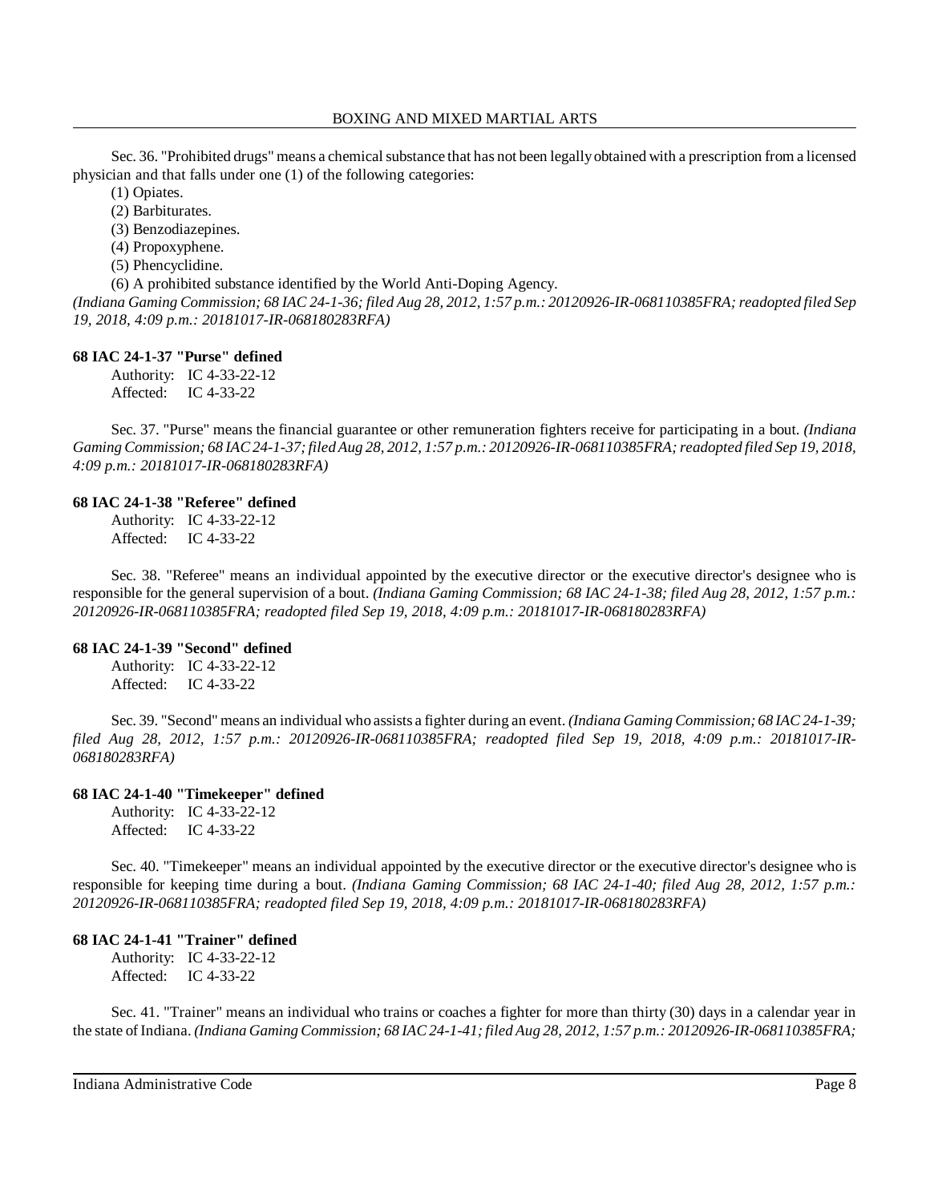Sec. 36. "Prohibited drugs" means a chemical substance that has not been legally obtained with a prescription from a licensed physician and that falls under one (1) of the following categories:

(1) Opiates.
(2) Barbiturates.
(3) Benzodiazepines.
(4) Propoxyphene.
(5) Phencyclidine.
(6) A prohibited substance identified by the World Anti-Doping Agency.

*(Indiana Gaming Commission; 68 IAC 24-1-36; filed Aug 28, 2012, 1:57 p.m.: 20120926-IR-068110385FRA; readopted filed Sep 19, 2018, 4:09 p.m.: 20181017-IR-068180283RFA)*

### 68 IAC 24-1-37 "Purse" defined

Authority: IC 4-33-22-12
Affected: IC 4-33-22

Sec. 37. "Purse" means the financial guarantee or other remuneration fighters receive for participating in a bout. *(Indiana Gaming Commission; 68 IAC 24-1-37; filed Aug 28, 2012, 1:57 p.m.: 20120926-IR-068110385FRA; readopted filed Sep 19, 2018, 4:09 p.m.: 20181017-IR-068180283RFA)*

### 68 IAC 24-1-38 "Referee" defined

Authority: IC 4-33-22-12
Affected: IC 4-33-22

Sec. 38. "Referee" means an individual appointed by the executive director or the executive director's designee who is responsible for the general supervision of a bout. *(Indiana Gaming Commission; 68 IAC 24-1-38; filed Aug 28, 2012, 1:57 p.m.: 20120926-IR-068110385FRA; readopted filed Sep 19, 2018, 4:09 p.m.: 20181017-IR-068180283RFA)*

### 68 IAC 24-1-39 "Second" defined

Authority: IC 4-33-22-12
Affected: IC 4-33-22

Sec. 39. "Second" means an individual who assists a fighter during an event. *(Indiana Gaming Commission; 68 IAC 24-1-39; filed Aug 28, 2012, 1:57 p.m.: 20120926-IR-068110385FRA; readopted filed Sep 19, 2018, 4:09 p.m.: 20181017-IR-068180283RFA)*

### 68 IAC 24-1-40 "Timekeeper" defined

Authority: IC 4-33-22-12
Affected: IC 4-33-22

Sec. 40. "Timekeeper" means an individual appointed by the executive director or the executive director's designee who is responsible for keeping time during a bout. *(Indiana Gaming Commission; 68 IAC 24-1-40; filed Aug 28, 2012, 1:57 p.m.: 20120926-IR-068110385FRA; readopted filed Sep 19, 2018, 4:09 p.m.: 20181017-IR-068180283RFA)*

### 68 IAC 24-1-41 "Trainer" defined

Authority: IC 4-33-22-12
Affected: IC 4-33-22

Sec. 41. "Trainer" means an individual who trains or coaches a fighter for more than thirty (30) days in a calendar year in the state of Indiana. *(Indiana Gaming Commission; 68 IAC 24-1-41; filed Aug 28, 2012, 1:57 p.m.: 20120926-IR-068110385FRA;*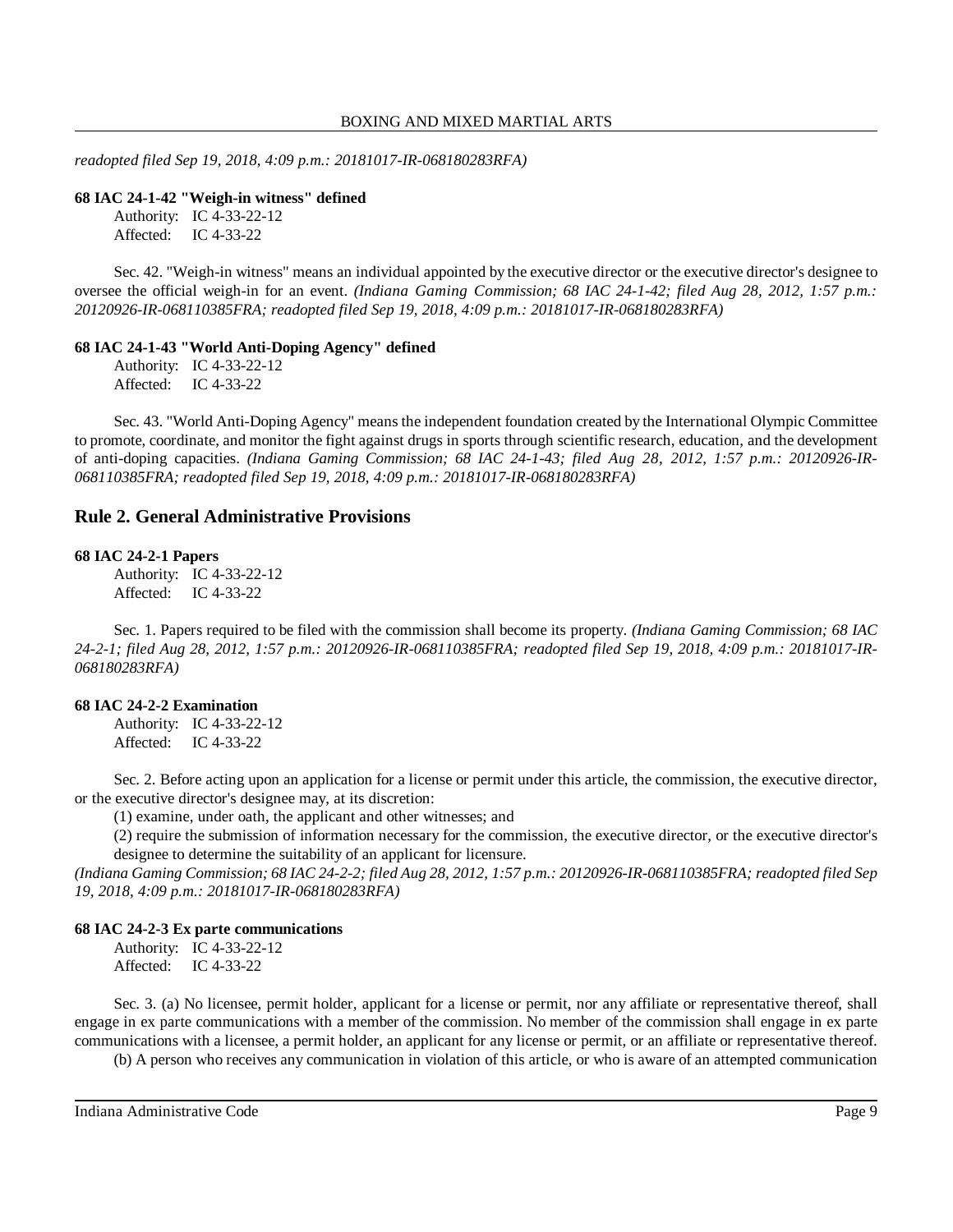*readopted filed Sep 19, 2018, 4:09 p.m.: 20181017-IR-068180283RFA)*

**68 IAC 24-1-42 "Weigh-in witness" defined**

Authority: IC 4-33-22-12
Affected: IC 4-33-22

Sec. 42. "Weigh-in witness" means an individual appointed by the executive director or the executive director's designee to oversee the official weigh-in for an event. *(Indiana Gaming Commission; 68 IAC 24-1-42; filed Aug 28, 2012, 1:57 p.m.: 20120926-IR-068110385FRA; readopted filed Sep 19, 2018, 4:09 p.m.: 20181017-IR-068180283RFA)*

**68 IAC 24-1-43 "World Anti-Doping Agency" defined**

Authority: IC 4-33-22-12
Affected: IC 4-33-22

Sec. 43. "World Anti-Doping Agency" means the independent foundation created by the International Olympic Committee to promote, coordinate, and monitor the fight against drugs in sports through scientific research, education, and the development of anti-doping capacities. *(Indiana Gaming Commission; 68 IAC 24-1-43; filed Aug 28, 2012, 1:57 p.m.: 20120926-IR-068110385FRA; readopted filed Sep 19, 2018, 4:09 p.m.: 20181017-IR-068180283RFA)*

## Rule 2. General Administrative Provisions

**68 IAC 24-2-1 Papers**

Authority: IC 4-33-22-12
Affected: IC 4-33-22

Sec. 1. Papers required to be filed with the commission shall become its property. *(Indiana Gaming Commission; 68 IAC 24-2-1; filed Aug 28, 2012, 1:57 p.m.: 20120926-IR-068110385FRA; readopted filed Sep 19, 2018, 4:09 p.m.: 20181017-IR-068180283RFA)*

**68 IAC 24-2-2 Examination**

Authority: IC 4-33-22-12
Affected: IC 4-33-22

Sec. 2. Before acting upon an application for a license or permit under this article, the commission, the executive director, or the executive director's designee may, at its discretion:

(1) examine, under oath, the applicant and other witnesses; and

(2) require the submission of information necessary for the commission, the executive director, or the executive director's designee to determine the suitability of an applicant for licensure.

*(Indiana Gaming Commission; 68 IAC 24-2-2; filed Aug 28, 2012, 1:57 p.m.: 20120926-IR-068110385FRA; readopted filed Sep 19, 2018, 4:09 p.m.: 20181017-IR-068180283RFA)*

**68 IAC 24-2-3 Ex parte communications**

Authority: IC 4-33-22-12
Affected: IC 4-33-22

Sec. 3. (a) No licensee, permit holder, applicant for a license or permit, nor any affiliate or representative thereof, shall engage in ex parte communications with a member of the commission. No member of the commission shall engage in ex parte communications with a licensee, a permit holder, an applicant for any license or permit, or an affiliate or representative thereof.

(b) A person who receives any communication in violation of this article, or who is aware of an attempted communication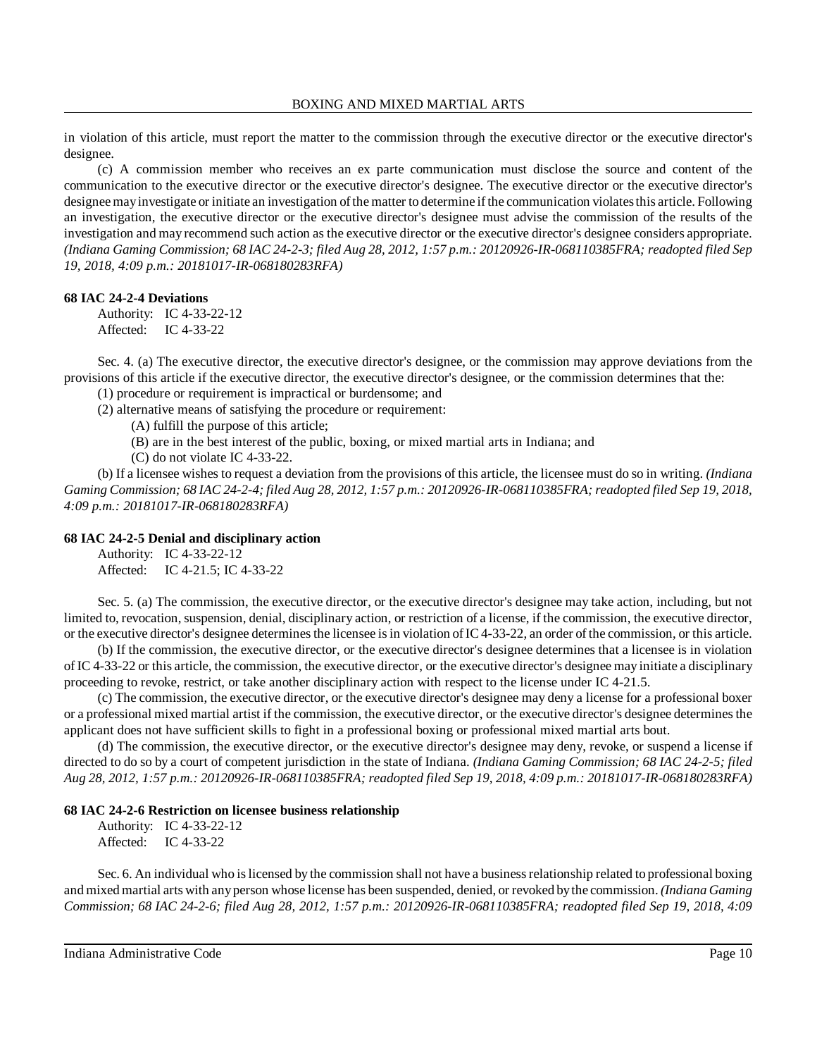in violation of this article, must report the matter to the commission through the executive director or the executive director's designee.

(c) A commission member who receives an ex parte communication must disclose the source and content of the communication to the executive director or the executive director's designee. The executive director or the executive director's designee may investigate or initiate an investigation of the matter to determine if the communication violates this article. Following an investigation, the executive director or the executive director's designee must advise the commission of the results of the investigation and may recommend such action as the executive director or the executive director's designee considers appropriate. *(Indiana Gaming Commission; 68 IAC 24-2-3; filed Aug 28, 2012, 1:57 p.m.: 20120926-IR-068110385FRA; readopted filed Sep 19, 2018, 4:09 p.m.: 20181017-IR-068180283RFA)*

**68 IAC 24-2-4 Deviations**

Authority: IC 4-33-22-12
Affected: IC 4-33-22

Sec. 4. (a) The executive director, the executive director's designee, or the commission may approve deviations from the provisions of this article if the executive director, the executive director's designee, or the commission determines that the:

(1) procedure or requirement is impractical or burdensome; and

(2) alternative means of satisfying the procedure or requirement:

(A) fulfill the purpose of this article;

(B) are in the best interest of the public, boxing, or mixed martial arts in Indiana; and

(C) do not violate IC 4-33-22.

(b) If a licensee wishes to request a deviation from the provisions of this article, the licensee must do so in writing. *(Indiana Gaming Commission; 68 IAC 24-2-4; filed Aug 28, 2012, 1:57 p.m.: 20120926-IR-068110385FRA; readopted filed Sep 19, 2018, 4:09 p.m.: 20181017-IR-068180283RFA)*

**68 IAC 24-2-5 Denial and disciplinary action**

Authority: IC 4-33-22-12
Affected: IC 4-21.5; IC 4-33-22

Sec. 5. (a) The commission, the executive director, or the executive director's designee may take action, including, but not limited to, revocation, suspension, denial, disciplinary action, or restriction of a license, if the commission, the executive director, or the executive director's designee determines the licensee is in violation of IC 4-33-22, an order of the commission, or this article.

(b) If the commission, the executive director, or the executive director's designee determines that a licensee is in violation of IC 4-33-22 or this article, the commission, the executive director, or the executive director's designee may initiate a disciplinary proceeding to revoke, restrict, or take another disciplinary action with respect to the license under IC 4-21.5.

(c) The commission, the executive director, or the executive director's designee may deny a license for a professional boxer or a professional mixed martial artist if the commission, the executive director, or the executive director's designee determines the applicant does not have sufficient skills to fight in a professional boxing or professional mixed martial arts bout.

(d) The commission, the executive director, or the executive director's designee may deny, revoke, or suspend a license if directed to do so by a court of competent jurisdiction in the state of Indiana. *(Indiana Gaming Commission; 68 IAC 24-2-5; filed Aug 28, 2012, 1:57 p.m.: 20120926-IR-068110385FRA; readopted filed Sep 19, 2018, 4:09 p.m.: 20181017-IR-068180283RFA)*

**68 IAC 24-2-6 Restriction on licensee business relationship**

Authority: IC 4-33-22-12
Affected: IC 4-33-22

Sec. 6. An individual who is licensed by the commission shall not have a business relationship related to professional boxing and mixed martial arts with any person whose license has been suspended, denied, or revoked by the commission. *(Indiana Gaming Commission; 68 IAC 24-2-6; filed Aug 28, 2012, 1:57 p.m.: 20120926-IR-068110385FRA; readopted filed Sep 19, 2018, 4:09*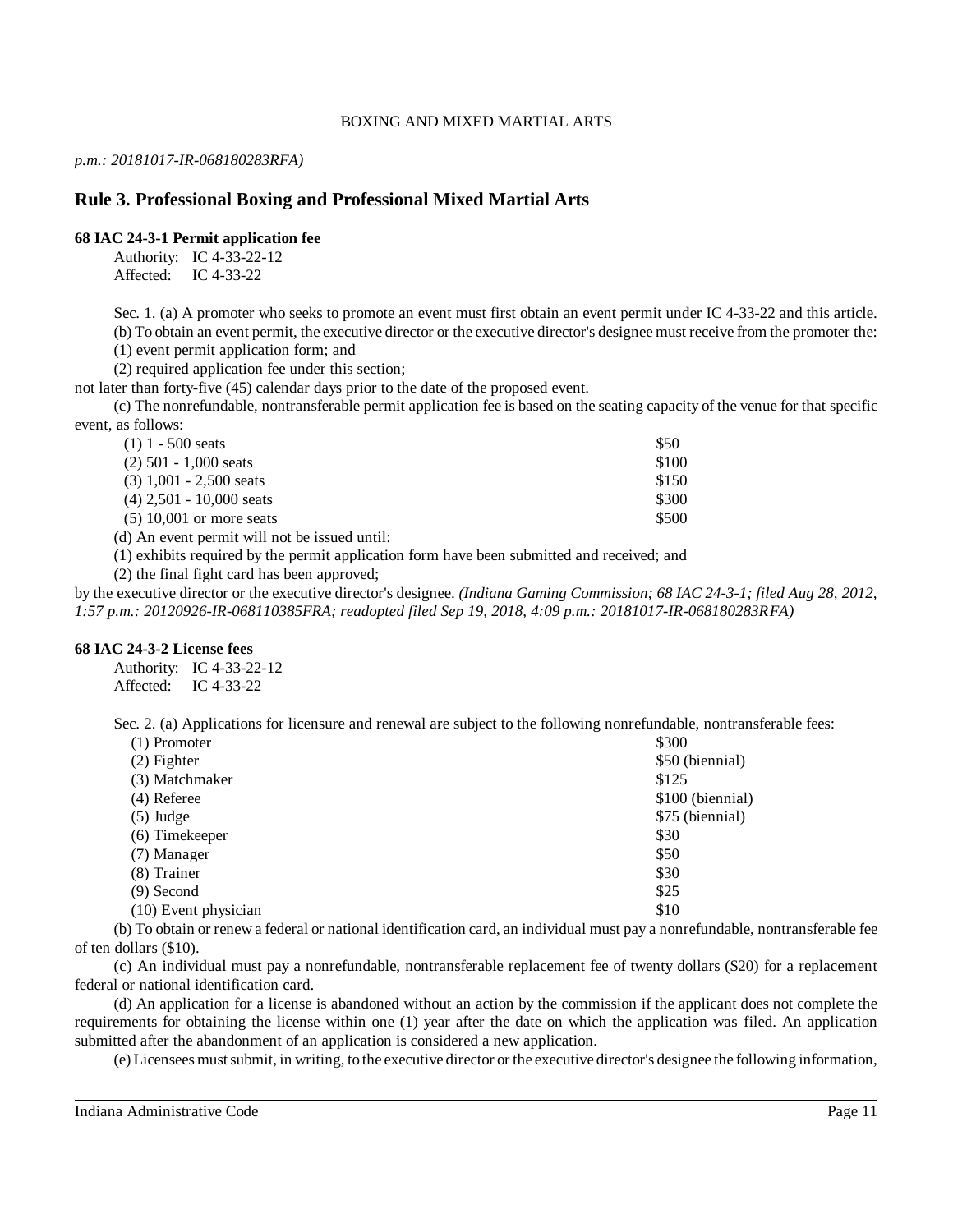*p.m.: 20181017-IR-068180283RFA)*

## Rule 3. Professional Boxing and Professional Mixed Martial Arts

### 68 IAC 24-3-1 Permit application fee

Authority: IC 4-33-22-12
Affected: IC 4-33-22

Sec. 1. (a) A promoter who seeks to promote an event must first obtain an event permit under IC 4-33-22 and this article.

(b) To obtain an event permit, the executive director or the executive director's designee must receive from the promoter the:

(1) event permit application form; and

(2) required application fee under this section;

not later than forty-five (45) calendar days prior to the date of the proposed event.

(c) The nonrefundable, nontransferable permit application fee is based on the seating capacity of the venue for that specific event, as follows:

| Seating capacity | Fee |
|---|---|
| (1) 1 - 500 seats | $50 |
| (2) 501 - 1,000 seats | $100 |
| (3) 1,001 - 2,500 seats | $150 |
| (4) 2,501 - 10,000 seats | $300 |
| (5) 10,001 or more seats | $500 |

(d) An event permit will not be issued until:

(1) exhibits required by the permit application form have been submitted and received; and

(2) the final fight card has been approved;

by the executive director or the executive director's designee. *(Indiana Gaming Commission; 68 IAC 24-3-1; filed Aug 28, 2012, 1:57 p.m.: 20120926-IR-068110385FRA; readopted filed Sep 19, 2018, 4:09 p.m.: 20181017-IR-068180283RFA)*

### 68 IAC 24-3-2 License fees

Authority: IC 4-33-22-12
Affected: IC 4-33-22

Sec. 2. (a) Applications for licensure and renewal are subject to the following nonrefundable, nontransferable fees:

| License | Fee |
|---|---|
| (1) Promoter | $300 |
| (2) Fighter | $50 (biennial) |
| (3) Matchmaker | $125 |
| (4) Referee | $100 (biennial) |
| (5) Judge | $75 (biennial) |
| (6) Timekeeper | $30 |
| (7) Manager | $50 |
| (8) Trainer | $30 |
| (9) Second | $25 |
| (10) Event physician | $10 |

(b) To obtain or renew a federal or national identification card, an individual must pay a nonrefundable, nontransferable fee of ten dollars ($10).

(c) An individual must pay a nonrefundable, nontransferable replacement fee of twenty dollars ($20) for a replacement federal or national identification card.

(d) An application for a license is abandoned without an action by the commission if the applicant does not complete the requirements for obtaining the license within one (1) year after the date on which the application was filed. An application submitted after the abandonment of an application is considered a new application.

(e) Licensees must submit, in writing, to the executive director or the executive director's designee the following information,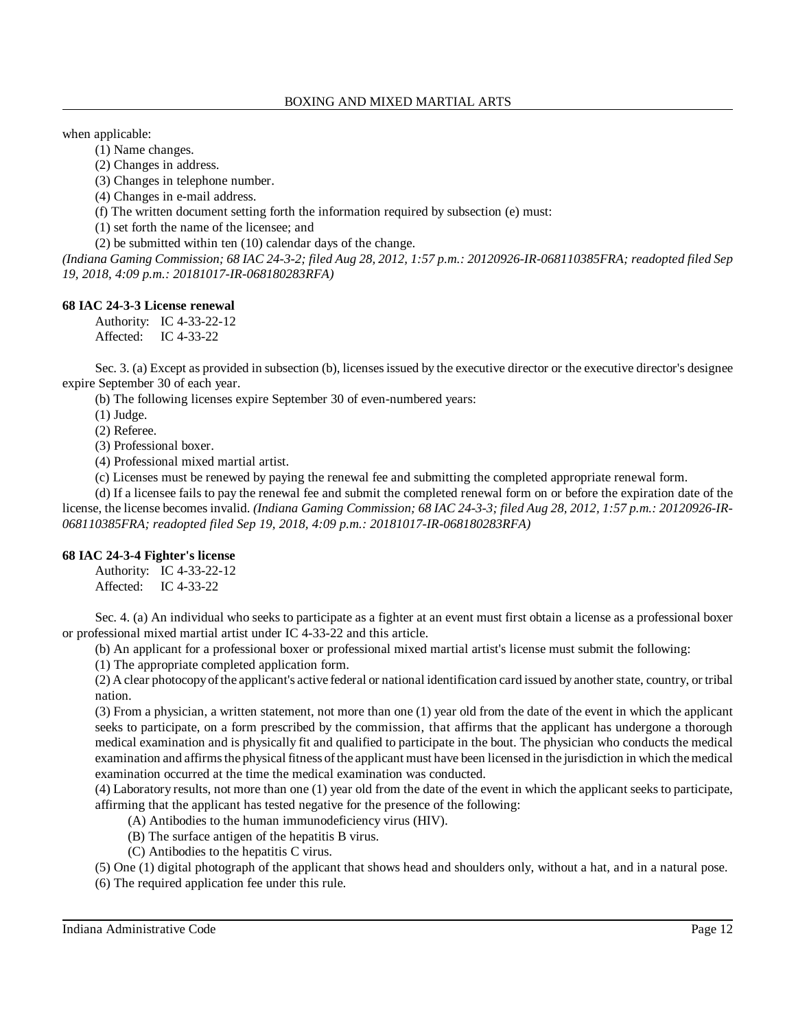when applicable:

(1) Name changes.

(2) Changes in address.

(3) Changes in telephone number.

(4) Changes in e-mail address.

(f) The written document setting forth the information required by subsection (e) must:

(1) set forth the name of the licensee; and

(2) be submitted within ten (10) calendar days of the change.

*(Indiana Gaming Commission; 68 IAC 24-3-2; filed Aug 28, 2012, 1:57 p.m.: 20120926-IR-068110385FRA; readopted filed Sep 19, 2018, 4:09 p.m.: 20181017-IR-068180283RFA)*

**68 IAC 24-3-3 License renewal**

Authority: IC 4-33-22-12
Affected: IC 4-33-22

Sec. 3. (a) Except as provided in subsection (b), licenses issued by the executive director or the executive director's designee expire September 30 of each year.

(b) The following licenses expire September 30 of even-numbered years:

(1) Judge.

(2) Referee.

(3) Professional boxer.

(4) Professional mixed martial artist.

(c) Licenses must be renewed by paying the renewal fee and submitting the completed appropriate renewal form.

(d) If a licensee fails to pay the renewal fee and submit the completed renewal form on or before the expiration date of the license, the license becomes invalid. *(Indiana Gaming Commission; 68 IAC 24-3-3; filed Aug 28, 2012, 1:57 p.m.: 20120926-IR-068110385FRA; readopted filed Sep 19, 2018, 4:09 p.m.: 20181017-IR-068180283RFA)*

**68 IAC 24-3-4 Fighter's license**

Authority: IC 4-33-22-12
Affected: IC 4-33-22

Sec. 4. (a) An individual who seeks to participate as a fighter at an event must first obtain a license as a professional boxer or professional mixed martial artist under IC 4-33-22 and this article.

(b) An applicant for a professional boxer or professional mixed martial artist's license must submit the following:

(1) The appropriate completed application form.

(2) A clear photocopy of the applicant's active federal or national identification card issued by another state, country, or tribal nation.

(3) From a physician, a written statement, not more than one (1) year old from the date of the event in which the applicant seeks to participate, on a form prescribed by the commission, that affirms that the applicant has undergone a thorough medical examination and is physically fit and qualified to participate in the bout. The physician who conducts the medical examination and affirms the physical fitness of the applicant must have been licensed in the jurisdiction in which the medical examination occurred at the time the medical examination was conducted.

(4) Laboratory results, not more than one (1) year old from the date of the event in which the applicant seeks to participate, affirming that the applicant has tested negative for the presence of the following:

(A) Antibodies to the human immunodeficiency virus (HIV).

(B) The surface antigen of the hepatitis B virus.

(C) Antibodies to the hepatitis C virus.

(5) One (1) digital photograph of the applicant that shows head and shoulders only, without a hat, and in a natural pose.

(6) The required application fee under this rule.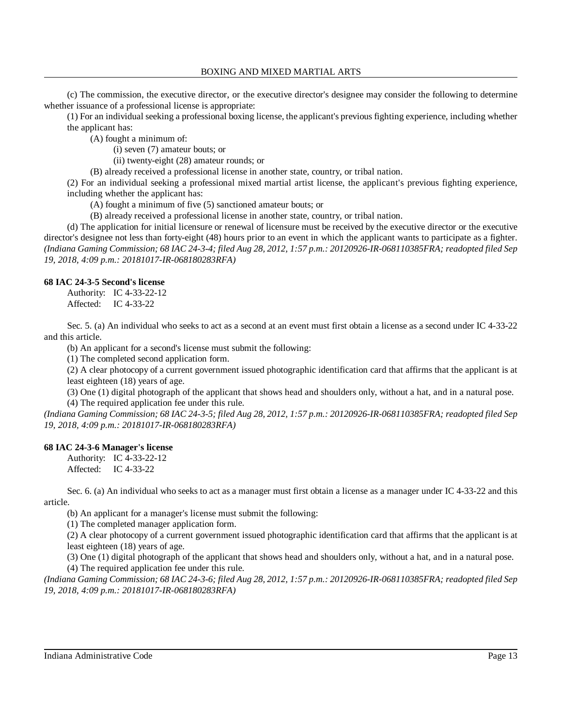(c) The commission, the executive director, or the executive director's designee may consider the following to determine whether issuance of a professional license is appropriate:

(1) For an individual seeking a professional boxing license, the applicant's previous fighting experience, including whether the applicant has:

(A) fought a minimum of:

(i) seven (7) amateur bouts; or

(ii) twenty-eight (28) amateur rounds; or

(B) already received a professional license in another state, country, or tribal nation.

(2) For an individual seeking a professional mixed martial artist license, the applicant's previous fighting experience, including whether the applicant has:

(A) fought a minimum of five (5) sanctioned amateur bouts; or

(B) already received a professional license in another state, country, or tribal nation.

(d) The application for initial licensure or renewal of licensure must be received by the executive director or the executive director's designee not less than forty-eight (48) hours prior to an event in which the applicant wants to participate as a fighter. *(Indiana Gaming Commission; 68 IAC 24-3-4; filed Aug 28, 2012, 1:57 p.m.: 20120926-IR-068110385FRA; readopted filed Sep 19, 2018, 4:09 p.m.: 20181017-IR-068180283RFA)*

**68 IAC 24-3-5 Second's license**

Authority: IC 4-33-22-12
Affected: IC 4-33-22

Sec. 5. (a) An individual who seeks to act as a second at an event must first obtain a license as a second under IC 4-33-22 and this article.

(b) An applicant for a second's license must submit the following:

(1) The completed second application form.

(2) A clear photocopy of a current government issued photographic identification card that affirms that the applicant is at least eighteen (18) years of age.

(3) One (1) digital photograph of the applicant that shows head and shoulders only, without a hat, and in a natural pose.

(4) The required application fee under this rule.

*(Indiana Gaming Commission; 68 IAC 24-3-5; filed Aug 28, 2012, 1:57 p.m.: 20120926-IR-068110385FRA; readopted filed Sep 19, 2018, 4:09 p.m.: 20181017-IR-068180283RFA)*

**68 IAC 24-3-6 Manager's license**

Authority: IC 4-33-22-12
Affected: IC 4-33-22

Sec. 6. (a) An individual who seeks to act as a manager must first obtain a license as a manager under IC 4-33-22 and this article.

(b) An applicant for a manager's license must submit the following:

(1) The completed manager application form.

(2) A clear photocopy of a current government issued photographic identification card that affirms that the applicant is at least eighteen (18) years of age.

(3) One (1) digital photograph of the applicant that shows head and shoulders only, without a hat, and in a natural pose.

(4) The required application fee under this rule.

*(Indiana Gaming Commission; 68 IAC 24-3-6; filed Aug 28, 2012, 1:57 p.m.: 20120926-IR-068110385FRA; readopted filed Sep 19, 2018, 4:09 p.m.: 20181017-IR-068180283RFA)*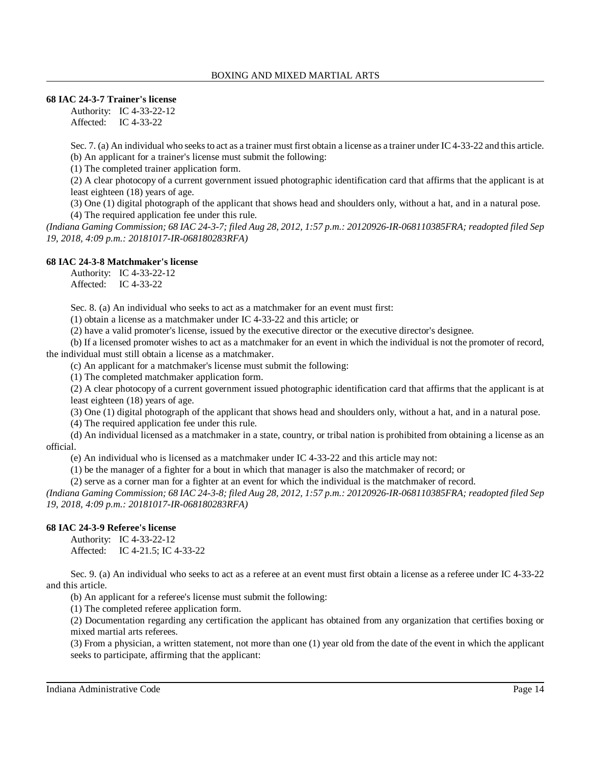### 68 IAC 24-3-7 Trainer's license

Authority: IC 4-33-22-12
Affected: IC 4-33-22

Sec. 7. (a) An individual who seeks to act as a trainer must first obtain a license as a trainer under IC 4-33-22 and this article.

(b) An applicant for a trainer's license must submit the following:

(1) The completed trainer application form.

(2) A clear photocopy of a current government issued photographic identification card that affirms that the applicant is at least eighteen (18) years of age.

(3) One (1) digital photograph of the applicant that shows head and shoulders only, without a hat, and in a natural pose.

(4) The required application fee under this rule.

*(Indiana Gaming Commission; 68 IAC 24-3-7; filed Aug 28, 2012, 1:57 p.m.: 20120926-IR-068110385FRA; readopted filed Sep 19, 2018, 4:09 p.m.: 20181017-IR-068180283RFA)*

### 68 IAC 24-3-8 Matchmaker's license

Authority: IC 4-33-22-12
Affected: IC 4-33-22

Sec. 8. (a) An individual who seeks to act as a matchmaker for an event must first:

(1) obtain a license as a matchmaker under IC 4-33-22 and this article; or

(2) have a valid promoter's license, issued by the executive director or the executive director's designee.

(b) If a licensed promoter wishes to act as a matchmaker for an event in which the individual is not the promoter of record, the individual must still obtain a license as a matchmaker.

(c) An applicant for a matchmaker's license must submit the following:

(1) The completed matchmaker application form.

(2) A clear photocopy of a current government issued photographic identification card that affirms that the applicant is at least eighteen (18) years of age.

(3) One (1) digital photograph of the applicant that shows head and shoulders only, without a hat, and in a natural pose.

(4) The required application fee under this rule.

(d) An individual licensed as a matchmaker in a state, country, or tribal nation is prohibited from obtaining a license as an official.

(e) An individual who is licensed as a matchmaker under IC 4-33-22 and this article may not:

(1) be the manager of a fighter for a bout in which that manager is also the matchmaker of record; or

(2) serve as a corner man for a fighter at an event for which the individual is the matchmaker of record.

*(Indiana Gaming Commission; 68 IAC 24-3-8; filed Aug 28, 2012, 1:57 p.m.: 20120926-IR-068110385FRA; readopted filed Sep 19, 2018, 4:09 p.m.: 20181017-IR-068180283RFA)*

### 68 IAC 24-3-9 Referee's license

Authority: IC 4-33-22-12
Affected: IC 4-21.5; IC 4-33-22

Sec. 9. (a) An individual who seeks to act as a referee at an event must first obtain a license as a referee under IC 4-33-22 and this article.

(b) An applicant for a referee's license must submit the following:

(1) The completed referee application form.

(2) Documentation regarding any certification the applicant has obtained from any organization that certifies boxing or mixed martial arts referees.

(3) From a physician, a written statement, not more than one (1) year old from the date of the event in which the applicant seeks to participate, affirming that the applicant: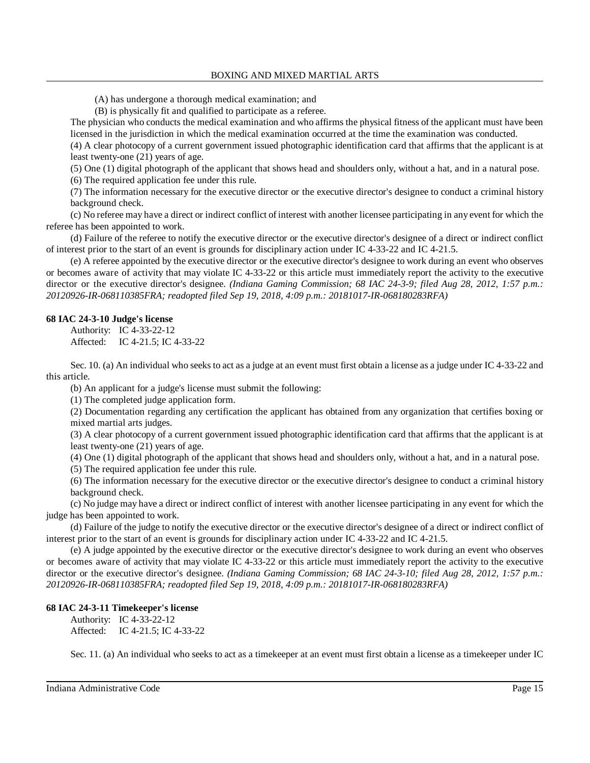(A) has undergone a thorough medical examination; and

(B) is physically fit and qualified to participate as a referee.

The physician who conducts the medical examination and who affirms the physical fitness of the applicant must have been licensed in the jurisdiction in which the medical examination occurred at the time the examination was conducted.

(4) A clear photocopy of a current government issued photographic identification card that affirms that the applicant is at least twenty-one (21) years of age.

(5) One (1) digital photograph of the applicant that shows head and shoulders only, without a hat, and in a natural pose.

(6) The required application fee under this rule.

(7) The information necessary for the executive director or the executive director's designee to conduct a criminal history background check.

(c) No referee may have a direct or indirect conflict of interest with another licensee participating in any event for which the referee has been appointed to work.

(d) Failure of the referee to notify the executive director or the executive director's designee of a direct or indirect conflict of interest prior to the start of an event is grounds for disciplinary action under IC 4-33-22 and IC 4-21.5.

(e) A referee appointed by the executive director or the executive director's designee to work during an event who observes or becomes aware of activity that may violate IC 4-33-22 or this article must immediately report the activity to the executive director or the executive director's designee. *(Indiana Gaming Commission; 68 IAC 24-3-9; filed Aug 28, 2012, 1:57 p.m.: 20120926-IR-068110385FRA; readopted filed Sep 19, 2018, 4:09 p.m.: 20181017-IR-068180283RFA)*

**68 IAC 24-3-10 Judge's license**

Authority: IC 4-33-22-12
Affected: IC 4-21.5; IC 4-33-22

Sec. 10. (a) An individual who seeks to act as a judge at an event must first obtain a license as a judge under IC 4-33-22 and this article.

(b) An applicant for a judge's license must submit the following:

(1) The completed judge application form.

(2) Documentation regarding any certification the applicant has obtained from any organization that certifies boxing or mixed martial arts judges.

(3) A clear photocopy of a current government issued photographic identification card that affirms that the applicant is at least twenty-one (21) years of age.

(4) One (1) digital photograph of the applicant that shows head and shoulders only, without a hat, and in a natural pose.

(5) The required application fee under this rule.

(6) The information necessary for the executive director or the executive director's designee to conduct a criminal history background check.

(c) No judge may have a direct or indirect conflict of interest with another licensee participating in any event for which the judge has been appointed to work.

(d) Failure of the judge to notify the executive director or the executive director's designee of a direct or indirect conflict of interest prior to the start of an event is grounds for disciplinary action under IC 4-33-22 and IC 4-21.5.

(e) A judge appointed by the executive director or the executive director's designee to work during an event who observes or becomes aware of activity that may violate IC 4-33-22 or this article must immediately report the activity to the executive director or the executive director's designee. *(Indiana Gaming Commission; 68 IAC 24-3-10; filed Aug 28, 2012, 1:57 p.m.: 20120926-IR-068110385FRA; readopted filed Sep 19, 2018, 4:09 p.m.: 20181017-IR-068180283RFA)*

**68 IAC 24-3-11 Timekeeper's license**

Authority: IC 4-33-22-12
Affected: IC 4-21.5; IC 4-33-22

Sec. 11. (a) An individual who seeks to act as a timekeeper at an event must first obtain a license as a timekeeper under IC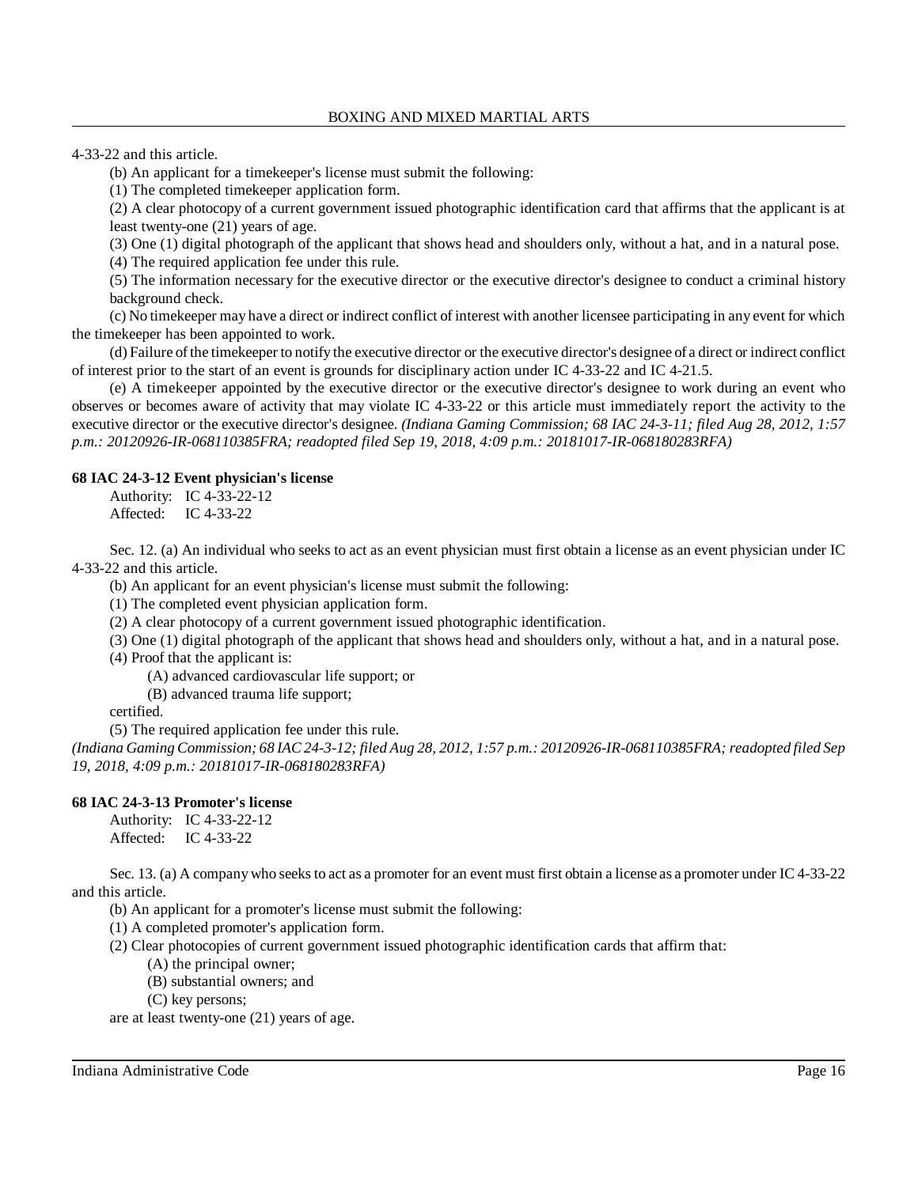4-33-22 and this article.

(b) An applicant for a timekeeper's license must submit the following:

(1) The completed timekeeper application form.

(2) A clear photocopy of a current government issued photographic identification card that affirms that the applicant is at least twenty-one (21) years of age.

(3) One (1) digital photograph of the applicant that shows head and shoulders only, without a hat, and in a natural pose.

(4) The required application fee under this rule.

(5) The information necessary for the executive director or the executive director's designee to conduct a criminal history background check.

(c) No timekeeper may have a direct or indirect conflict of interest with another licensee participating in any event for which the timekeeper has been appointed to work.

(d) Failure of the timekeeper to notify the executive director or the executive director's designee of a direct or indirect conflict of interest prior to the start of an event is grounds for disciplinary action under IC 4-33-22 and IC 4-21.5.

(e) A timekeeper appointed by the executive director or the executive director's designee to work during an event who observes or becomes aware of activity that may violate IC 4-33-22 or this article must immediately report the activity to the executive director or the executive director's designee. *(Indiana Gaming Commission; 68 IAC 24-3-11; filed Aug 28, 2012, 1:57 p.m.: 20120926-IR-068110385FRA; readopted filed Sep 19, 2018, 4:09 p.m.: 20181017-IR-068180283RFA)*

**68 IAC 24-3-12 Event physician's license**

Authority: IC 4-33-22-12
Affected: IC 4-33-22

Sec. 12. (a) An individual who seeks to act as an event physician must first obtain a license as an event physician under IC 4-33-22 and this article.

(b) An applicant for an event physician's license must submit the following:

(1) The completed event physician application form.

(2) A clear photocopy of a current government issued photographic identification.

(3) One (1) digital photograph of the applicant that shows head and shoulders only, without a hat, and in a natural pose.

(4) Proof that the applicant is:

(A) advanced cardiovascular life support; or

(B) advanced trauma life support;

certified.

(5) The required application fee under this rule.

*(Indiana Gaming Commission; 68 IAC 24-3-12; filed Aug 28, 2012, 1:57 p.m.: 20120926-IR-068110385FRA; readopted filed Sep 19, 2018, 4:09 p.m.: 20181017-IR-068180283RFA)*

**68 IAC 24-3-13 Promoter's license**

Authority: IC 4-33-22-12
Affected: IC 4-33-22

Sec. 13. (a) A company who seeks to act as a promoter for an event must first obtain a license as a promoter under IC 4-33-22 and this article.

(b) An applicant for a promoter's license must submit the following:

(1) A completed promoter's application form.

(2) Clear photocopies of current government issued photographic identification cards that affirm that:

(A) the principal owner;

(B) substantial owners; and

(C) key persons;

are at least twenty-one (21) years of age.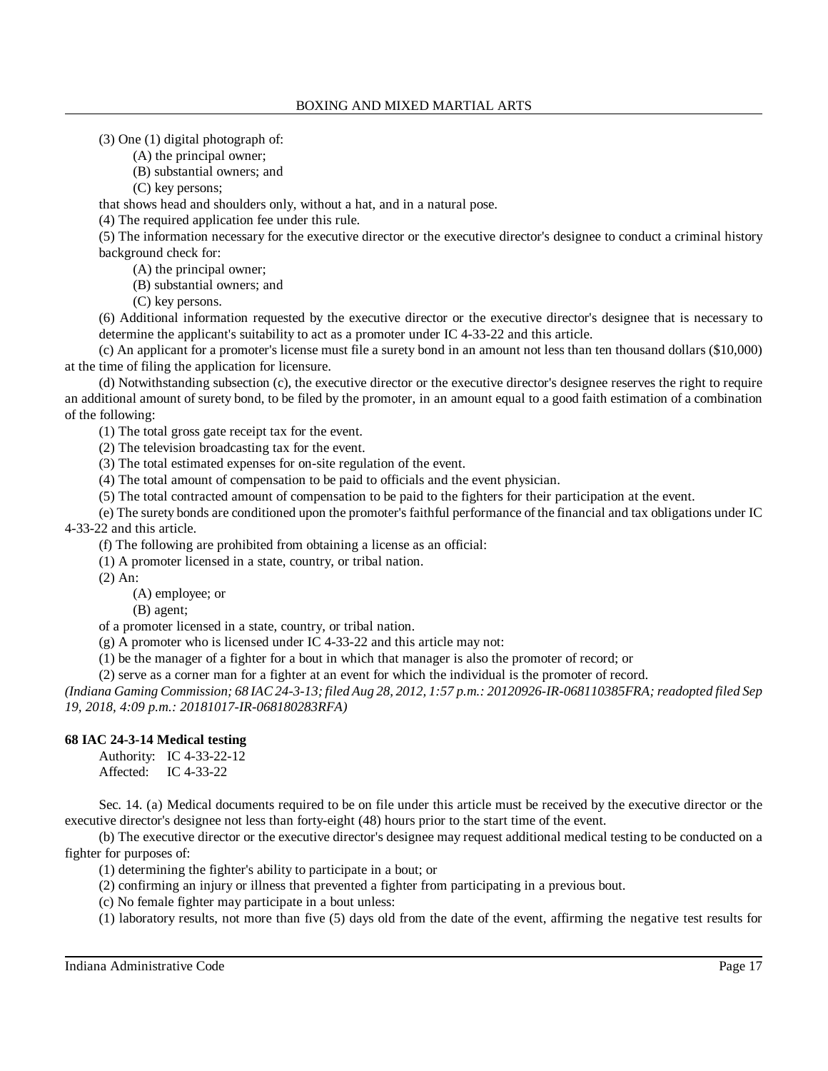(3) One (1) digital photograph of:

(A) the principal owner;

(B) substantial owners; and

(C) key persons;

that shows head and shoulders only, without a hat, and in a natural pose.

(4) The required application fee under this rule.

(5) The information necessary for the executive director or the executive director's designee to conduct a criminal history background check for:

(A) the principal owner;

(B) substantial owners; and

(C) key persons.

(6) Additional information requested by the executive director or the executive director's designee that is necessary to determine the applicant's suitability to act as a promoter under IC 4-33-22 and this article.

(c) An applicant for a promoter's license must file a surety bond in an amount not less than ten thousand dollars ($10,000) at the time of filing the application for licensure.

(d) Notwithstanding subsection (c), the executive director or the executive director's designee reserves the right to require an additional amount of surety bond, to be filed by the promoter, in an amount equal to a good faith estimation of a combination of the following:

(1) The total gross gate receipt tax for the event.

(2) The television broadcasting tax for the event.

(3) The total estimated expenses for on-site regulation of the event.

(4) The total amount of compensation to be paid to officials and the event physician.

(5) The total contracted amount of compensation to be paid to the fighters for their participation at the event.

(e) The surety bonds are conditioned upon the promoter's faithful performance of the financial and tax obligations under IC 4-33-22 and this article.

(f) The following are prohibited from obtaining a license as an official:

(1) A promoter licensed in a state, country, or tribal nation.

(2) An:

(A) employee; or

(B) agent;

of a promoter licensed in a state, country, or tribal nation.

(g) A promoter who is licensed under IC 4-33-22 and this article may not:

(1) be the manager of a fighter for a bout in which that manager is also the promoter of record; or

(2) serve as a corner man for a fighter at an event for which the individual is the promoter of record.

*(Indiana Gaming Commission; 68 IAC 24-3-13; filed Aug 28, 2012, 1:57 p.m.: 20120926-IR-068110385FRA; readopted filed Sep 19, 2018, 4:09 p.m.: 20181017-IR-068180283RFA)*

**68 IAC 24-3-14 Medical testing**

Authority: IC 4-33-22-12
Affected: IC 4-33-22

Sec. 14. (a) Medical documents required to be on file under this article must be received by the executive director or the executive director's designee not less than forty-eight (48) hours prior to the start time of the event.

(b) The executive director or the executive director's designee may request additional medical testing to be conducted on a fighter for purposes of:

(1) determining the fighter's ability to participate in a bout; or

(2) confirming an injury or illness that prevented a fighter from participating in a previous bout.

(c) No female fighter may participate in a bout unless:

(1) laboratory results, not more than five (5) days old from the date of the event, affirming the negative test results for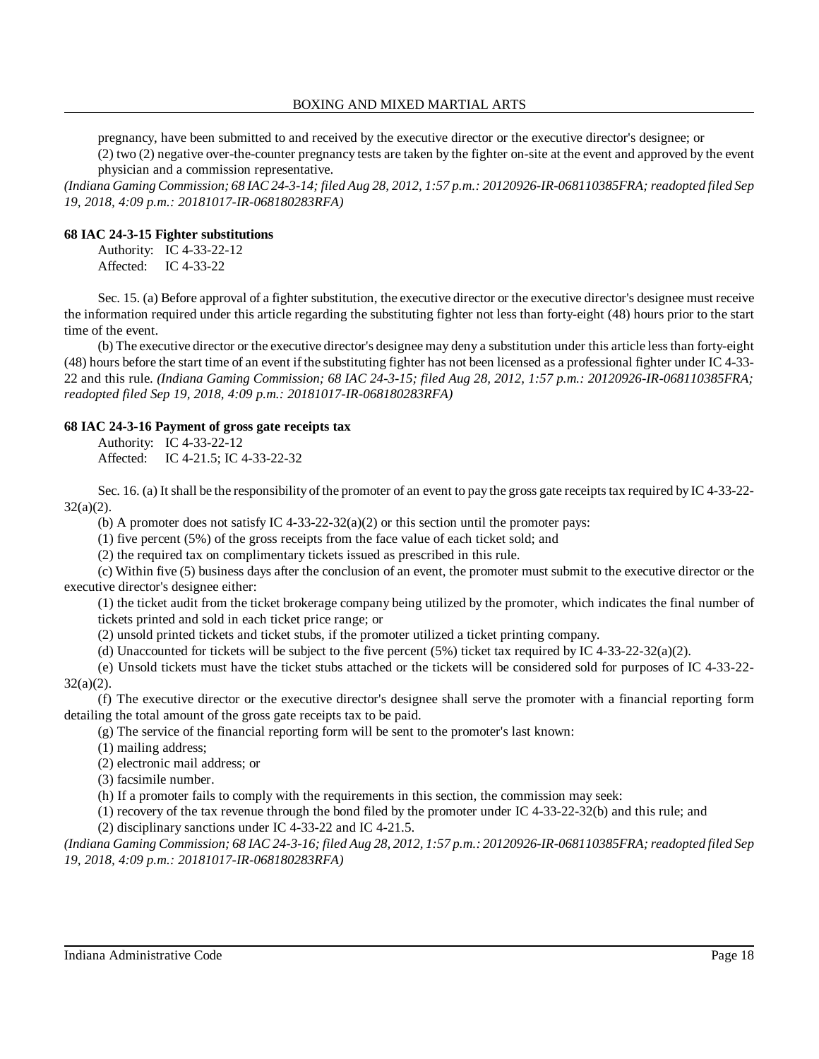pregnancy, have been submitted to and received by the executive director or the executive director's designee; or

(2) two (2) negative over-the-counter pregnancy tests are taken by the fighter on-site at the event and approved by the event physician and a commission representative.

*(Indiana Gaming Commission; 68 IAC 24-3-14; filed Aug 28, 2012, 1:57 p.m.: 20120926-IR-068110385FRA; readopted filed Sep 19, 2018, 4:09 p.m.: 20181017-IR-068180283RFA)*

**68 IAC 24-3-15 Fighter substitutions**

Authority: IC 4-33-22-12
Affected: IC 4-33-22

Sec. 15. (a) Before approval of a fighter substitution, the executive director or the executive director's designee must receive the information required under this article regarding the substituting fighter not less than forty-eight (48) hours prior to the start time of the event.

(b) The executive director or the executive director's designee may deny a substitution under this article less than forty-eight (48) hours before the start time of an event if the substituting fighter has not been licensed as a professional fighter under IC 4-33-22 and this rule. *(Indiana Gaming Commission; 68 IAC 24-3-15; filed Aug 28, 2012, 1:57 p.m.: 20120926-IR-068110385FRA; readopted filed Sep 19, 2018, 4:09 p.m.: 20181017-IR-068180283RFA)*

**68 IAC 24-3-16 Payment of gross gate receipts tax**

Authority: IC 4-33-22-12
Affected: IC 4-21.5; IC 4-33-22-32

Sec. 16. (a) It shall be the responsibility of the promoter of an event to pay the gross gate receipts tax required by IC 4-33-22-32(a)(2).

(b) A promoter does not satisfy IC 4-33-22-32(a)(2) or this section until the promoter pays:

(1) five percent (5%) of the gross receipts from the face value of each ticket sold; and

(2) the required tax on complimentary tickets issued as prescribed in this rule.

(c) Within five (5) business days after the conclusion of an event, the promoter must submit to the executive director or the executive director's designee either:

(1) the ticket audit from the ticket brokerage company being utilized by the promoter, which indicates the final number of tickets printed and sold in each ticket price range; or

(2) unsold printed tickets and ticket stubs, if the promoter utilized a ticket printing company.

(d) Unaccounted for tickets will be subject to the five percent (5%) ticket tax required by IC 4-33-22-32(a)(2).

(e) Unsold tickets must have the ticket stubs attached or the tickets will be considered sold for purposes of IC 4-33-22-32(a)(2).

(f) The executive director or the executive director's designee shall serve the promoter with a financial reporting form detailing the total amount of the gross gate receipts tax to be paid.

(g) The service of the financial reporting form will be sent to the promoter's last known:

(1) mailing address;

(2) electronic mail address; or

(3) facsimile number.

(h) If a promoter fails to comply with the requirements in this section, the commission may seek:

(1) recovery of the tax revenue through the bond filed by the promoter under IC 4-33-22-32(b) and this rule; and

(2) disciplinary sanctions under IC 4-33-22 and IC 4-21.5.

*(Indiana Gaming Commission; 68 IAC 24-3-16; filed Aug 28, 2012, 1:57 p.m.: 20120926-IR-068110385FRA; readopted filed Sep 19, 2018, 4:09 p.m.: 20181017-IR-068180283RFA)*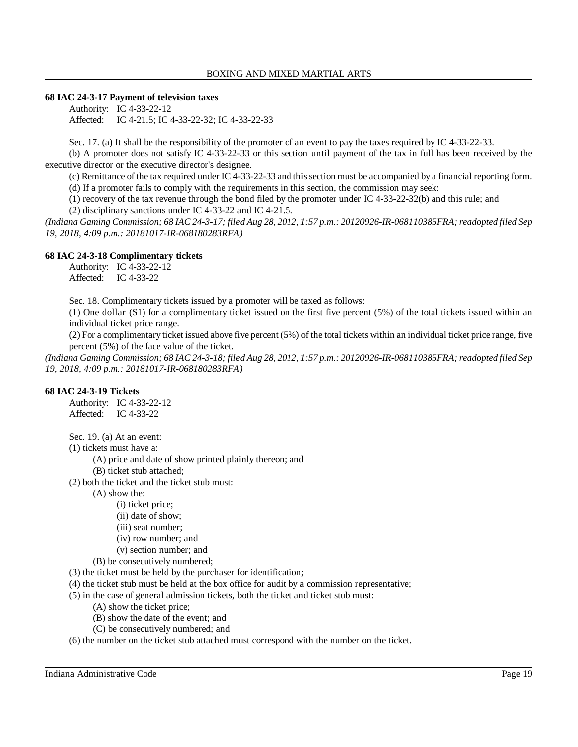### 68 IAC 24-3-17 Payment of television taxes

Authority: IC 4-33-22-12
Affected: IC 4-21.5; IC 4-33-22-32; IC 4-33-22-33

Sec. 17. (a) It shall be the responsibility of the promoter of an event to pay the taxes required by IC 4-33-22-33.

(b) A promoter does not satisfy IC 4-33-22-33 or this section until payment of the tax in full has been received by the executive director or the executive director's designee.

(c) Remittance of the tax required under IC 4-33-22-33 and this section must be accompanied by a financial reporting form.

(d) If a promoter fails to comply with the requirements in this section, the commission may seek:

(1) recovery of the tax revenue through the bond filed by the promoter under IC 4-33-22-32(b) and this rule; and

(2) disciplinary sanctions under IC 4-33-22 and IC 4-21.5.

*(Indiana Gaming Commission; 68 IAC 24-3-17; filed Aug 28, 2012, 1:57 p.m.: 20120926-IR-068110385FRA; readopted filed Sep 19, 2018, 4:09 p.m.: 20181017-IR-068180283RFA)*

### 68 IAC 24-3-18 Complimentary tickets

Authority: IC 4-33-22-12
Affected: IC 4-33-22

Sec. 18. Complimentary tickets issued by a promoter will be taxed as follows:

(1) One dollar ($1) for a complimentary ticket issued on the first five percent (5%) of the total tickets issued within an individual ticket price range.

(2) For a complimentary ticket issued above five percent (5%) of the total tickets within an individual ticket price range, five percent (5%) of the face value of the ticket.

*(Indiana Gaming Commission; 68 IAC 24-3-18; filed Aug 28, 2012, 1:57 p.m.: 20120926-IR-068110385FRA; readopted filed Sep 19, 2018, 4:09 p.m.: 20181017-IR-068180283RFA)*

### 68 IAC 24-3-19 Tickets

Authority: IC 4-33-22-12
Affected: IC 4-33-22

Sec. 19. (a) At an event:

(1) tickets must have a:
- (A) price and date of show printed plainly thereon; and
- (B) ticket stub attached;

(2) both the ticket and the ticket stub must:
- (A) show the:
  - (i) ticket price;
  - (ii) date of show;
  - (iii) seat number;
  - (iv) row number; and
  - (v) section number; and
- (B) be consecutively numbered;

(3) the ticket must be held by the purchaser for identification;

(4) the ticket stub must be held at the box office for audit by a commission representative;

(5) in the case of general admission tickets, both the ticket and ticket stub must:
- (A) show the ticket price;
- (B) show the date of the event; and
- (C) be consecutively numbered; and

(6) the number on the ticket stub attached must correspond with the number on the ticket.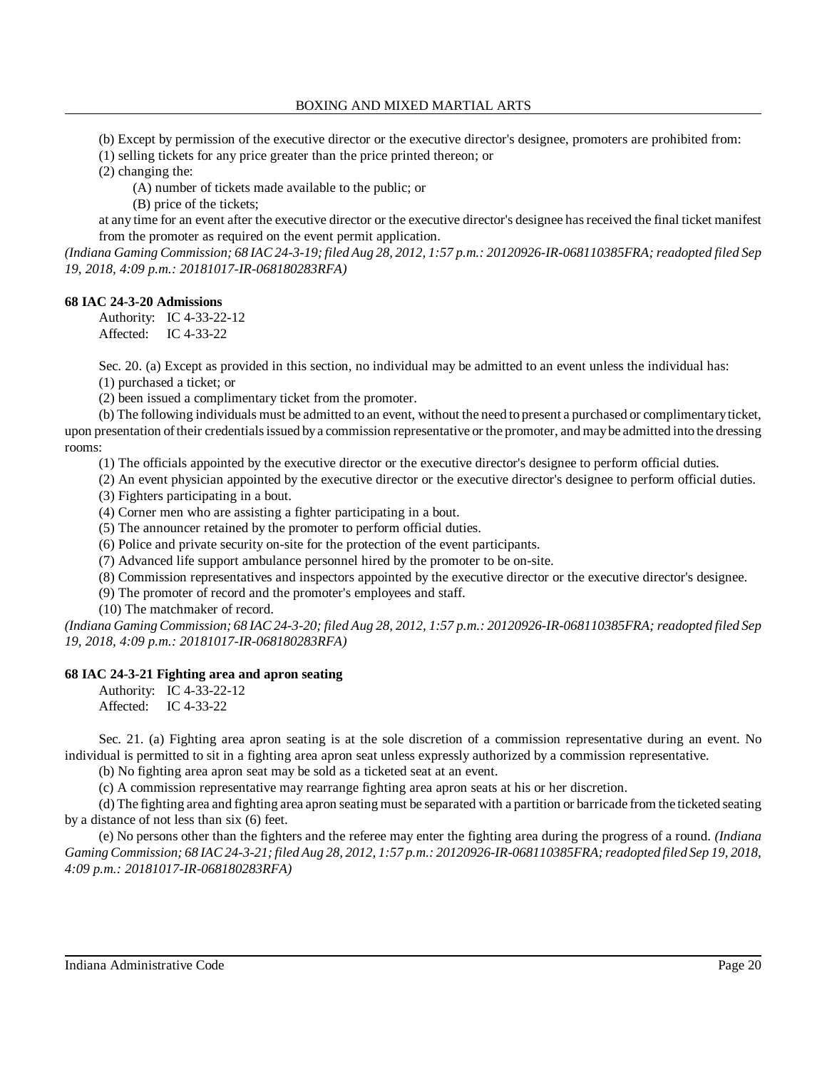(b) Except by permission of the executive director or the executive director's designee, promoters are prohibited from:

(1) selling tickets for any price greater than the price printed thereon; or

(2) changing the:

(A) number of tickets made available to the public; or

(B) price of the tickets;

at any time for an event after the executive director or the executive director's designee has received the final ticket manifest from the promoter as required on the event permit application.

*(Indiana Gaming Commission; 68 IAC 24-3-19; filed Aug 28, 2012, 1:57 p.m.: 20120926-IR-068110385FRA; readopted filed Sep 19, 2018, 4:09 p.m.: 20181017-IR-068180283RFA)*

**68 IAC 24-3-20 Admissions**

Authority: IC 4-33-22-12
Affected: IC 4-33-22

Sec. 20. (a) Except as provided in this section, no individual may be admitted to an event unless the individual has:

(1) purchased a ticket; or

(2) been issued a complimentary ticket from the promoter.

(b) The following individuals must be admitted to an event, without the need to present a purchased or complimentary ticket, upon presentation of their credentials issued by a commission representative or the promoter, and may be admitted into the dressing rooms:

(1) The officials appointed by the executive director or the executive director's designee to perform official duties.

(2) An event physician appointed by the executive director or the executive director's designee to perform official duties.

(3) Fighters participating in a bout.

(4) Corner men who are assisting a fighter participating in a bout.

(5) The announcer retained by the promoter to perform official duties.

(6) Police and private security on-site for the protection of the event participants.

(7) Advanced life support ambulance personnel hired by the promoter to be on-site.

(8) Commission representatives and inspectors appointed by the executive director or the executive director's designee.

(9) The promoter of record and the promoter's employees and staff.

(10) The matchmaker of record.

*(Indiana Gaming Commission; 68 IAC 24-3-20; filed Aug 28, 2012, 1:57 p.m.: 20120926-IR-068110385FRA; readopted filed Sep 19, 2018, 4:09 p.m.: 20181017-IR-068180283RFA)*

**68 IAC 24-3-21 Fighting area and apron seating**

Authority: IC 4-33-22-12
Affected: IC 4-33-22

Sec. 21. (a) Fighting area apron seating is at the sole discretion of a commission representative during an event. No individual is permitted to sit in a fighting area apron seat unless expressly authorized by a commission representative.

(b) No fighting area apron seat may be sold as a ticketed seat at an event.

(c) A commission representative may rearrange fighting area apron seats at his or her discretion.

(d) The fighting area and fighting area apron seating must be separated with a partition or barricade from the ticketed seating by a distance of not less than six (6) feet.

(e) No persons other than the fighters and the referee may enter the fighting area during the progress of a round. *(Indiana Gaming Commission; 68 IAC 24-3-21; filed Aug 28, 2012, 1:57 p.m.: 20120926-IR-068110385FRA; readopted filed Sep 19, 2018, 4:09 p.m.: 20181017-IR-068180283RFA)*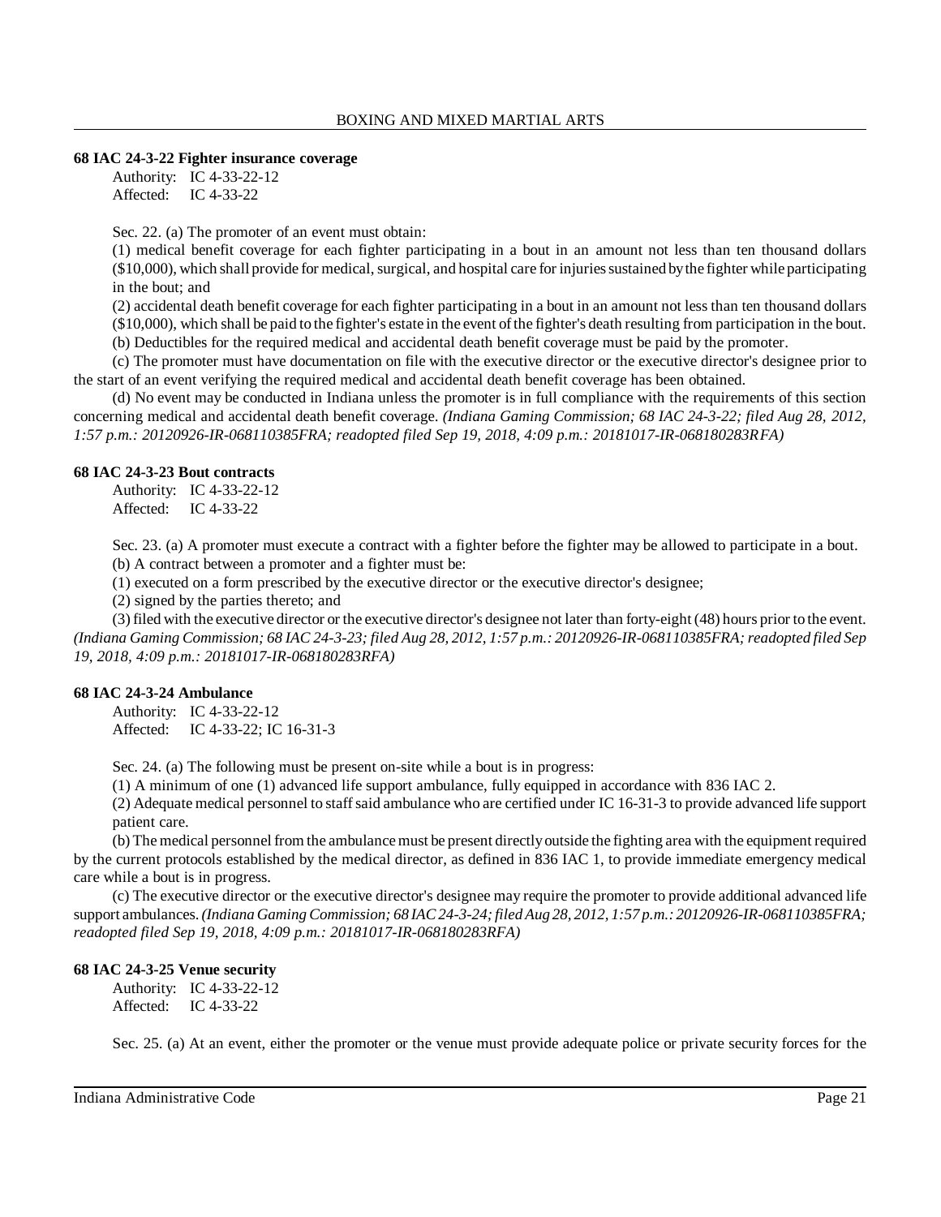### 68 IAC 24-3-22 Fighter insurance coverage

Authority: IC 4-33-22-12
Affected: IC 4-33-22

Sec. 22. (a) The promoter of an event must obtain:

(1) medical benefit coverage for each fighter participating in a bout in an amount not less than ten thousand dollars ($10,000), which shall provide for medical, surgical, and hospital care for injuries sustained by the fighter while participating in the bout; and

(2) accidental death benefit coverage for each fighter participating in a bout in an amount not less than ten thousand dollars ($10,000), which shall be paid to the fighter's estate in the event of the fighter's death resulting from participation in the bout.

(b) Deductibles for the required medical and accidental death benefit coverage must be paid by the promoter.

(c) The promoter must have documentation on file with the executive director or the executive director's designee prior to the start of an event verifying the required medical and accidental death benefit coverage has been obtained.

(d) No event may be conducted in Indiana unless the promoter is in full compliance with the requirements of this section concerning medical and accidental death benefit coverage. *(Indiana Gaming Commission; 68 IAC 24-3-22; filed Aug 28, 2012, 1:57 p.m.: 20120926-IR-068110385FRA; readopted filed Sep 19, 2018, 4:09 p.m.: 20181017-IR-068180283RFA)*

### 68 IAC 24-3-23 Bout contracts

Authority: IC 4-33-22-12
Affected: IC 4-33-22

Sec. 23. (a) A promoter must execute a contract with a fighter before the fighter may be allowed to participate in a bout.

(b) A contract between a promoter and a fighter must be:

(1) executed on a form prescribed by the executive director or the executive director's designee;

(2) signed by the parties thereto; and

(3) filed with the executive director or the executive director's designee not later than forty-eight (48) hours prior to the event. *(Indiana Gaming Commission; 68 IAC 24-3-23; filed Aug 28, 2012, 1:57 p.m.: 20120926-IR-068110385FRA; readopted filed Sep 19, 2018, 4:09 p.m.: 20181017-IR-068180283RFA)*

### 68 IAC 24-3-24 Ambulance

Authority: IC 4-33-22-12
Affected: IC 4-33-22; IC 16-31-3

Sec. 24. (a) The following must be present on-site while a bout is in progress:

(1) A minimum of one (1) advanced life support ambulance, fully equipped in accordance with 836 IAC 2.

(2) Adequate medical personnel to staff said ambulance who are certified under IC 16-31-3 to provide advanced life support patient care.

(b) The medical personnel from the ambulance must be present directly outside the fighting area with the equipment required by the current protocols established by the medical director, as defined in 836 IAC 1, to provide immediate emergency medical care while a bout is in progress.

(c) The executive director or the executive director's designee may require the promoter to provide additional advanced life support ambulances. *(Indiana Gaming Commission; 68 IAC 24-3-24; filed Aug 28, 2012, 1:57 p.m.: 20120926-IR-068110385FRA; readopted filed Sep 19, 2018, 4:09 p.m.: 20181017-IR-068180283RFA)*

### 68 IAC 24-3-25 Venue security

Authority: IC 4-33-22-12
Affected: IC 4-33-22

Sec. 25. (a) At an event, either the promoter or the venue must provide adequate police or private security forces for the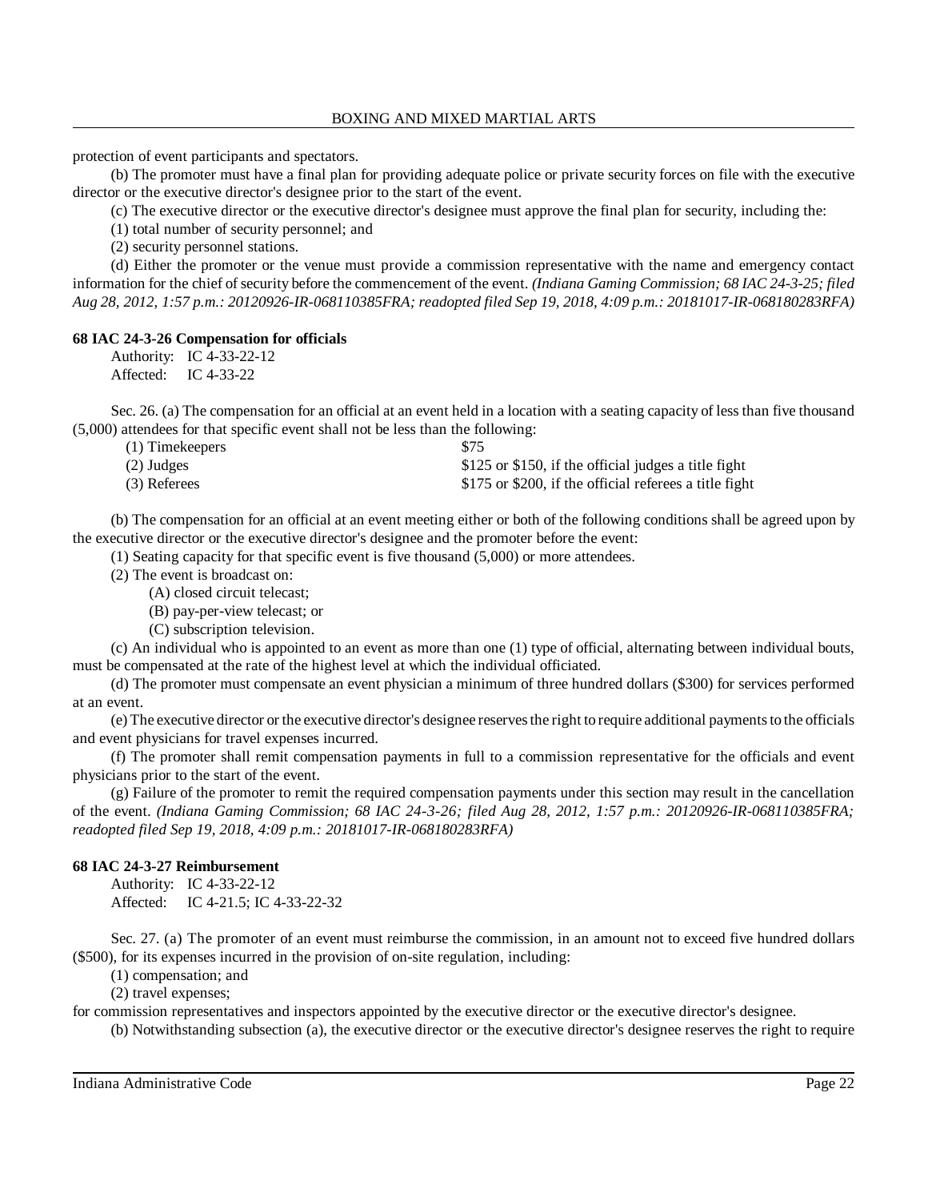protection of event participants and spectators.

(b) The promoter must have a final plan for providing adequate police or private security forces on file with the executive director or the executive director's designee prior to the start of the event.

(c) The executive director or the executive director's designee must approve the final plan for security, including the:

(1) total number of security personnel; and

(2) security personnel stations.

(d) Either the promoter or the venue must provide a commission representative with the name and emergency contact information for the chief of security before the commencement of the event. *(Indiana Gaming Commission; 68 IAC 24-3-25; filed Aug 28, 2012, 1:57 p.m.: 20120926-IR-068110385FRA; readopted filed Sep 19, 2018, 4:09 p.m.: 20181017-IR-068180283RFA)*

**68 IAC 24-3-26 Compensation for officials**

Authority: IC 4-33-22-12
Affected: IC 4-33-22

Sec. 26. (a) The compensation for an official at an event held in a location with a seating capacity of less than five thousand (5,000) attendees for that specific event shall not be less than the following:

| | |
|---|---|
| (1) Timekeepers | $75 |
| (2) Judges | $125 or $150, if the official judges a title fight |
| (3) Referees | $175 or $200, if the official referees a title fight |

(b) The compensation for an official at an event meeting either or both of the following conditions shall be agreed upon by the executive director or the executive director's designee and the promoter before the event:

(1) Seating capacity for that specific event is five thousand (5,000) or more attendees.

(2) The event is broadcast on:

(A) closed circuit telecast;

(B) pay-per-view telecast; or

(C) subscription television.

(c) An individual who is appointed to an event as more than one (1) type of official, alternating between individual bouts, must be compensated at the rate of the highest level at which the individual officiated.

(d) The promoter must compensate an event physician a minimum of three hundred dollars ($300) for services performed at an event.

(e) The executive director or the executive director's designee reserves the right to require additional payments to the officials and event physicians for travel expenses incurred.

(f) The promoter shall remit compensation payments in full to a commission representative for the officials and event physicians prior to the start of the event.

(g) Failure of the promoter to remit the required compensation payments under this section may result in the cancellation of the event. *(Indiana Gaming Commission; 68 IAC 24-3-26; filed Aug 28, 2012, 1:57 p.m.: 20120926-IR-068110385FRA; readopted filed Sep 19, 2018, 4:09 p.m.: 20181017-IR-068180283RFA)*

**68 IAC 24-3-27 Reimbursement**

Authority: IC 4-33-22-12
Affected: IC 4-21.5; IC 4-33-22-32

Sec. 27. (a) The promoter of an event must reimburse the commission, in an amount not to exceed five hundred dollars ($500), for its expenses incurred in the provision of on-site regulation, including:

(1) compensation; and

(2) travel expenses;

for commission representatives and inspectors appointed by the executive director or the executive director's designee.

(b) Notwithstanding subsection (a), the executive director or the executive director's designee reserves the right to require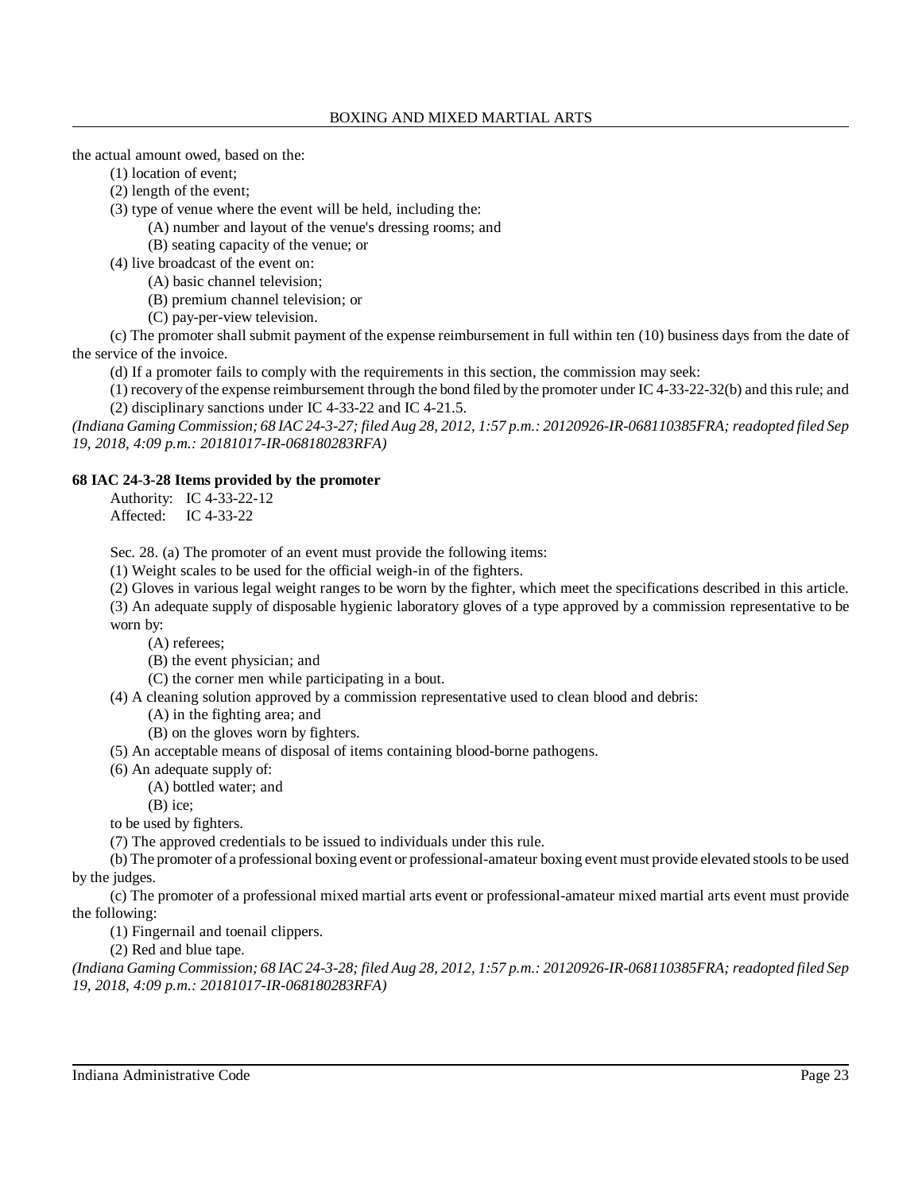the actual amount owed, based on the:

(1) location of event;

(2) length of the event;

(3) type of venue where the event will be held, including the:

(A) number and layout of the venue's dressing rooms; and

(B) seating capacity of the venue; or

(4) live broadcast of the event on:

(A) basic channel television;

(B) premium channel television; or

(C) pay-per-view television.

(c) The promoter shall submit payment of the expense reimbursement in full within ten (10) business days from the date of the service of the invoice.

(d) If a promoter fails to comply with the requirements in this section, the commission may seek:

(1) recovery of the expense reimbursement through the bond filed by the promoter under IC 4-33-22-32(b) and this rule; and

(2) disciplinary sanctions under IC 4-33-22 and IC 4-21.5.

*(Indiana Gaming Commission; 68 IAC 24-3-27; filed Aug 28, 2012, 1:57 p.m.: 20120926-IR-068110385FRA; readopted filed Sep 19, 2018, 4:09 p.m.: 20181017-IR-068180283RFA)*

**68 IAC 24-3-28 Items provided by the promoter**

Authority: IC 4-33-22-12
Affected: IC 4-33-22

Sec. 28. (a) The promoter of an event must provide the following items:

(1) Weight scales to be used for the official weigh-in of the fighters.

(2) Gloves in various legal weight ranges to be worn by the fighter, which meet the specifications described in this article.

(3) An adequate supply of disposable hygienic laboratory gloves of a type approved by a commission representative to be worn by:

(A) referees;

(B) the event physician; and

(C) the corner men while participating in a bout.

(4) A cleaning solution approved by a commission representative used to clean blood and debris:

(A) in the fighting area; and

(B) on the gloves worn by fighters.

(5) An acceptable means of disposal of items containing blood-borne pathogens.

(6) An adequate supply of:

(A) bottled water; and

(B) ice;

to be used by fighters.

(7) The approved credentials to be issued to individuals under this rule.

(b) The promoter of a professional boxing event or professional-amateur boxing event must provide elevated stools to be used by the judges.

(c) The promoter of a professional mixed martial arts event or professional-amateur mixed martial arts event must provide the following:

(1) Fingernail and toenail clippers.

(2) Red and blue tape.

*(Indiana Gaming Commission; 68 IAC 24-3-28; filed Aug 28, 2012, 1:57 p.m.: 20120926-IR-068110385FRA; readopted filed Sep 19, 2018, 4:09 p.m.: 20181017-IR-068180283RFA)*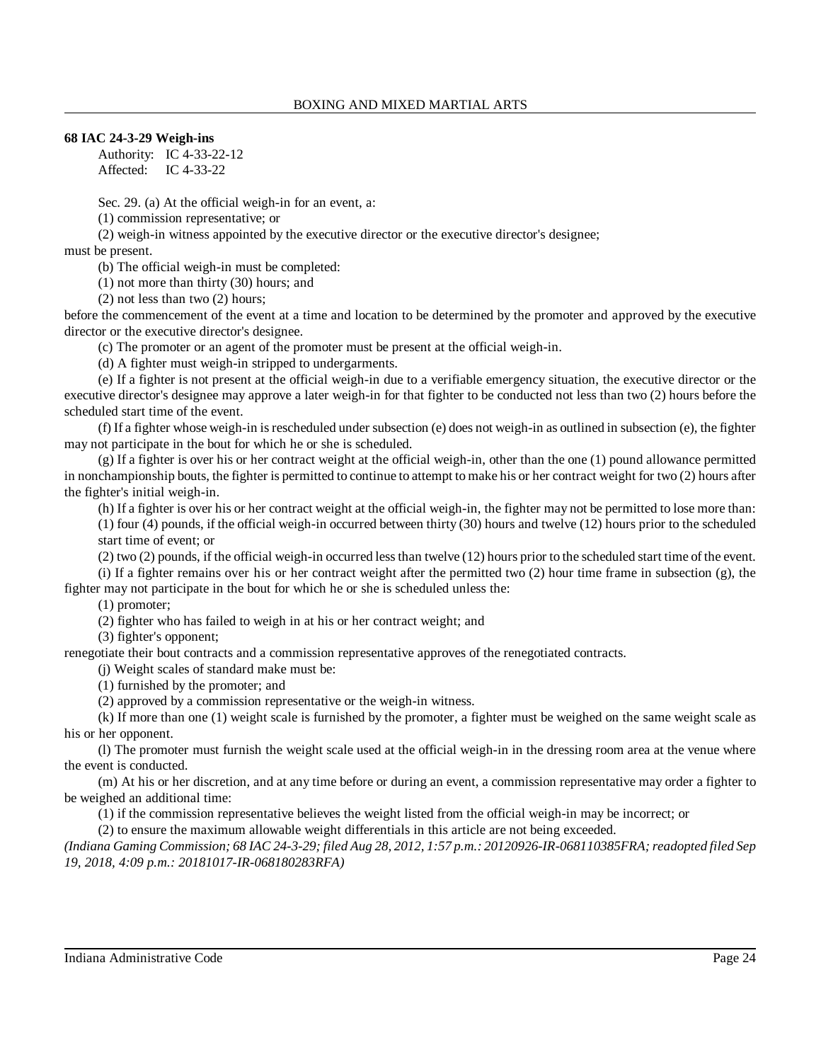**68 IAC 24-3-29 Weigh-ins**

Authority: IC 4-33-22-12
Affected: IC 4-33-22

Sec. 29. (a) At the official weigh-in for an event, a:

(1) commission representative; or

(2) weigh-in witness appointed by the executive director or the executive director's designee;

must be present.

(b) The official weigh-in must be completed:

(1) not more than thirty (30) hours; and

(2) not less than two (2) hours;

before the commencement of the event at a time and location to be determined by the promoter and approved by the executive director or the executive director's designee.

(c) The promoter or an agent of the promoter must be present at the official weigh-in.

(d) A fighter must weigh-in stripped to undergarments.

(e) If a fighter is not present at the official weigh-in due to a verifiable emergency situation, the executive director or the executive director's designee may approve a later weigh-in for that fighter to be conducted not less than two (2) hours before the scheduled start time of the event.

(f) If a fighter whose weigh-in is rescheduled under subsection (e) does not weigh-in as outlined in subsection (e), the fighter may not participate in the bout for which he or she is scheduled.

(g) If a fighter is over his or her contract weight at the official weigh-in, other than the one (1) pound allowance permitted in nonchampionship bouts, the fighter is permitted to continue to attempt to make his or her contract weight for two (2) hours after the fighter's initial weigh-in.

(h) If a fighter is over his or her contract weight at the official weigh-in, the fighter may not be permitted to lose more than:

(1) four (4) pounds, if the official weigh-in occurred between thirty (30) hours and twelve (12) hours prior to the scheduled start time of event; or

(2) two (2) pounds, if the official weigh-in occurred less than twelve (12) hours prior to the scheduled start time of the event.

(i) If a fighter remains over his or her contract weight after the permitted two (2) hour time frame in subsection (g), the fighter may not participate in the bout for which he or she is scheduled unless the:

(1) promoter;

(2) fighter who has failed to weigh in at his or her contract weight; and

(3) fighter's opponent;

renegotiate their bout contracts and a commission representative approves of the renegotiated contracts.

(j) Weight scales of standard make must be:

(1) furnished by the promoter; and

(2) approved by a commission representative or the weigh-in witness.

(k) If more than one (1) weight scale is furnished by the promoter, a fighter must be weighed on the same weight scale as his or her opponent.

(l) The promoter must furnish the weight scale used at the official weigh-in in the dressing room area at the venue where the event is conducted.

(m) At his or her discretion, and at any time before or during an event, a commission representative may order a fighter to be weighed an additional time:

(1) if the commission representative believes the weight listed from the official weigh-in may be incorrect; or

(2) to ensure the maximum allowable weight differentials in this article are not being exceeded.

*(Indiana Gaming Commission; 68 IAC 24-3-29; filed Aug 28, 2012, 1:57 p.m.: 20120926-IR-068110385FRA; readopted filed Sep 19, 2018, 4:09 p.m.: 20181017-IR-068180283RFA)*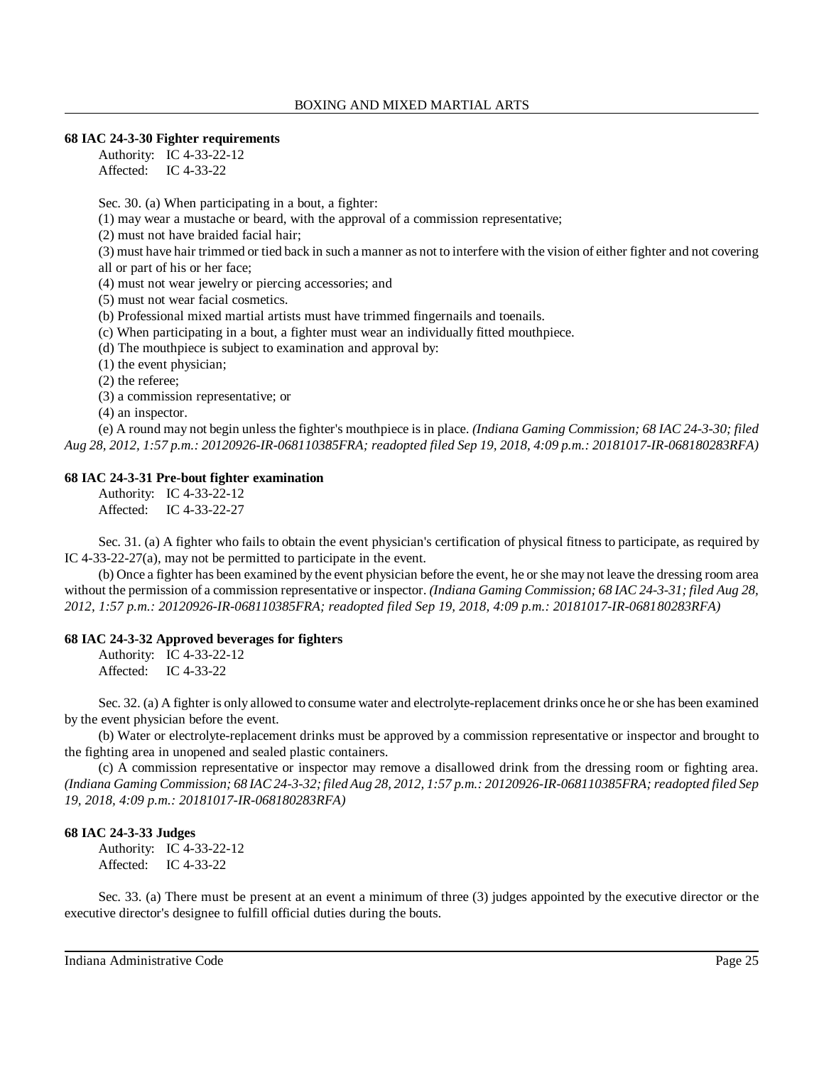### 68 IAC 24-3-30 Fighter requirements

Authority: IC 4-33-22-12
Affected: IC 4-33-22

Sec. 30. (a) When participating in a bout, a fighter:

(1) may wear a mustache or beard, with the approval of a commission representative;

(2) must not have braided facial hair;

(3) must have hair trimmed or tied back in such a manner as not to interfere with the vision of either fighter and not covering all or part of his or her face;

(4) must not wear jewelry or piercing accessories; and

(5) must not wear facial cosmetics.

(b) Professional mixed martial artists must have trimmed fingernails and toenails.

(c) When participating in a bout, a fighter must wear an individually fitted mouthpiece.

(d) The mouthpiece is subject to examination and approval by:

(1) the event physician;

(2) the referee;

(3) a commission representative; or

(4) an inspector.

(e) A round may not begin unless the fighter's mouthpiece is in place. *(Indiana Gaming Commission; 68 IAC 24-3-30; filed Aug 28, 2012, 1:57 p.m.: 20120926-IR-068110385FRA; readopted filed Sep 19, 2018, 4:09 p.m.: 20181017-IR-068180283RFA)*

### 68 IAC 24-3-31 Pre-bout fighter examination

Authority: IC 4-33-22-12
Affected: IC 4-33-22-27

Sec. 31. (a) A fighter who fails to obtain the event physician's certification of physical fitness to participate, as required by IC 4-33-22-27(a), may not be permitted to participate in the event.

(b) Once a fighter has been examined by the event physician before the event, he or she may not leave the dressing room area without the permission of a commission representative or inspector. *(Indiana Gaming Commission; 68 IAC 24-3-31; filed Aug 28, 2012, 1:57 p.m.: 20120926-IR-068110385FRA; readopted filed Sep 19, 2018, 4:09 p.m.: 20181017-IR-068180283RFA)*

### 68 IAC 24-3-32 Approved beverages for fighters

Authority: IC 4-33-22-12
Affected: IC 4-33-22

Sec. 32. (a) A fighter is only allowed to consume water and electrolyte-replacement drinks once he or she has been examined by the event physician before the event.

(b) Water or electrolyte-replacement drinks must be approved by a commission representative or inspector and brought to the fighting area in unopened and sealed plastic containers.

(c) A commission representative or inspector may remove a disallowed drink from the dressing room or fighting area. *(Indiana Gaming Commission; 68 IAC 24-3-32; filed Aug 28, 2012, 1:57 p.m.: 20120926-IR-068110385FRA; readopted filed Sep 19, 2018, 4:09 p.m.: 20181017-IR-068180283RFA)*

### 68 IAC 24-3-33 Judges

Authority: IC 4-33-22-12
Affected: IC 4-33-22

Sec. 33. (a) There must be present at an event a minimum of three (3) judges appointed by the executive director or the executive director's designee to fulfill official duties during the bouts.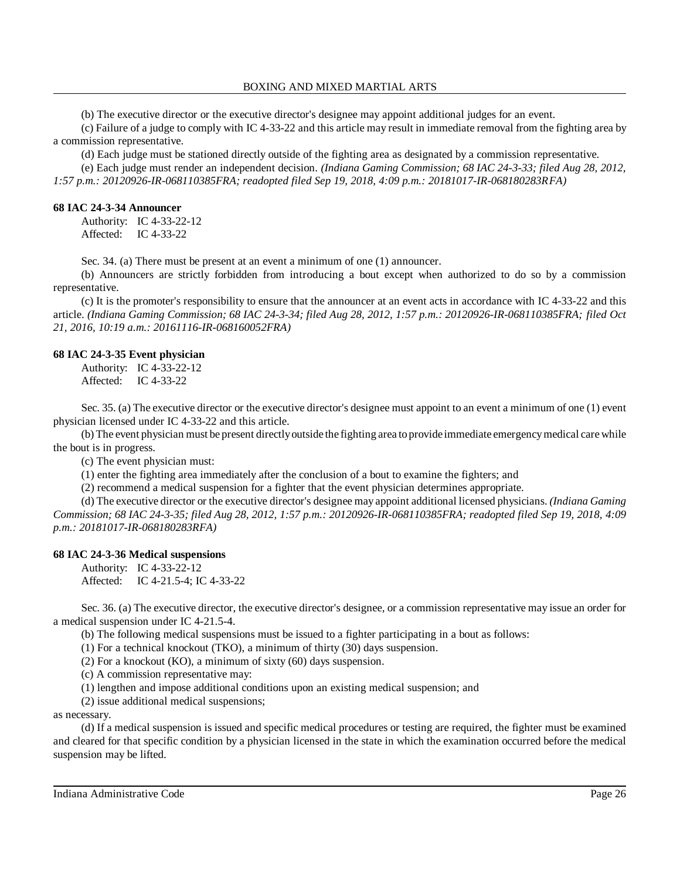(b) The executive director or the executive director's designee may appoint additional judges for an event.

(c) Failure of a judge to comply with IC 4-33-22 and this article may result in immediate removal from the fighting area by a commission representative.

(d) Each judge must be stationed directly outside of the fighting area as designated by a commission representative.

(e) Each judge must render an independent decision. *(Indiana Gaming Commission; 68 IAC 24-3-33; filed Aug 28, 2012, 1:57 p.m.: 20120926-IR-068110385FRA; readopted filed Sep 19, 2018, 4:09 p.m.: 20181017-IR-068180283RFA)*

**68 IAC 24-3-34 Announcer**

Authority: IC 4-33-22-12
Affected: IC 4-33-22

Sec. 34. (a) There must be present at an event a minimum of one (1) announcer.

(b) Announcers are strictly forbidden from introducing a bout except when authorized to do so by a commission representative.

(c) It is the promoter's responsibility to ensure that the announcer at an event acts in accordance with IC 4-33-22 and this article. *(Indiana Gaming Commission; 68 IAC 24-3-34; filed Aug 28, 2012, 1:57 p.m.: 20120926-IR-068110385FRA; filed Oct 21, 2016, 10:19 a.m.: 20161116-IR-068160052FRA)*

**68 IAC 24-3-35 Event physician**

Authority: IC 4-33-22-12
Affected: IC 4-33-22

Sec. 35. (a) The executive director or the executive director's designee must appoint to an event a minimum of one (1) event physician licensed under IC 4-33-22 and this article.

(b) The event physician must be present directly outside the fighting area to provide immediate emergency medical care while the bout is in progress.

(c) The event physician must:

(1) enter the fighting area immediately after the conclusion of a bout to examine the fighters; and

(2) recommend a medical suspension for a fighter that the event physician determines appropriate.

(d) The executive director or the executive director's designee may appoint additional licensed physicians. *(Indiana Gaming Commission; 68 IAC 24-3-35; filed Aug 28, 2012, 1:57 p.m.: 20120926-IR-068110385FRA; readopted filed Sep 19, 2018, 4:09 p.m.: 20181017-IR-068180283RFA)*

**68 IAC 24-3-36 Medical suspensions**

Authority: IC 4-33-22-12
Affected: IC 4-21.5-4; IC 4-33-22

Sec. 36. (a) The executive director, the executive director's designee, or a commission representative may issue an order for a medical suspension under IC 4-21.5-4.

(b) The following medical suspensions must be issued to a fighter participating in a bout as follows:

(1) For a technical knockout (TKO), a minimum of thirty (30) days suspension.

(2) For a knockout (KO), a minimum of sixty (60) days suspension.

(c) A commission representative may:

(1) lengthen and impose additional conditions upon an existing medical suspension; and

(2) issue additional medical suspensions;

as necessary.

(d) If a medical suspension is issued and specific medical procedures or testing are required, the fighter must be examined and cleared for that specific condition by a physician licensed in the state in which the examination occurred before the medical suspension may be lifted.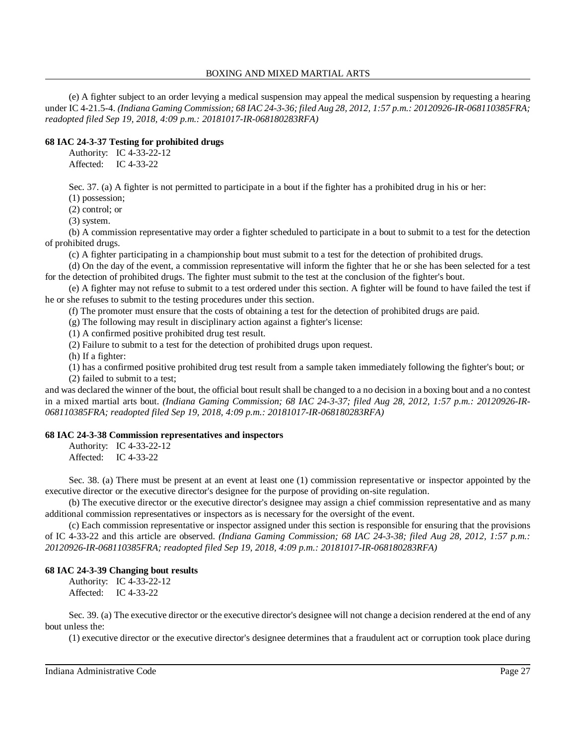(e) A fighter subject to an order levying a medical suspension may appeal the medical suspension by requesting a hearing under IC 4-21.5-4. *(Indiana Gaming Commission; 68 IAC 24-3-36; filed Aug 28, 2012, 1:57 p.m.: 20120926-IR-068110385FRA; readopted filed Sep 19, 2018, 4:09 p.m.: 20181017-IR-068180283RFA)*

**68 IAC 24-3-37 Testing for prohibited drugs**

Authority: IC 4-33-22-12
Affected: IC 4-33-22

Sec. 37. (a) A fighter is not permitted to participate in a bout if the fighter has a prohibited drug in his or her:

(1) possession;

(2) control; or

(3) system.

(b) A commission representative may order a fighter scheduled to participate in a bout to submit to a test for the detection of prohibited drugs.

(c) A fighter participating in a championship bout must submit to a test for the detection of prohibited drugs.

(d) On the day of the event, a commission representative will inform the fighter that he or she has been selected for a test for the detection of prohibited drugs. The fighter must submit to the test at the conclusion of the fighter's bout.

(e) A fighter may not refuse to submit to a test ordered under this section. A fighter will be found to have failed the test if he or she refuses to submit to the testing procedures under this section.

(f) The promoter must ensure that the costs of obtaining a test for the detection of prohibited drugs are paid.

(g) The following may result in disciplinary action against a fighter's license:

(1) A confirmed positive prohibited drug test result.

(2) Failure to submit to a test for the detection of prohibited drugs upon request.

(h) If a fighter:

(1) has a confirmed positive prohibited drug test result from a sample taken immediately following the fighter's bout; or

(2) failed to submit to a test;

and was declared the winner of the bout, the official bout result shall be changed to a no decision in a boxing bout and a no contest in a mixed martial arts bout. *(Indiana Gaming Commission; 68 IAC 24-3-37; filed Aug 28, 2012, 1:57 p.m.: 20120926-IR-068110385FRA; readopted filed Sep 19, 2018, 4:09 p.m.: 20181017-IR-068180283RFA)*

**68 IAC 24-3-38 Commission representatives and inspectors**

Authority: IC 4-33-22-12
Affected: IC 4-33-22

Sec. 38. (a) There must be present at an event at least one (1) commission representative or inspector appointed by the executive director or the executive director's designee for the purpose of providing on-site regulation.

(b) The executive director or the executive director's designee may assign a chief commission representative and as many additional commission representatives or inspectors as is necessary for the oversight of the event.

(c) Each commission representative or inspector assigned under this section is responsible for ensuring that the provisions of IC 4-33-22 and this article are observed. *(Indiana Gaming Commission; 68 IAC 24-3-38; filed Aug 28, 2012, 1:57 p.m.: 20120926-IR-068110385FRA; readopted filed Sep 19, 2018, 4:09 p.m.: 20181017-IR-068180283RFA)*

**68 IAC 24-3-39 Changing bout results**

Authority: IC 4-33-22-12
Affected: IC 4-33-22

Sec. 39. (a) The executive director or the executive director's designee will not change a decision rendered at the end of any bout unless the:

(1) executive director or the executive director's designee determines that a fraudulent act or corruption took place during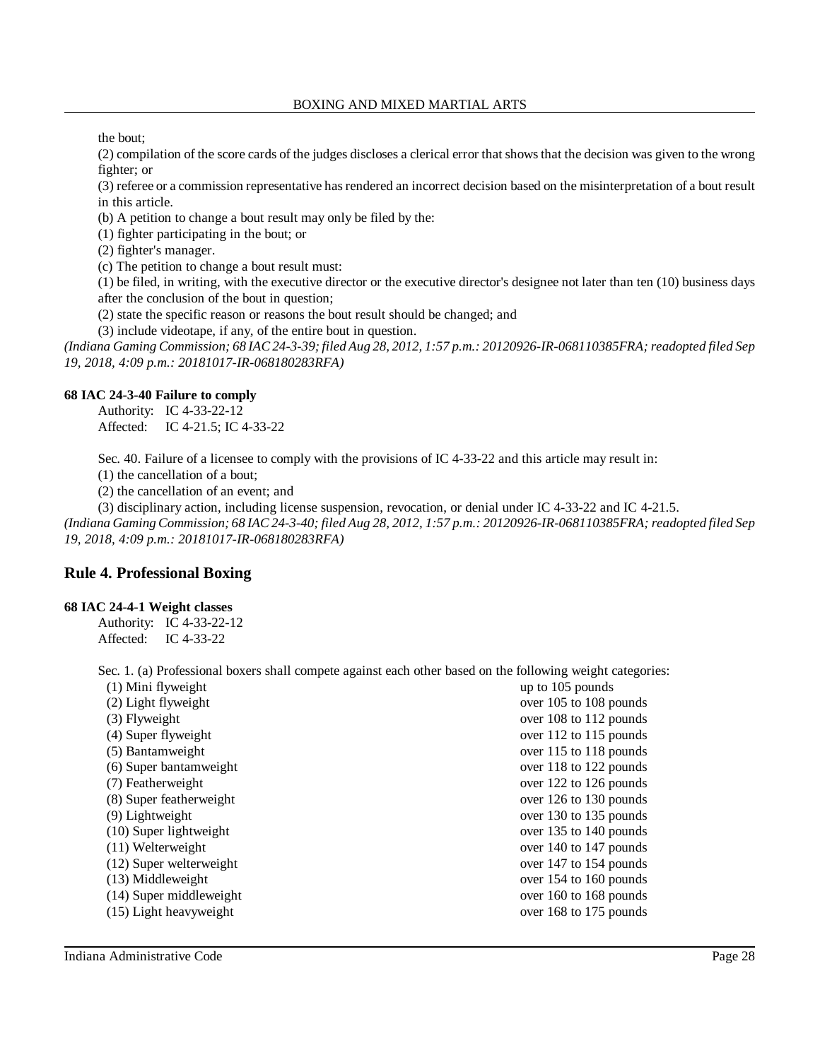the bout;

(2) compilation of the score cards of the judges discloses a clerical error that shows that the decision was given to the wrong fighter; or

(3) referee or a commission representative has rendered an incorrect decision based on the misinterpretation of a bout result in this article.

(b) A petition to change a bout result may only be filed by the:

(1) fighter participating in the bout; or

(2) fighter's manager.

(c) The petition to change a bout result must:

(1) be filed, in writing, with the executive director or the executive director's designee not later than ten (10) business days after the conclusion of the bout in question;

(2) state the specific reason or reasons the bout result should be changed; and

(3) include videotape, if any, of the entire bout in question.

*(Indiana Gaming Commission; 68 IAC 24-3-39; filed Aug 28, 2012, 1:57 p.m.: 20120926-IR-068110385FRA; readopted filed Sep 19, 2018, 4:09 p.m.: 20181017-IR-068180283RFA)*

#### 68 IAC 24-3-40 Failure to comply

Authority: IC 4-33-22-12
Affected: IC 4-21.5; IC 4-33-22

Sec. 40. Failure of a licensee to comply with the provisions of IC 4-33-22 and this article may result in:

(1) the cancellation of a bout;

(2) the cancellation of an event; and

(3) disciplinary action, including license suspension, revocation, or denial under IC 4-33-22 and IC 4-21.5.

*(Indiana Gaming Commission; 68 IAC 24-3-40; filed Aug 28, 2012, 1:57 p.m.: 20120926-IR-068110385FRA; readopted filed Sep 19, 2018, 4:09 p.m.: 20181017-IR-068180283RFA)*

## Rule 4. Professional Boxing

#### 68 IAC 24-4-1 Weight classes

Authority: IC 4-33-22-12
Affected: IC 4-33-22

Sec. 1. (a) Professional boxers shall compete against each other based on the following weight categories:

| | |
|---|---|
| (1) Mini flyweight | up to 105 pounds |
| (2) Light flyweight | over 105 to 108 pounds |
| (3) Flyweight | over 108 to 112 pounds |
| (4) Super flyweight | over 112 to 115 pounds |
| (5) Bantamweight | over 115 to 118 pounds |
| (6) Super bantamweight | over 118 to 122 pounds |
| (7) Featherweight | over 122 to 126 pounds |
| (8) Super featherweight | over 126 to 130 pounds |
| (9) Lightweight | over 130 to 135 pounds |
| (10) Super lightweight | over 135 to 140 pounds |
| (11) Welterweight | over 140 to 147 pounds |
| (12) Super welterweight | over 147 to 154 pounds |
| (13) Middleweight | over 154 to 160 pounds |
| (14) Super middleweight | over 160 to 168 pounds |
| (15) Light heavyweight | over 168 to 175 pounds |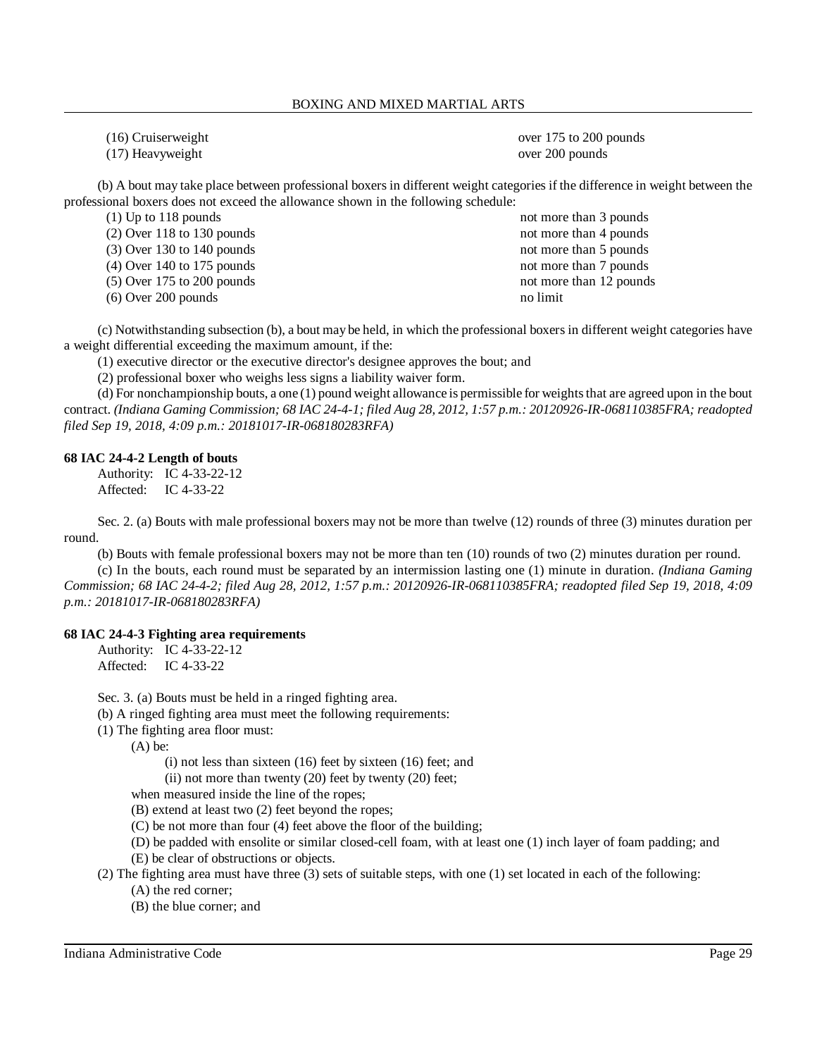(16) Cruiserweight over 175 to 200 pounds
(17) Heavyweight over 200 pounds

(b) A bout may take place between professional boxers in different weight categories if the difference in weight between the professional boxers does not exceed the allowance shown in the following schedule:

(1) Up to 118 pounds not more than 3 pounds
(2) Over 118 to 130 pounds not more than 4 pounds
(3) Over 130 to 140 pounds not more than 5 pounds
(4) Over 140 to 175 pounds not more than 7 pounds
(5) Over 175 to 200 pounds not more than 12 pounds
(6) Over 200 pounds no limit

(c) Notwithstanding subsection (b), a bout may be held, in which the professional boxers in different weight categories have a weight differential exceeding the maximum amount, if the:

(1) executive director or the executive director's designee approves the bout; and
(2) professional boxer who weighs less signs a liability waiver form.

(d) For nonchampionship bouts, a one (1) pound weight allowance is permissible for weights that are agreed upon in the bout contract. *(Indiana Gaming Commission; 68 IAC 24-4-1; filed Aug 28, 2012, 1:57 p.m.: 20120926-IR-068110385FRA; readopted filed Sep 19, 2018, 4:09 p.m.: 20181017-IR-068180283RFA)*

**68 IAC 24-4-2 Length of bouts**

Authority: IC 4-33-22-12
Affected: IC 4-33-22

Sec. 2. (a) Bouts with male professional boxers may not be more than twelve (12) rounds of three (3) minutes duration per round.

(b) Bouts with female professional boxers may not be more than ten (10) rounds of two (2) minutes duration per round.

(c) In the bouts, each round must be separated by an intermission lasting one (1) minute in duration. *(Indiana Gaming Commission; 68 IAC 24-4-2; filed Aug 28, 2012, 1:57 p.m.: 20120926-IR-068110385FRA; readopted filed Sep 19, 2018, 4:09 p.m.: 20181017-IR-068180283RFA)*

**68 IAC 24-4-3 Fighting area requirements**

Authority: IC 4-33-22-12
Affected: IC 4-33-22

Sec. 3. (a) Bouts must be held in a ringed fighting area.

(b) A ringed fighting area must meet the following requirements:

(1) The fighting area floor must:

(A) be:

(i) not less than sixteen (16) feet by sixteen (16) feet; and
(ii) not more than twenty (20) feet by twenty (20) feet;

when measured inside the line of the ropes;

(B) extend at least two (2) feet beyond the ropes;
(C) be not more than four (4) feet above the floor of the building;
(D) be padded with ensolite or similar closed-cell foam, with at least one (1) inch layer of foam padding; and
(E) be clear of obstructions or objects.

(2) The fighting area must have three (3) sets of suitable steps, with one (1) set located in each of the following:

(A) the red corner;
(B) the blue corner; and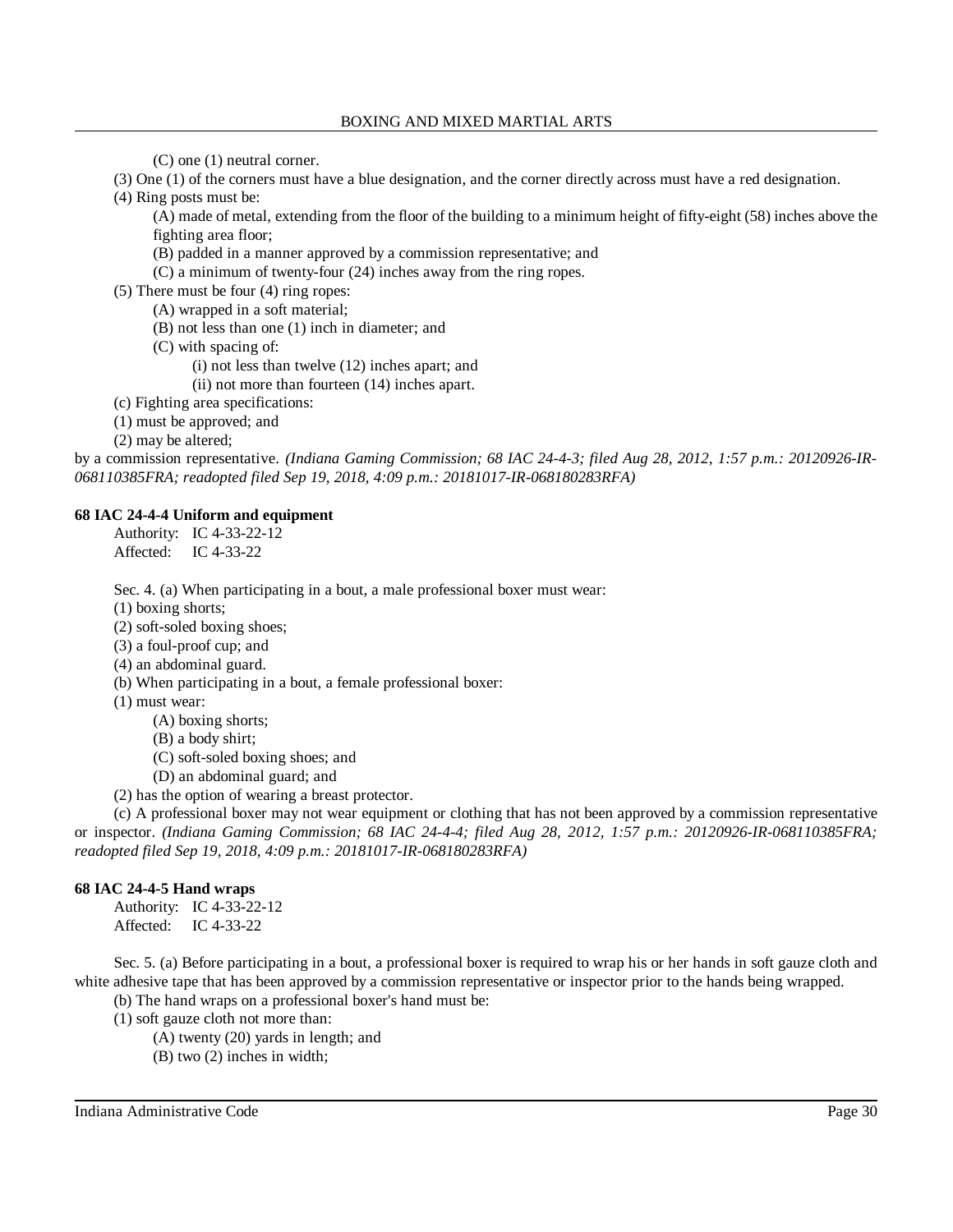(C) one (1) neutral corner.

(3) One (1) of the corners must have a blue designation, and the corner directly across must have a red designation.

(4) Ring posts must be:

(A) made of metal, extending from the floor of the building to a minimum height of fifty-eight (58) inches above the fighting area floor;

(B) padded in a manner approved by a commission representative; and

(C) a minimum of twenty-four (24) inches away from the ring ropes.

(5) There must be four (4) ring ropes:

(A) wrapped in a soft material;

(B) not less than one (1) inch in diameter; and

(C) with spacing of:

(i) not less than twelve (12) inches apart; and

(ii) not more than fourteen (14) inches apart.

(c) Fighting area specifications:

(1) must be approved; and

(2) may be altered;

by a commission representative. *(Indiana Gaming Commission; 68 IAC 24-4-3; filed Aug 28, 2012, 1:57 p.m.: 20120926-IR-068110385FRA; readopted filed Sep 19, 2018, 4:09 p.m.: 20181017-IR-068180283RFA)*

**68 IAC 24-4-4 Uniform and equipment**

Authority: IC 4-33-22-12
Affected: IC 4-33-22

Sec. 4. (a) When participating in a bout, a male professional boxer must wear:

(1) boxing shorts;

(2) soft-soled boxing shoes;

(3) a foul-proof cup; and

(4) an abdominal guard.

(b) When participating in a bout, a female professional boxer:

(1) must wear:

(A) boxing shorts;

(B) a body shirt;

(C) soft-soled boxing shoes; and

(D) an abdominal guard; and

(2) has the option of wearing a breast protector.

(c) A professional boxer may not wear equipment or clothing that has not been approved by a commission representative or inspector. *(Indiana Gaming Commission; 68 IAC 24-4-4; filed Aug 28, 2012, 1:57 p.m.: 20120926-IR-068110385FRA; readopted filed Sep 19, 2018, 4:09 p.m.: 20181017-IR-068180283RFA)*

**68 IAC 24-4-5 Hand wraps**

Authority: IC 4-33-22-12
Affected: IC 4-33-22

Sec. 5. (a) Before participating in a bout, a professional boxer is required to wrap his or her hands in soft gauze cloth and white adhesive tape that has been approved by a commission representative or inspector prior to the hands being wrapped.

(b) The hand wraps on a professional boxer's hand must be:

(1) soft gauze cloth not more than:

(A) twenty (20) yards in length; and

(B) two (2) inches in width;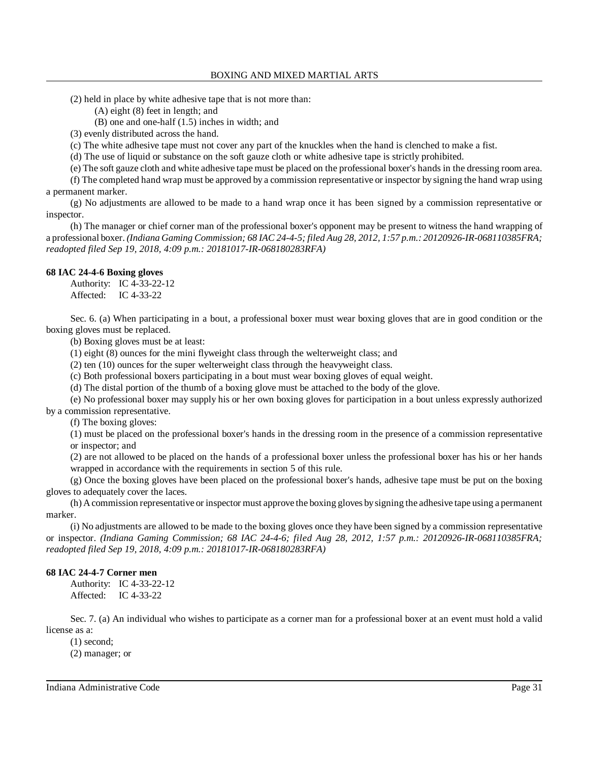(2) held in place by white adhesive tape that is not more than:

(A) eight (8) feet in length; and

(B) one and one-half (1.5) inches in width; and

(3) evenly distributed across the hand.

(c) The white adhesive tape must not cover any part of the knuckles when the hand is clenched to make a fist.

(d) The use of liquid or substance on the soft gauze cloth or white adhesive tape is strictly prohibited.

(e) The soft gauze cloth and white adhesive tape must be placed on the professional boxer's hands in the dressing room area.

(f) The completed hand wrap must be approved by a commission representative or inspector by signing the hand wrap using a permanent marker.

(g) No adjustments are allowed to be made to a hand wrap once it has been signed by a commission representative or inspector.

(h) The manager or chief corner man of the professional boxer's opponent may be present to witness the hand wrapping of a professional boxer. *(Indiana Gaming Commission; 68 IAC 24-4-5; filed Aug 28, 2012, 1:57 p.m.: 20120926-IR-068110385FRA; readopted filed Sep 19, 2018, 4:09 p.m.: 20181017-IR-068180283RFA)*

**68 IAC 24-4-6 Boxing gloves**

Authority: IC 4-33-22-12
Affected: IC 4-33-22

Sec. 6. (a) When participating in a bout, a professional boxer must wear boxing gloves that are in good condition or the boxing gloves must be replaced.

(b) Boxing gloves must be at least:

(1) eight (8) ounces for the mini flyweight class through the welterweight class; and

(2) ten (10) ounces for the super welterweight class through the heavyweight class.

(c) Both professional boxers participating in a bout must wear boxing gloves of equal weight.

(d) The distal portion of the thumb of a boxing glove must be attached to the body of the glove.

(e) No professional boxer may supply his or her own boxing gloves for participation in a bout unless expressly authorized by a commission representative.

(f) The boxing gloves:

(1) must be placed on the professional boxer's hands in the dressing room in the presence of a commission representative or inspector; and

(2) are not allowed to be placed on the hands of a professional boxer unless the professional boxer has his or her hands wrapped in accordance with the requirements in section 5 of this rule.

(g) Once the boxing gloves have been placed on the professional boxer's hands, adhesive tape must be put on the boxing gloves to adequately cover the laces.

(h) A commission representative or inspector must approve the boxing gloves by signing the adhesive tape using a permanent marker.

(i) No adjustments are allowed to be made to the boxing gloves once they have been signed by a commission representative or inspector. *(Indiana Gaming Commission; 68 IAC 24-4-6; filed Aug 28, 2012, 1:57 p.m.: 20120926-IR-068110385FRA; readopted filed Sep 19, 2018, 4:09 p.m.: 20181017-IR-068180283RFA)*

**68 IAC 24-4-7 Corner men**

Authority: IC 4-33-22-12
Affected: IC 4-33-22

Sec. 7. (a) An individual who wishes to participate as a corner man for a professional boxer at an event must hold a valid license as a:

(1) second;

(2) manager; or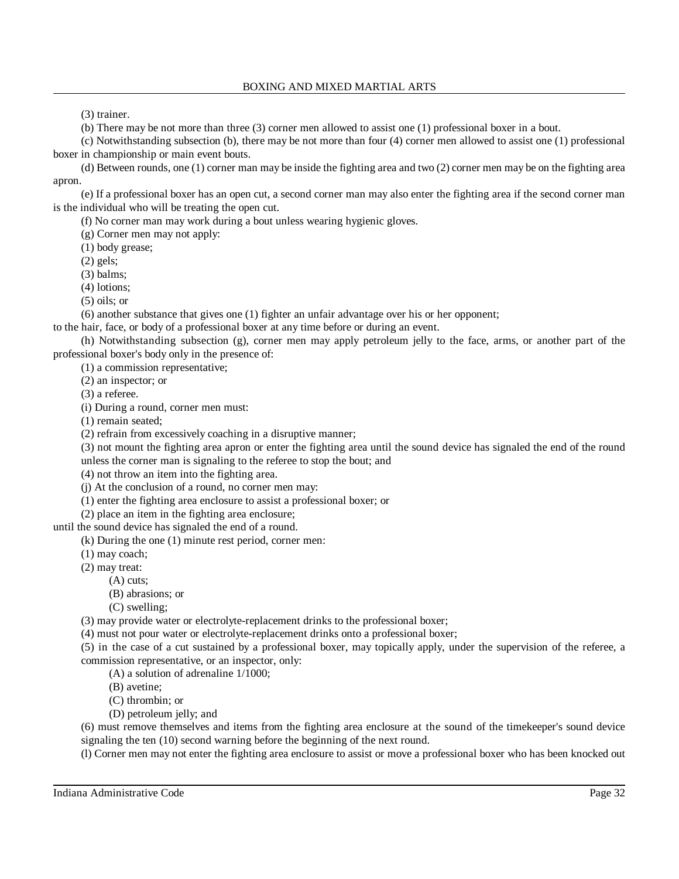(3) trainer.

(b) There may be not more than three (3) corner men allowed to assist one (1) professional boxer in a bout.

(c) Notwithstanding subsection (b), there may be not more than four (4) corner men allowed to assist one (1) professional boxer in championship or main event bouts.

(d) Between rounds, one (1) corner man may be inside the fighting area and two (2) corner men may be on the fighting area apron.

(e) If a professional boxer has an open cut, a second corner man may also enter the fighting area if the second corner man is the individual who will be treating the open cut.

(f) No corner man may work during a bout unless wearing hygienic gloves.

(g) Corner men may not apply:

(1) body grease;

(2) gels;

(3) balms;

(4) lotions;

(5) oils; or

(6) another substance that gives one (1) fighter an unfair advantage over his or her opponent;

to the hair, face, or body of a professional boxer at any time before or during an event.

(h) Notwithstanding subsection (g), corner men may apply petroleum jelly to the face, arms, or another part of the professional boxer's body only in the presence of:

(1) a commission representative;

(2) an inspector; or

(3) a referee.

(i) During a round, corner men must:

(1) remain seated;

(2) refrain from excessively coaching in a disruptive manner;

(3) not mount the fighting area apron or enter the fighting area until the sound device has signaled the end of the round unless the corner man is signaling to the referee to stop the bout; and

(4) not throw an item into the fighting area.

(j) At the conclusion of a round, no corner men may:

(1) enter the fighting area enclosure to assist a professional boxer; or

(2) place an item in the fighting area enclosure;

until the sound device has signaled the end of a round.

(k) During the one (1) minute rest period, corner men:

(1) may coach;

(2) may treat:

- (A) cuts;
- (B) abrasions; or
- (C) swelling;

(3) may provide water or electrolyte-replacement drinks to the professional boxer;

(4) must not pour water or electrolyte-replacement drinks onto a professional boxer;

(5) in the case of a cut sustained by a professional boxer, may topically apply, under the supervision of the referee, a commission representative, or an inspector, only:

- (A) a solution of adrenaline 1/1000;
- (B) avetine;
- (C) thrombin; or
- (D) petroleum jelly; and

(6) must remove themselves and items from the fighting area enclosure at the sound of the timekeeper's sound device signaling the ten (10) second warning before the beginning of the next round.

(l) Corner men may not enter the fighting area enclosure to assist or move a professional boxer who has been knocked out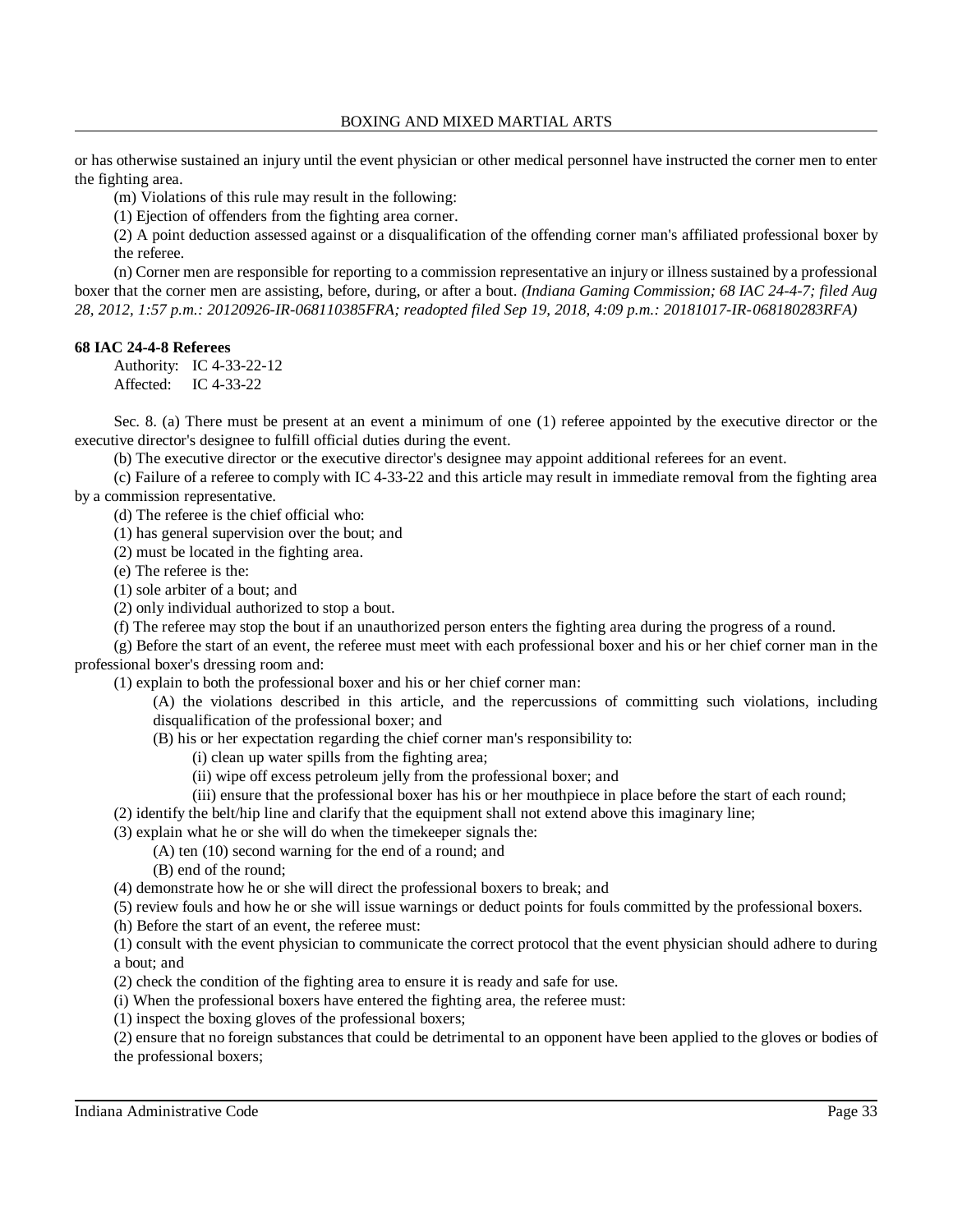or has otherwise sustained an injury until the event physician or other medical personnel have instructed the corner men to enter the fighting area.

(m) Violations of this rule may result in the following:

(1) Ejection of offenders from the fighting area corner.

(2) A point deduction assessed against or a disqualification of the offending corner man's affiliated professional boxer by the referee.

(n) Corner men are responsible for reporting to a commission representative an injury or illness sustained by a professional boxer that the corner men are assisting, before, during, or after a bout. *(Indiana Gaming Commission; 68 IAC 24-4-7; filed Aug 28, 2012, 1:57 p.m.: 20120926-IR-068110385FRA; readopted filed Sep 19, 2018, 4:09 p.m.: 20181017-IR-068180283RFA)*

**68 IAC 24-4-8 Referees**

Authority: IC 4-33-22-12
Affected: IC 4-33-22

Sec. 8. (a) There must be present at an event a minimum of one (1) referee appointed by the executive director or the executive director's designee to fulfill official duties during the event.

(b) The executive director or the executive director's designee may appoint additional referees for an event.

(c) Failure of a referee to comply with IC 4-33-22 and this article may result in immediate removal from the fighting area by a commission representative.

(d) The referee is the chief official who:

(1) has general supervision over the bout; and

(2) must be located in the fighting area.

(e) The referee is the:

(1) sole arbiter of a bout; and

(2) only individual authorized to stop a bout.

(f) The referee may stop the bout if an unauthorized person enters the fighting area during the progress of a round.

(g) Before the start of an event, the referee must meet with each professional boxer and his or her chief corner man in the professional boxer's dressing room and:

(1) explain to both the professional boxer and his or her chief corner man:

(A) the violations described in this article, and the repercussions of committing such violations, including disqualification of the professional boxer; and

(B) his or her expectation regarding the chief corner man's responsibility to:

(i) clean up water spills from the fighting area;

(ii) wipe off excess petroleum jelly from the professional boxer; and

(iii) ensure that the professional boxer has his or her mouthpiece in place before the start of each round;

(2) identify the belt/hip line and clarify that the equipment shall not extend above this imaginary line;

(3) explain what he or she will do when the timekeeper signals the:

(A) ten (10) second warning for the end of a round; and

(B) end of the round;

(4) demonstrate how he or she will direct the professional boxers to break; and

(5) review fouls and how he or she will issue warnings or deduct points for fouls committed by the professional boxers.

(h) Before the start of an event, the referee must:

(1) consult with the event physician to communicate the correct protocol that the event physician should adhere to during a bout; and

(2) check the condition of the fighting area to ensure it is ready and safe for use.

(i) When the professional boxers have entered the fighting area, the referee must:

(1) inspect the boxing gloves of the professional boxers;

(2) ensure that no foreign substances that could be detrimental to an opponent have been applied to the gloves or bodies of the professional boxers;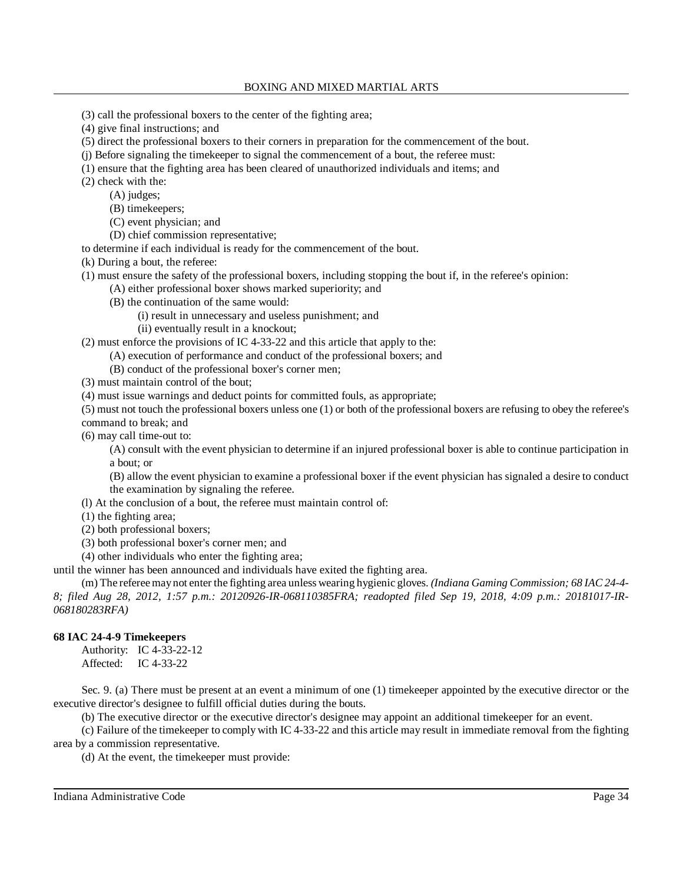(3) call the professional boxers to the center of the fighting area;

(4) give final instructions; and

(5) direct the professional boxers to their corners in preparation for the commencement of the bout.

(j) Before signaling the timekeeper to signal the commencement of a bout, the referee must:

(1) ensure that the fighting area has been cleared of unauthorized individuals and items; and

(2) check with the:

(A) judges;

(B) timekeepers;

(C) event physician; and

(D) chief commission representative;

to determine if each individual is ready for the commencement of the bout.

(k) During a bout, the referee:

(1) must ensure the safety of the professional boxers, including stopping the bout if, in the referee's opinion:

(A) either professional boxer shows marked superiority; and

(B) the continuation of the same would:

(i) result in unnecessary and useless punishment; and

(ii) eventually result in a knockout;

(2) must enforce the provisions of IC 4-33-22 and this article that apply to the:

(A) execution of performance and conduct of the professional boxers; and

(B) conduct of the professional boxer's corner men;

(3) must maintain control of the bout;

(4) must issue warnings and deduct points for committed fouls, as appropriate;

(5) must not touch the professional boxers unless one (1) or both of the professional boxers are refusing to obey the referee's command to break; and

(6) may call time-out to:

(A) consult with the event physician to determine if an injured professional boxer is able to continue participation in a bout; or

(B) allow the event physician to examine a professional boxer if the event physician has signaled a desire to conduct the examination by signaling the referee.

(l) At the conclusion of a bout, the referee must maintain control of:

(1) the fighting area;

(2) both professional boxers;

(3) both professional boxer's corner men; and

(4) other individuals who enter the fighting area;

until the winner has been announced and individuals have exited the fighting area.

(m) The referee may not enter the fighting area unless wearing hygienic gloves. *(Indiana Gaming Commission; 68 IAC 24-4-8; filed Aug 28, 2012, 1:57 p.m.: 20120926-IR-068110385FRA; readopted filed Sep 19, 2018, 4:09 p.m.: 20181017-IR-068180283RFA)*

**68 IAC 24-4-9 Timekeepers**

Authority: IC 4-33-22-12
Affected: IC 4-33-22

Sec. 9. (a) There must be present at an event a minimum of one (1) timekeeper appointed by the executive director or the executive director's designee to fulfill official duties during the bouts.

(b) The executive director or the executive director's designee may appoint an additional timekeeper for an event.

(c) Failure of the timekeeper to comply with IC 4-33-22 and this article may result in immediate removal from the fighting area by a commission representative.

(d) At the event, the timekeeper must provide: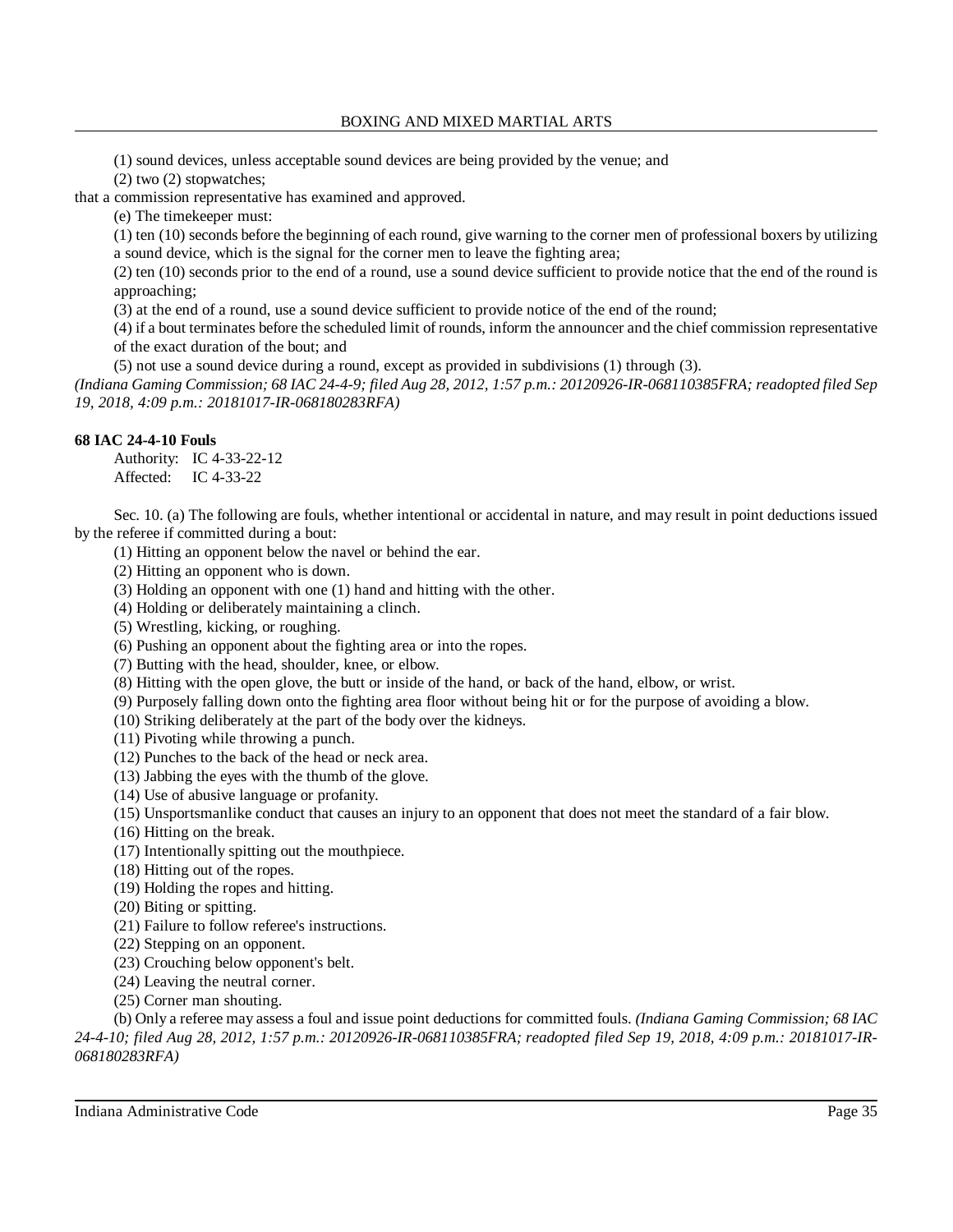(1) sound devices, unless acceptable sound devices are being provided by the venue; and

(2) two (2) stopwatches;

that a commission representative has examined and approved.

(e) The timekeeper must:

(1) ten (10) seconds before the beginning of each round, give warning to the corner men of professional boxers by utilizing a sound device, which is the signal for the corner men to leave the fighting area;

(2) ten (10) seconds prior to the end of a round, use a sound device sufficient to provide notice that the end of the round is approaching;

(3) at the end of a round, use a sound device sufficient to provide notice of the end of the round;

(4) if a bout terminates before the scheduled limit of rounds, inform the announcer and the chief commission representative of the exact duration of the bout; and

(5) not use a sound device during a round, except as provided in subdivisions (1) through (3).

*(Indiana Gaming Commission; 68 IAC 24-4-9; filed Aug 28, 2012, 1:57 p.m.: 20120926-IR-068110385FRA; readopted filed Sep 19, 2018, 4:09 p.m.: 20181017-IR-068180283RFA)*

**68 IAC 24-4-10 Fouls**

Authority: IC 4-33-22-12
Affected: IC 4-33-22

Sec. 10. (a) The following are fouls, whether intentional or accidental in nature, and may result in point deductions issued by the referee if committed during a bout:

(1) Hitting an opponent below the navel or behind the ear.

(2) Hitting an opponent who is down.

(3) Holding an opponent with one (1) hand and hitting with the other.

(4) Holding or deliberately maintaining a clinch.

(5) Wrestling, kicking, or roughing.

(6) Pushing an opponent about the fighting area or into the ropes.

(7) Butting with the head, shoulder, knee, or elbow.

(8) Hitting with the open glove, the butt or inside of the hand, or back of the hand, elbow, or wrist.

(9) Purposely falling down onto the fighting area floor without being hit or for the purpose of avoiding a blow.

(10) Striking deliberately at the part of the body over the kidneys.

(11) Pivoting while throwing a punch.

(12) Punches to the back of the head or neck area.

(13) Jabbing the eyes with the thumb of the glove.

(14) Use of abusive language or profanity.

(15) Unsportsmanlike conduct that causes an injury to an opponent that does not meet the standard of a fair blow.

(16) Hitting on the break.

(17) Intentionally spitting out the mouthpiece.

(18) Hitting out of the ropes.

(19) Holding the ropes and hitting.

(20) Biting or spitting.

(21) Failure to follow referee's instructions.

(22) Stepping on an opponent.

(23) Crouching below opponent's belt.

(24) Leaving the neutral corner.

(25) Corner man shouting.

(b) Only a referee may assess a foul and issue point deductions for committed fouls. *(Indiana Gaming Commission; 68 IAC 24-4-10; filed Aug 28, 2012, 1:57 p.m.: 20120926-IR-068110385FRA; readopted filed Sep 19, 2018, 4:09 p.m.: 20181017-IR-068180283RFA)*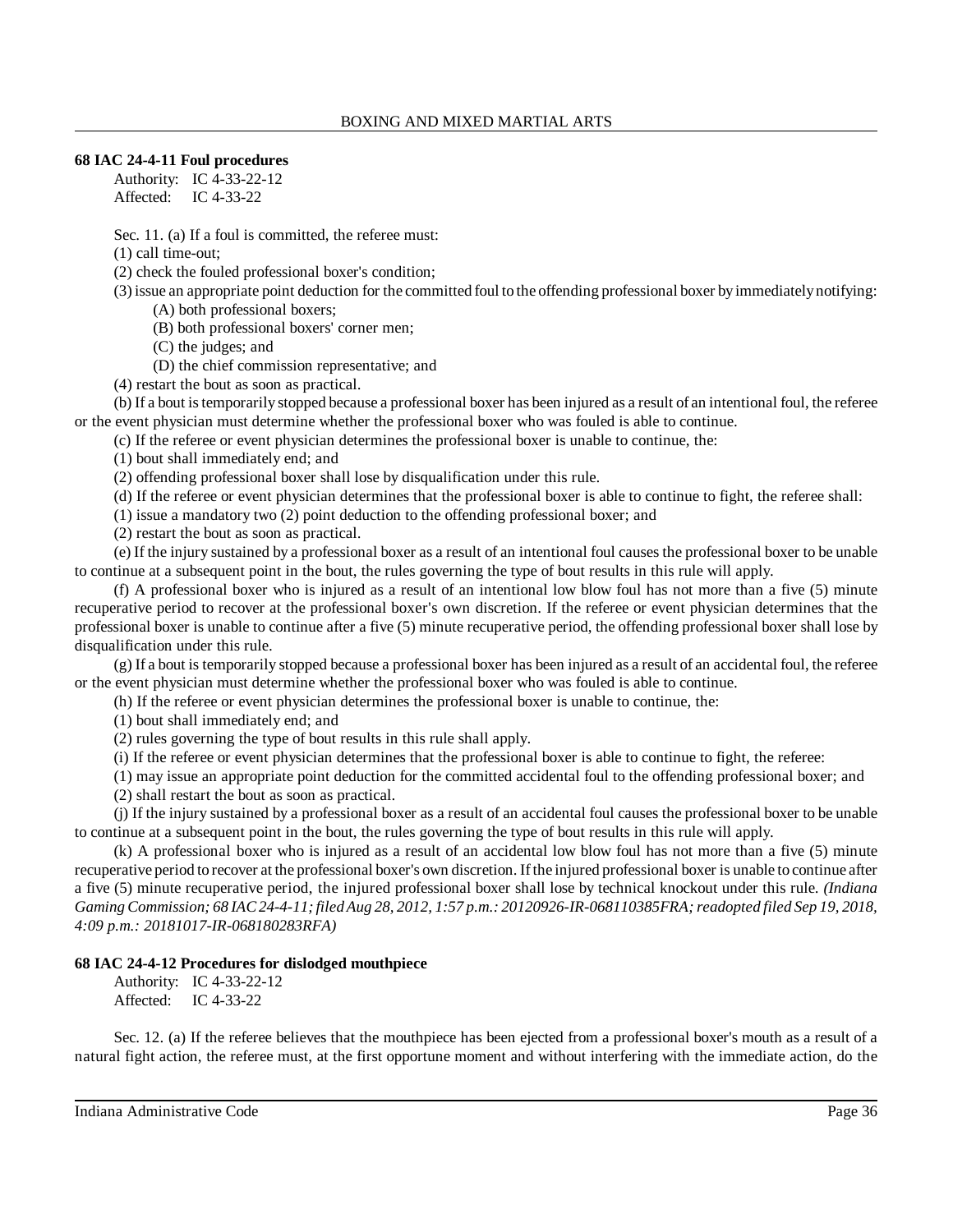**68 IAC 24-4-11 Foul procedures**

Authority: IC 4-33-22-12
Affected: IC 4-33-22

Sec. 11. (a) If a foul is committed, the referee must:

(1) call time-out;

(2) check the fouled professional boxer's condition;

(3) issue an appropriate point deduction for the committed foul to the offending professional boxer by immediately notifying:

(A) both professional boxers;

(B) both professional boxers' corner men;

(C) the judges; and

(D) the chief commission representative; and

(4) restart the bout as soon as practical.

(b) If a bout is temporarily stopped because a professional boxer has been injured as a result of an intentional foul, the referee or the event physician must determine whether the professional boxer who was fouled is able to continue.

(c) If the referee or event physician determines the professional boxer is unable to continue, the:

(1) bout shall immediately end; and

(2) offending professional boxer shall lose by disqualification under this rule.

(d) If the referee or event physician determines that the professional boxer is able to continue to fight, the referee shall:

(1) issue a mandatory two (2) point deduction to the offending professional boxer; and

(2) restart the bout as soon as practical.

(e) If the injury sustained by a professional boxer as a result of an intentional foul causes the professional boxer to be unable to continue at a subsequent point in the bout, the rules governing the type of bout results in this rule will apply.

(f) A professional boxer who is injured as a result of an intentional low blow foul has not more than a five (5) minute recuperative period to recover at the professional boxer's own discretion. If the referee or event physician determines that the professional boxer is unable to continue after a five (5) minute recuperative period, the offending professional boxer shall lose by disqualification under this rule.

(g) If a bout is temporarily stopped because a professional boxer has been injured as a result of an accidental foul, the referee or the event physician must determine whether the professional boxer who was fouled is able to continue.

(h) If the referee or event physician determines the professional boxer is unable to continue, the:

(1) bout shall immediately end; and

(2) rules governing the type of bout results in this rule shall apply.

(i) If the referee or event physician determines that the professional boxer is able to continue to fight, the referee:

(1) may issue an appropriate point deduction for the committed accidental foul to the offending professional boxer; and

(2) shall restart the bout as soon as practical.

(j) If the injury sustained by a professional boxer as a result of an accidental foul causes the professional boxer to be unable to continue at a subsequent point in the bout, the rules governing the type of bout results in this rule will apply.

(k) A professional boxer who is injured as a result of an accidental low blow foul has not more than a five (5) minute recuperative period to recover at the professional boxer's own discretion. If the injured professional boxer is unable to continue after a five (5) minute recuperative period, the injured professional boxer shall lose by technical knockout under this rule. *(Indiana Gaming Commission; 68 IAC 24-4-11; filed Aug 28, 2012, 1:57 p.m.: 20120926-IR-068110385FRA; readopted filed Sep 19, 2018, 4:09 p.m.: 20181017-IR-068180283RFA)*

**68 IAC 24-4-12 Procedures for dislodged mouthpiece**

Authority: IC 4-33-22-12
Affected: IC 4-33-22

Sec. 12. (a) If the referee believes that the mouthpiece has been ejected from a professional boxer's mouth as a result of a natural fight action, the referee must, at the first opportune moment and without interfering with the immediate action, do the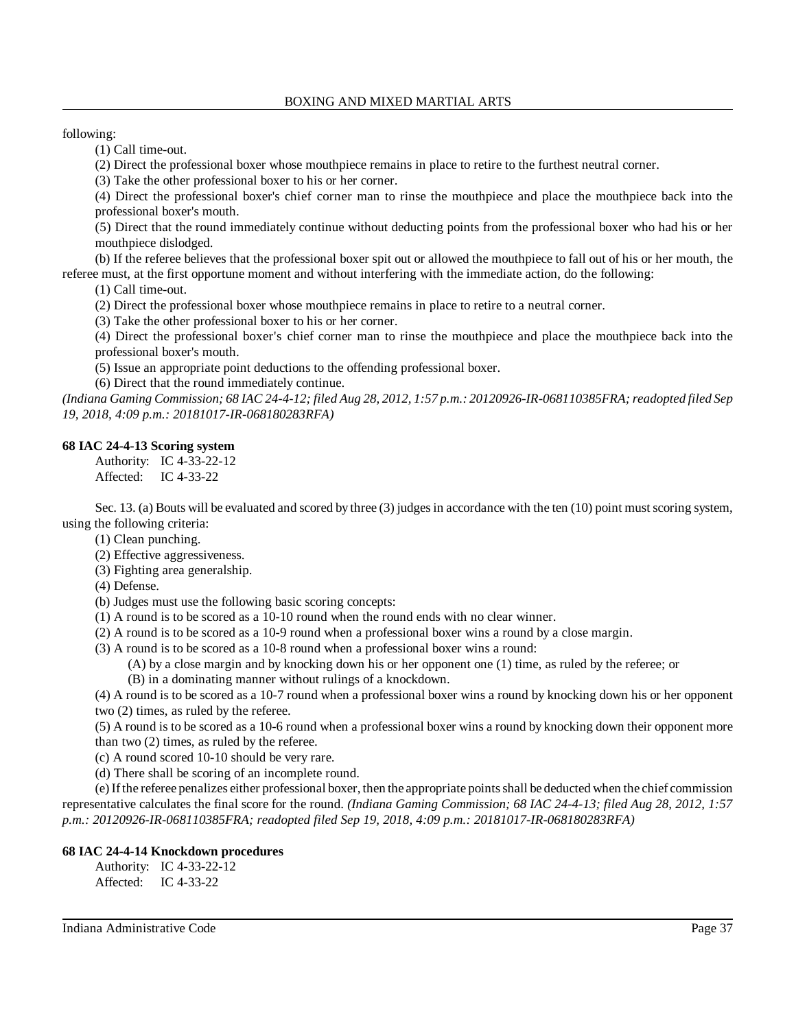following:

(1) Call time-out.

(2) Direct the professional boxer whose mouthpiece remains in place to retire to the furthest neutral corner.

(3) Take the other professional boxer to his or her corner.

(4) Direct the professional boxer's chief corner man to rinse the mouthpiece and place the mouthpiece back into the professional boxer's mouth.

(5) Direct that the round immediately continue without deducting points from the professional boxer who had his or her mouthpiece dislodged.

(b) If the referee believes that the professional boxer spit out or allowed the mouthpiece to fall out of his or her mouth, the referee must, at the first opportune moment and without interfering with the immediate action, do the following:

(1) Call time-out.

(2) Direct the professional boxer whose mouthpiece remains in place to retire to a neutral corner.

(3) Take the other professional boxer to his or her corner.

(4) Direct the professional boxer's chief corner man to rinse the mouthpiece and place the mouthpiece back into the professional boxer's mouth.

(5) Issue an appropriate point deductions to the offending professional boxer.

(6) Direct that the round immediately continue.

*(Indiana Gaming Commission; 68 IAC 24-4-12; filed Aug 28, 2012, 1:57 p.m.: 20120926-IR-068110385FRA; readopted filed Sep 19, 2018, 4:09 p.m.: 20181017-IR-068180283RFA)*

**68 IAC 24-4-13 Scoring system**

Authority: IC 4-33-22-12
Affected: IC 4-33-22

Sec. 13. (a) Bouts will be evaluated and scored by three (3) judges in accordance with the ten (10) point must scoring system, using the following criteria:

(1) Clean punching.

(2) Effective aggressiveness.

(3) Fighting area generalship.

(4) Defense.

(b) Judges must use the following basic scoring concepts:

(1) A round is to be scored as a 10-10 round when the round ends with no clear winner.

(2) A round is to be scored as a 10-9 round when a professional boxer wins a round by a close margin.

(3) A round is to be scored as a 10-8 round when a professional boxer wins a round:

(A) by a close margin and by knocking down his or her opponent one (1) time, as ruled by the referee; or

(B) in a dominating manner without rulings of a knockdown.

(4) A round is to be scored as a 10-7 round when a professional boxer wins a round by knocking down his or her opponent two (2) times, as ruled by the referee.

(5) A round is to be scored as a 10-6 round when a professional boxer wins a round by knocking down their opponent more than two (2) times, as ruled by the referee.

(c) A round scored 10-10 should be very rare.

(d) There shall be scoring of an incomplete round.

(e) If the referee penalizes either professional boxer, then the appropriate points shall be deducted when the chief commission representative calculates the final score for the round. *(Indiana Gaming Commission; 68 IAC 24-4-13; filed Aug 28, 2012, 1:57 p.m.: 20120926-IR-068110385FRA; readopted filed Sep 19, 2018, 4:09 p.m.: 20181017-IR-068180283RFA)*

**68 IAC 24-4-14 Knockdown procedures**

Authority: IC 4-33-22-12
Affected: IC 4-33-22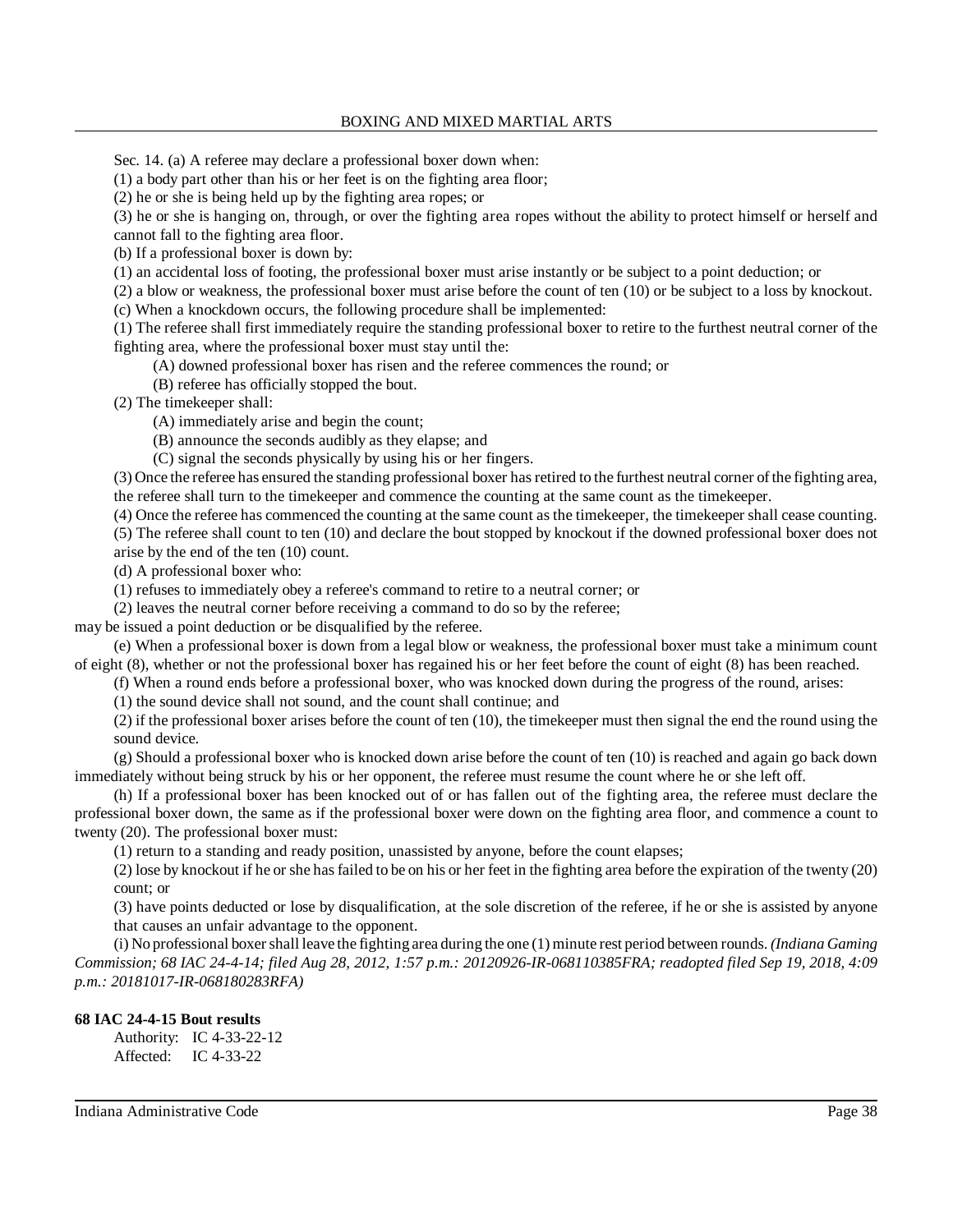Sec. 14. (a) A referee may declare a professional boxer down when:

(1) a body part other than his or her feet is on the fighting area floor;

(2) he or she is being held up by the fighting area ropes; or

(3) he or she is hanging on, through, or over the fighting area ropes without the ability to protect himself or herself and cannot fall to the fighting area floor.

(b) If a professional boxer is down by:

(1) an accidental loss of footing, the professional boxer must arise instantly or be subject to a point deduction; or

(2) a blow or weakness, the professional boxer must arise before the count of ten (10) or be subject to a loss by knockout.

(c) When a knockdown occurs, the following procedure shall be implemented:

(1) The referee shall first immediately require the standing professional boxer to retire to the furthest neutral corner of the fighting area, where the professional boxer must stay until the:

(A) downed professional boxer has risen and the referee commences the round; or

(B) referee has officially stopped the bout.

(2) The timekeeper shall:

(A) immediately arise and begin the count;

(B) announce the seconds audibly as they elapse; and

(C) signal the seconds physically by using his or her fingers.

(3) Once the referee has ensured the standing professional boxer has retired to the furthest neutral corner of the fighting area, the referee shall turn to the timekeeper and commence the counting at the same count as the timekeeper.

(4) Once the referee has commenced the counting at the same count as the timekeeper, the timekeeper shall cease counting.

(5) The referee shall count to ten (10) and declare the bout stopped by knockout if the downed professional boxer does not arise by the end of the ten (10) count.

(d) A professional boxer who:

(1) refuses to immediately obey a referee's command to retire to a neutral corner; or

(2) leaves the neutral corner before receiving a command to do so by the referee;

may be issued a point deduction or be disqualified by the referee.

(e) When a professional boxer is down from a legal blow or weakness, the professional boxer must take a minimum count of eight (8), whether or not the professional boxer has regained his or her feet before the count of eight (8) has been reached.

(f) When a round ends before a professional boxer, who was knocked down during the progress of the round, arises:

(1) the sound device shall not sound, and the count shall continue; and

(2) if the professional boxer arises before the count of ten (10), the timekeeper must then signal the end the round using the sound device.

(g) Should a professional boxer who is knocked down arise before the count of ten (10) is reached and again go back down immediately without being struck by his or her opponent, the referee must resume the count where he or she left off.

(h) If a professional boxer has been knocked out of or has fallen out of the fighting area, the referee must declare the professional boxer down, the same as if the professional boxer were down on the fighting area floor, and commence a count to twenty (20). The professional boxer must:

(1) return to a standing and ready position, unassisted by anyone, before the count elapses;

(2) lose by knockout if he or she has failed to be on his or her feet in the fighting area before the expiration of the twenty (20) count; or

(3) have points deducted or lose by disqualification, at the sole discretion of the referee, if he or she is assisted by anyone that causes an unfair advantage to the opponent.

(i) No professional boxer shall leave the fighting area during the one (1) minute rest period between rounds. *(Indiana Gaming Commission; 68 IAC 24-4-14; filed Aug 28, 2012, 1:57 p.m.: 20120926-IR-068110385FRA; readopted filed Sep 19, 2018, 4:09 p.m.: 20181017-IR-068180283RFA)*

**68 IAC 24-4-15 Bout results**

Authority: IC 4-33-22-12
Affected: IC 4-33-22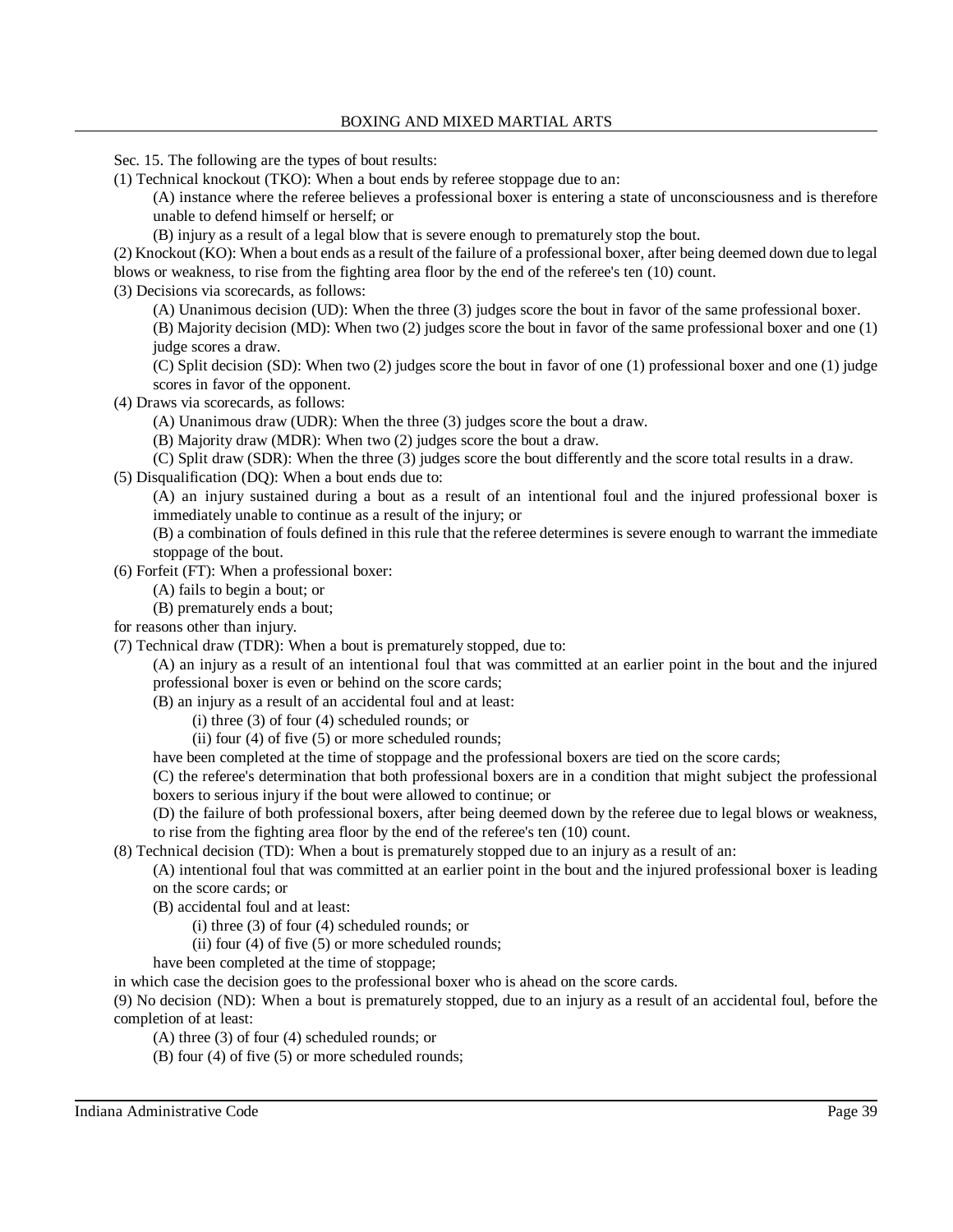Sec. 15. The following are the types of bout results:

(1) Technical knockout (TKO): When a bout ends by referee stoppage due to an:

(A) instance where the referee believes a professional boxer is entering a state of unconsciousness and is therefore unable to defend himself or herself; or

(B) injury as a result of a legal blow that is severe enough to prematurely stop the bout.

(2) Knockout (KO): When a bout ends as a result of the failure of a professional boxer, after being deemed down due to legal blows or weakness, to rise from the fighting area floor by the end of the referee's ten (10) count.

(3) Decisions via scorecards, as follows:

(A) Unanimous decision (UD): When the three (3) judges score the bout in favor of the same professional boxer.

(B) Majority decision (MD): When two (2) judges score the bout in favor of the same professional boxer and one (1) judge scores a draw.

(C) Split decision (SD): When two (2) judges score the bout in favor of one (1) professional boxer and one (1) judge scores in favor of the opponent.

(4) Draws via scorecards, as follows:

(A) Unanimous draw (UDR): When the three (3) judges score the bout a draw.

(B) Majority draw (MDR): When two (2) judges score the bout a draw.

(C) Split draw (SDR): When the three (3) judges score the bout differently and the score total results in a draw.

(5) Disqualification (DQ): When a bout ends due to:

(A) an injury sustained during a bout as a result of an intentional foul and the injured professional boxer is immediately unable to continue as a result of the injury; or

(B) a combination of fouls defined in this rule that the referee determines is severe enough to warrant the immediate stoppage of the bout.

(6) Forfeit (FT): When a professional boxer:

(A) fails to begin a bout; or

(B) prematurely ends a bout;

for reasons other than injury.

(7) Technical draw (TDR): When a bout is prematurely stopped, due to:

(A) an injury as a result of an intentional foul that was committed at an earlier point in the bout and the injured professional boxer is even or behind on the score cards;

(B) an injury as a result of an accidental foul and at least:

(i) three (3) of four (4) scheduled rounds; or

(ii) four (4) of five (5) or more scheduled rounds;

have been completed at the time of stoppage and the professional boxers are tied on the score cards;

(C) the referee's determination that both professional boxers are in a condition that might subject the professional boxers to serious injury if the bout were allowed to continue; or

(D) the failure of both professional boxers, after being deemed down by the referee due to legal blows or weakness, to rise from the fighting area floor by the end of the referee's ten (10) count.

(8) Technical decision (TD): When a bout is prematurely stopped due to an injury as a result of an:

(A) intentional foul that was committed at an earlier point in the bout and the injured professional boxer is leading on the score cards; or

(B) accidental foul and at least:

(i) three (3) of four (4) scheduled rounds; or

(ii) four (4) of five (5) or more scheduled rounds;

have been completed at the time of stoppage;

in which case the decision goes to the professional boxer who is ahead on the score cards.

(9) No decision (ND): When a bout is prematurely stopped, due to an injury as a result of an accidental foul, before the completion of at least:

(A) three (3) of four (4) scheduled rounds; or

(B) four (4) of five (5) or more scheduled rounds;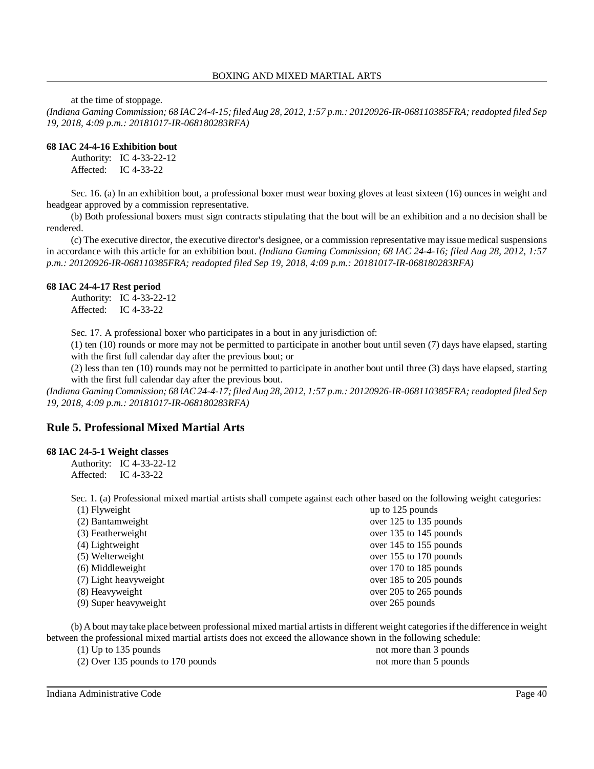at the time of stoppage.
*(Indiana Gaming Commission; 68 IAC 24-4-15; filed Aug 28, 2012, 1:57 p.m.: 20120926-IR-068110385FRA; readopted filed Sep 19, 2018, 4:09 p.m.: 20181017-IR-068180283RFA)*

**68 IAC 24-4-16 Exhibition bout**

Authority: IC 4-33-22-12
Affected: IC 4-33-22

Sec. 16. (a) In an exhibition bout, a professional boxer must wear boxing gloves at least sixteen (16) ounces in weight and headgear approved by a commission representative.

(b) Both professional boxers must sign contracts stipulating that the bout will be an exhibition and a no decision shall be rendered.

(c) The executive director, the executive director's designee, or a commission representative may issue medical suspensions in accordance with this article for an exhibition bout. *(Indiana Gaming Commission; 68 IAC 24-4-16; filed Aug 28, 2012, 1:57 p.m.: 20120926-IR-068110385FRA; readopted filed Sep 19, 2018, 4:09 p.m.: 20181017-IR-068180283RFA)*

**68 IAC 24-4-17 Rest period**

Authority: IC 4-33-22-12
Affected: IC 4-33-22

Sec. 17. A professional boxer who participates in a bout in any jurisdiction of:

(1) ten (10) rounds or more may not be permitted to participate in another bout until seven (7) days have elapsed, starting with the first full calendar day after the previous bout; or

(2) less than ten (10) rounds may not be permitted to participate in another bout until three (3) days have elapsed, starting with the first full calendar day after the previous bout.

*(Indiana Gaming Commission; 68 IAC 24-4-17; filed Aug 28, 2012, 1:57 p.m.: 20120926-IR-068110385FRA; readopted filed Sep 19, 2018, 4:09 p.m.: 20181017-IR-068180283RFA)*

## Rule 5. Professional Mixed Martial Arts

**68 IAC 24-5-1 Weight classes**

Authority: IC 4-33-22-12
Affected: IC 4-33-22

Sec. 1. (a) Professional mixed martial artists shall compete against each other based on the following weight categories:

| | |
|---|---|
| (1) Flyweight | up to 125 pounds |
| (2) Bantamweight | over 125 to 135 pounds |
| (3) Featherweight | over 135 to 145 pounds |
| (4) Lightweight | over 145 to 155 pounds |
| (5) Welterweight | over 155 to 170 pounds |
| (6) Middleweight | over 170 to 185 pounds |
| (7) Light heavyweight | over 185 to 205 pounds |
| (8) Heavyweight | over 205 to 265 pounds |
| (9) Super heavyweight | over 265 pounds |

(b) A bout may take place between professional mixed martial artists in different weight categories if the difference in weight between the professional mixed martial artists does not exceed the allowance shown in the following schedule:

| | |
|---|---|
| (1) Up to 135 pounds | not more than 3 pounds |
| (2) Over 135 pounds to 170 pounds | not more than 5 pounds |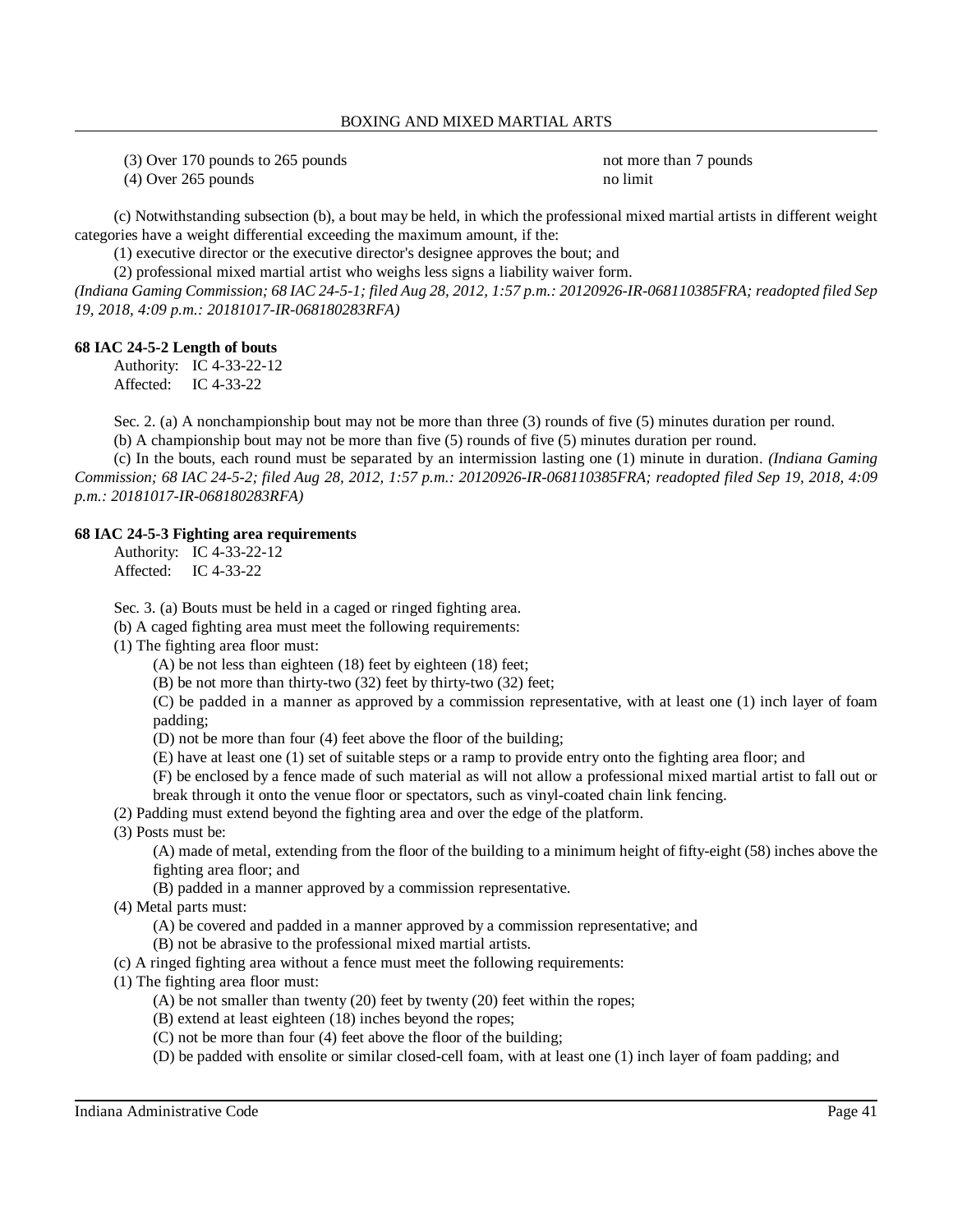| | |
|---|---|
| (3) Over 170 pounds to 265 pounds | not more than 7 pounds |
| (4) Over 265 pounds | no limit |

(c) Notwithstanding subsection (b), a bout may be held, in which the professional mixed martial artists in different weight categories have a weight differential exceeding the maximum amount, if the:

(1) executive director or the executive director's designee approves the bout; and

(2) professional mixed martial artist who weighs less signs a liability waiver form.

*(Indiana Gaming Commission; 68 IAC 24-5-1; filed Aug 28, 2012, 1:57 p.m.: 20120926-IR-068110385FRA; readopted filed Sep 19, 2018, 4:09 p.m.: 20181017-IR-068180283RFA)*

**68 IAC 24-5-2 Length of bouts**

Authority: IC 4-33-22-12
Affected: IC 4-33-22

Sec. 2. (a) A nonchampionship bout may not be more than three (3) rounds of five (5) minutes duration per round.

(b) A championship bout may not be more than five (5) rounds of five (5) minutes duration per round.

(c) In the bouts, each round must be separated by an intermission lasting one (1) minute in duration. *(Indiana Gaming Commission; 68 IAC 24-5-2; filed Aug 28, 2012, 1:57 p.m.: 20120926-IR-068110385FRA; readopted filed Sep 19, 2018, 4:09 p.m.: 20181017-IR-068180283RFA)*

**68 IAC 24-5-3 Fighting area requirements**

Authority: IC 4-33-22-12
Affected: IC 4-33-22

Sec. 3. (a) Bouts must be held in a caged or ringed fighting area.

(b) A caged fighting area must meet the following requirements:

(1) The fighting area floor must:

(A) be not less than eighteen (18) feet by eighteen (18) feet;

(B) be not more than thirty-two (32) feet by thirty-two (32) feet;

(C) be padded in a manner as approved by a commission representative, with at least one (1) inch layer of foam padding;

(D) not be more than four (4) feet above the floor of the building;

(E) have at least one (1) set of suitable steps or a ramp to provide entry onto the fighting area floor; and

(F) be enclosed by a fence made of such material as will not allow a professional mixed martial artist to fall out or break through it onto the venue floor or spectators, such as vinyl-coated chain link fencing.

(2) Padding must extend beyond the fighting area and over the edge of the platform.

(3) Posts must be:

(A) made of metal, extending from the floor of the building to a minimum height of fifty-eight (58) inches above the fighting area floor; and

(B) padded in a manner approved by a commission representative.

(4) Metal parts must:

(A) be covered and padded in a manner approved by a commission representative; and

(B) not be abrasive to the professional mixed martial artists.

(c) A ringed fighting area without a fence must meet the following requirements:

(1) The fighting area floor must:

(A) be not smaller than twenty (20) feet by twenty (20) feet within the ropes;

(B) extend at least eighteen (18) inches beyond the ropes;

(C) not be more than four (4) feet above the floor of the building;

(D) be padded with ensolite or similar closed-cell foam, with at least one (1) inch layer of foam padding; and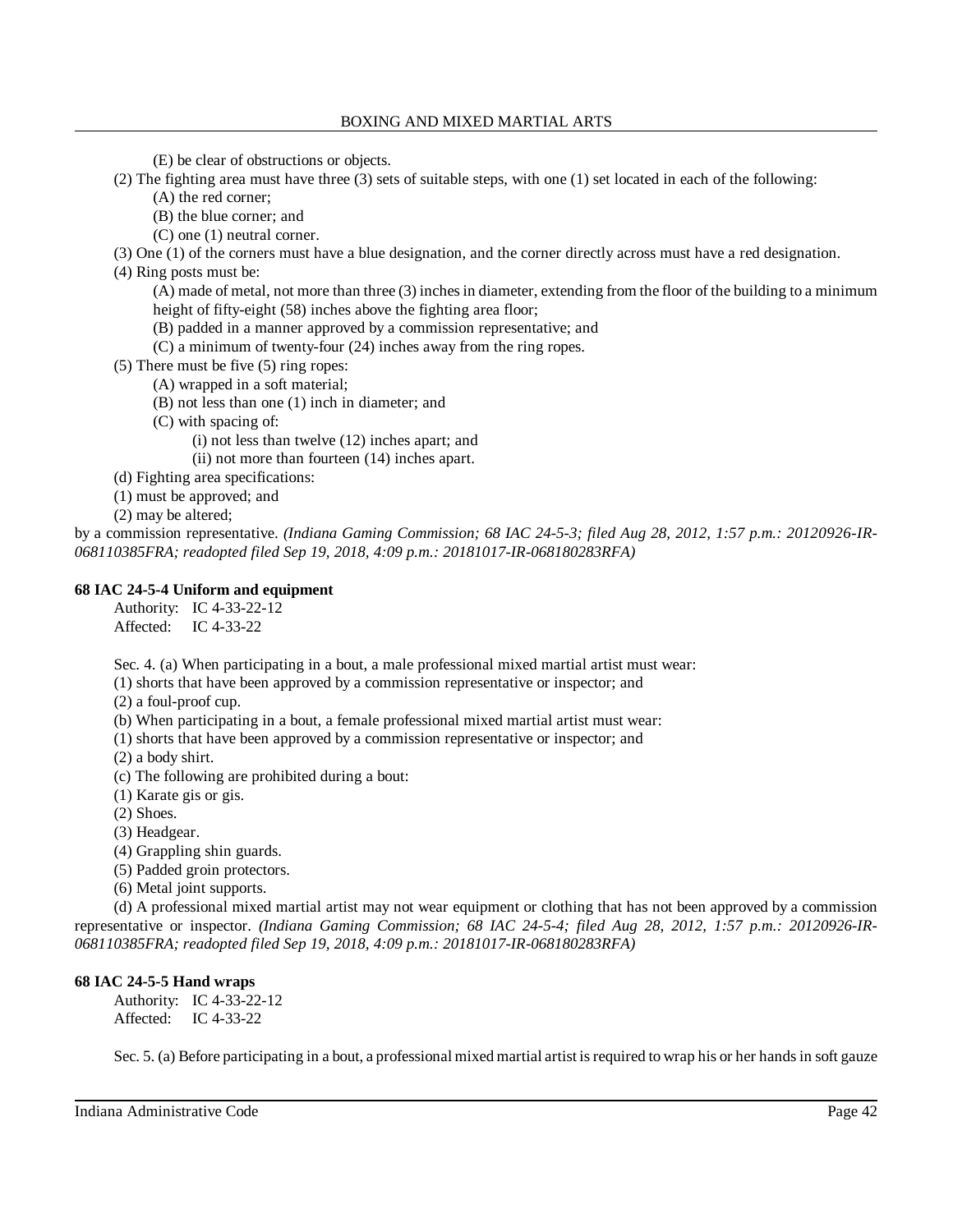(E) be clear of obstructions or objects.

(2) The fighting area must have three (3) sets of suitable steps, with one (1) set located in each of the following:

(A) the red corner;

(B) the blue corner; and

(C) one (1) neutral corner.

(3) One (1) of the corners must have a blue designation, and the corner directly across must have a red designation.

(4) Ring posts must be:

(A) made of metal, not more than three (3) inches in diameter, extending from the floor of the building to a minimum height of fifty-eight (58) inches above the fighting area floor;

(B) padded in a manner approved by a commission representative; and

(C) a minimum of twenty-four (24) inches away from the ring ropes.

(5) There must be five (5) ring ropes:

(A) wrapped in a soft material;

(B) not less than one (1) inch in diameter; and

(C) with spacing of:

(i) not less than twelve (12) inches apart; and

(ii) not more than fourteen (14) inches apart.

(d) Fighting area specifications:

(1) must be approved; and

(2) may be altered;

by a commission representative. *(Indiana Gaming Commission; 68 IAC 24-5-3; filed Aug 28, 2012, 1:57 p.m.: 20120926-IR-068110385FRA; readopted filed Sep 19, 2018, 4:09 p.m.: 20181017-IR-068180283RFA)*

**68 IAC 24-5-4 Uniform and equipment**

Authority: IC 4-33-22-12
Affected: IC 4-33-22

Sec. 4. (a) When participating in a bout, a male professional mixed martial artist must wear:

(1) shorts that have been approved by a commission representative or inspector; and

(2) a foul-proof cup.

(b) When participating in a bout, a female professional mixed martial artist must wear:

(1) shorts that have been approved by a commission representative or inspector; and

(2) a body shirt.

(c) The following are prohibited during a bout:

(1) Karate gis or gis.

(2) Shoes.

(3) Headgear.

(4) Grappling shin guards.

(5) Padded groin protectors.

(6) Metal joint supports.

(d) A professional mixed martial artist may not wear equipment or clothing that has not been approved by a commission representative or inspector. *(Indiana Gaming Commission; 68 IAC 24-5-4; filed Aug 28, 2012, 1:57 p.m.: 20120926-IR-068110385FRA; readopted filed Sep 19, 2018, 4:09 p.m.: 20181017-IR-068180283RFA)*

**68 IAC 24-5-5 Hand wraps**

Authority: IC 4-33-22-12
Affected: IC 4-33-22

Sec. 5. (a) Before participating in a bout, a professional mixed martial artist is required to wrap his or her hands in soft gauze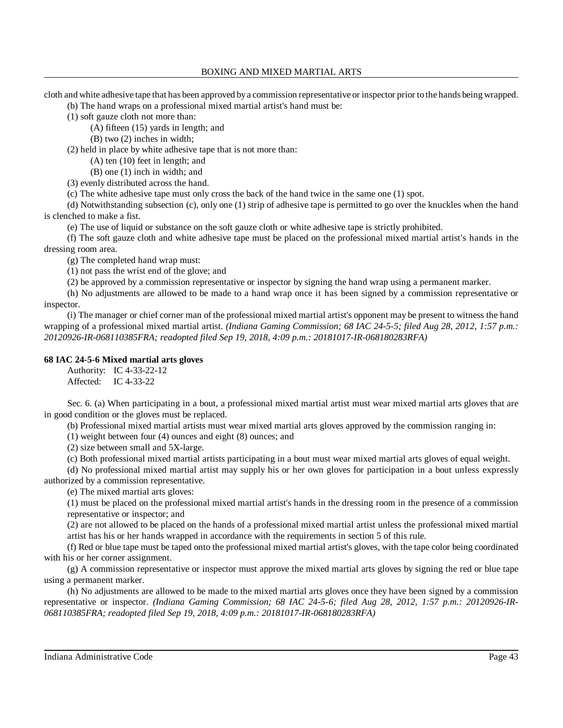cloth and white adhesive tape that has been approved by a commission representative or inspector prior to the hands being wrapped.

(b) The hand wraps on a professional mixed martial artist's hand must be:

(1) soft gauze cloth not more than:

(A) fifteen (15) yards in length; and

(B) two (2) inches in width;

(2) held in place by white adhesive tape that is not more than:

(A) ten (10) feet in length; and

(B) one (1) inch in width; and

(3) evenly distributed across the hand.

(c) The white adhesive tape must only cross the back of the hand twice in the same one (1) spot.

(d) Notwithstanding subsection (c), only one (1) strip of adhesive tape is permitted to go over the knuckles when the hand is clenched to make a fist.

(e) The use of liquid or substance on the soft gauze cloth or white adhesive tape is strictly prohibited.

(f) The soft gauze cloth and white adhesive tape must be placed on the professional mixed martial artist's hands in the dressing room area.

(g) The completed hand wrap must:

(1) not pass the wrist end of the glove; and

(2) be approved by a commission representative or inspector by signing the hand wrap using a permanent marker.

(h) No adjustments are allowed to be made to a hand wrap once it has been signed by a commission representative or inspector.

(i) The manager or chief corner man of the professional mixed martial artist's opponent may be present to witness the hand wrapping of a professional mixed martial artist. *(Indiana Gaming Commission; 68 IAC 24-5-5; filed Aug 28, 2012, 1:57 p.m.: 20120926-IR-068110385FRA; readopted filed Sep 19, 2018, 4:09 p.m.: 20181017-IR-068180283RFA)*

**68 IAC 24-5-6 Mixed martial arts gloves**

Authority: IC 4-33-22-12
Affected: IC 4-33-22

Sec. 6. (a) When participating in a bout, a professional mixed martial artist must wear mixed martial arts gloves that are in good condition or the gloves must be replaced.

(b) Professional mixed martial artists must wear mixed martial arts gloves approved by the commission ranging in:

(1) weight between four (4) ounces and eight (8) ounces; and

(2) size between small and 5X-large.

(c) Both professional mixed martial artists participating in a bout must wear mixed martial arts gloves of equal weight.

(d) No professional mixed martial artist may supply his or her own gloves for participation in a bout unless expressly authorized by a commission representative.

(e) The mixed martial arts gloves:

(1) must be placed on the professional mixed martial artist's hands in the dressing room in the presence of a commission representative or inspector; and

(2) are not allowed to be placed on the hands of a professional mixed martial artist unless the professional mixed martial artist has his or her hands wrapped in accordance with the requirements in section 5 of this rule.

(f) Red or blue tape must be taped onto the professional mixed martial artist's gloves, with the tape color being coordinated with his or her corner assignment.

(g) A commission representative or inspector must approve the mixed martial arts gloves by signing the red or blue tape using a permanent marker.

(h) No adjustments are allowed to be made to the mixed martial arts gloves once they have been signed by a commission representative or inspector. *(Indiana Gaming Commission; 68 IAC 24-5-6; filed Aug 28, 2012, 1:57 p.m.: 20120926-IR-068110385FRA; readopted filed Sep 19, 2018, 4:09 p.m.: 20181017-IR-068180283RFA)*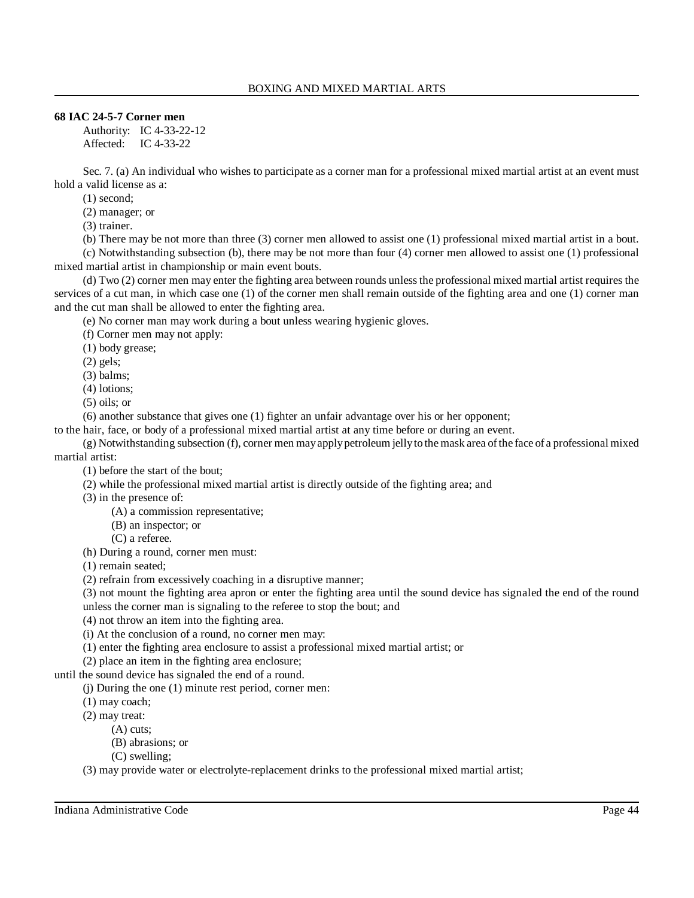**68 IAC 24-5-7 Corner men**

Authority: IC 4-33-22-12
Affected: IC 4-33-22

Sec. 7. (a) An individual who wishes to participate as a corner man for a professional mixed martial artist at an event must hold a valid license as a:

(1) second;

(2) manager; or

(3) trainer.

(b) There may be not more than three (3) corner men allowed to assist one (1) professional mixed martial artist in a bout.

(c) Notwithstanding subsection (b), there may be not more than four (4) corner men allowed to assist one (1) professional mixed martial artist in championship or main event bouts.

(d) Two (2) corner men may enter the fighting area between rounds unless the professional mixed martial artist requires the services of a cut man, in which case one (1) of the corner men shall remain outside of the fighting area and one (1) corner man and the cut man shall be allowed to enter the fighting area.

(e) No corner man may work during a bout unless wearing hygienic gloves.

(f) Corner men may not apply:

(1) body grease;

(2) gels;

(3) balms;

(4) lotions;

(5) oils; or

(6) another substance that gives one (1) fighter an unfair advantage over his or her opponent;

to the hair, face, or body of a professional mixed martial artist at any time before or during an event.

(g) Notwithstanding subsection (f), corner men may apply petroleum jelly to the mask area of the face of a professional mixed martial artist:

(1) before the start of the bout;

(2) while the professional mixed martial artist is directly outside of the fighting area; and

(3) in the presence of:

(A) a commission representative;

(B) an inspector; or

(C) a referee.

(h) During a round, corner men must:

(1) remain seated;

(2) refrain from excessively coaching in a disruptive manner;

(3) not mount the fighting area apron or enter the fighting area until the sound device has signaled the end of the round unless the corner man is signaling to the referee to stop the bout; and

(4) not throw an item into the fighting area.

(i) At the conclusion of a round, no corner men may:

(1) enter the fighting area enclosure to assist a professional mixed martial artist; or

(2) place an item in the fighting area enclosure;

until the sound device has signaled the end of a round.

(j) During the one (1) minute rest period, corner men:

(1) may coach;

(2) may treat:

(A) cuts;

(B) abrasions; or

(C) swelling;

(3) may provide water or electrolyte-replacement drinks to the professional mixed martial artist;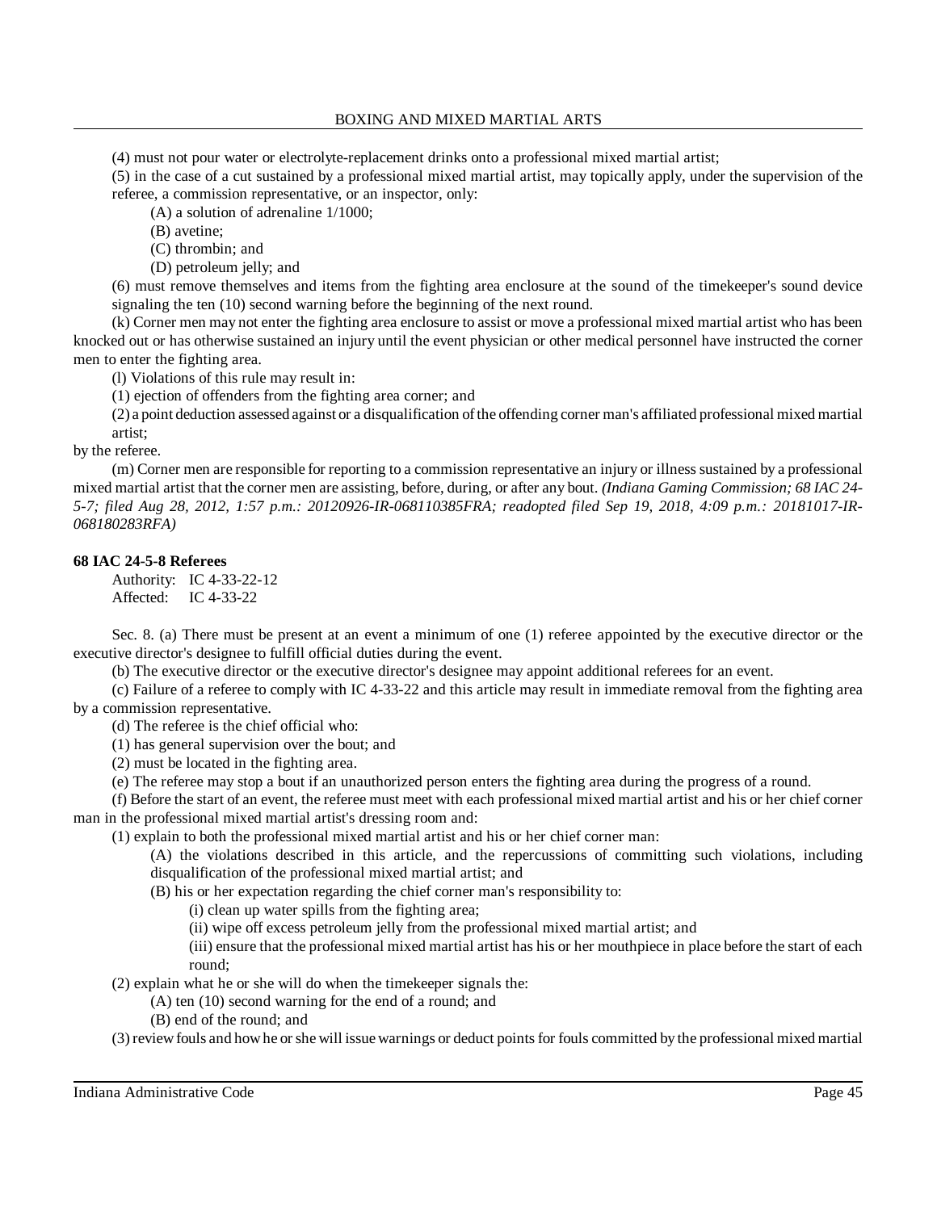(4) must not pour water or electrolyte-replacement drinks onto a professional mixed martial artist;

(5) in the case of a cut sustained by a professional mixed martial artist, may topically apply, under the supervision of the referee, a commission representative, or an inspector, only:

(A) a solution of adrenaline 1/1000;

(B) avetine;

(C) thrombin; and

(D) petroleum jelly; and

(6) must remove themselves and items from the fighting area enclosure at the sound of the timekeeper's sound device signaling the ten (10) second warning before the beginning of the next round.

(k) Corner men may not enter the fighting area enclosure to assist or move a professional mixed martial artist who has been knocked out or has otherwise sustained an injury until the event physician or other medical personnel have instructed the corner men to enter the fighting area.

(l) Violations of this rule may result in:

(1) ejection of offenders from the fighting area corner; and

(2) a point deduction assessed against or a disqualification of the offending corner man's affiliated professional mixed martial artist;

by the referee.

(m) Corner men are responsible for reporting to a commission representative an injury or illness sustained by a professional mixed martial artist that the corner men are assisting, before, during, or after any bout. *(Indiana Gaming Commission; 68 IAC 24-5-7; filed Aug 28, 2012, 1:57 p.m.: 20120926-IR-068110385FRA; readopted filed Sep 19, 2018, 4:09 p.m.: 20181017-IR-068180283RFA)*

**68 IAC 24-5-8 Referees**

Authority: IC 4-33-22-12
Affected: IC 4-33-22

Sec. 8. (a) There must be present at an event a minimum of one (1) referee appointed by the executive director or the executive director's designee to fulfill official duties during the event.

(b) The executive director or the executive director's designee may appoint additional referees for an event.

(c) Failure of a referee to comply with IC 4-33-22 and this article may result in immediate removal from the fighting area by a commission representative.

(d) The referee is the chief official who:

(1) has general supervision over the bout; and

(2) must be located in the fighting area.

(e) The referee may stop a bout if an unauthorized person enters the fighting area during the progress of a round.

(f) Before the start of an event, the referee must meet with each professional mixed martial artist and his or her chief corner man in the professional mixed martial artist's dressing room and:

(1) explain to both the professional mixed martial artist and his or her chief corner man:

(A) the violations described in this article, and the repercussions of committing such violations, including disqualification of the professional mixed martial artist; and

(B) his or her expectation regarding the chief corner man's responsibility to:

(i) clean up water spills from the fighting area;

(ii) wipe off excess petroleum jelly from the professional mixed martial artist; and

(iii) ensure that the professional mixed martial artist has his or her mouthpiece in place before the start of each round;

(2) explain what he or she will do when the timekeeper signals the:

(A) ten (10) second warning for the end of a round; and

(B) end of the round; and

(3) review fouls and how he or she will issue warnings or deduct points for fouls committed by the professional mixed martial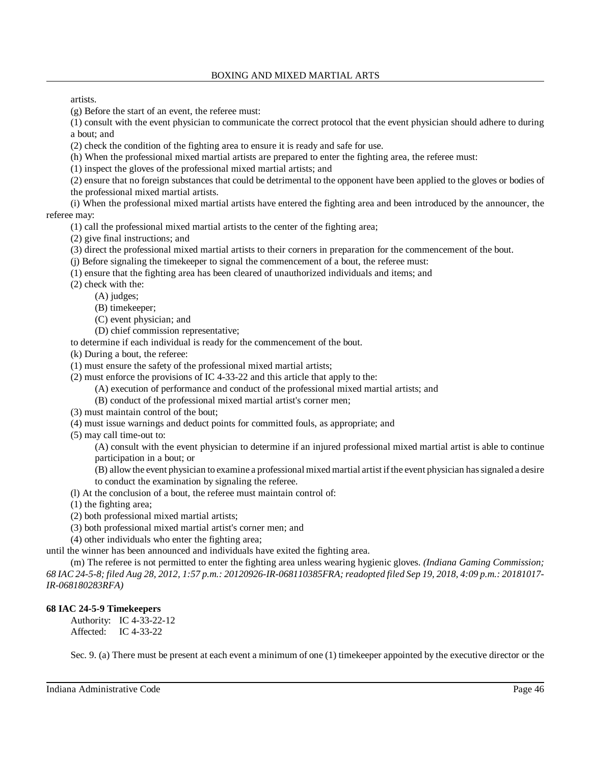artists.

(g) Before the start of an event, the referee must:

(1) consult with the event physician to communicate the correct protocol that the event physician should adhere to during a bout; and

(2) check the condition of the fighting area to ensure it is ready and safe for use.

(h) When the professional mixed martial artists are prepared to enter the fighting area, the referee must:

(1) inspect the gloves of the professional mixed martial artists; and

(2) ensure that no foreign substances that could be detrimental to the opponent have been applied to the gloves or bodies of the professional mixed martial artists.

(i) When the professional mixed martial artists have entered the fighting area and been introduced by the announcer, the referee may:

(1) call the professional mixed martial artists to the center of the fighting area;

(2) give final instructions; and

(3) direct the professional mixed martial artists to their corners in preparation for the commencement of the bout.

(j) Before signaling the timekeeper to signal the commencement of a bout, the referee must:

(1) ensure that the fighting area has been cleared of unauthorized individuals and items; and

(2) check with the:

(A) judges;

(B) timekeeper;

(C) event physician; and

(D) chief commission representative;

to determine if each individual is ready for the commencement of the bout.

(k) During a bout, the referee:

(1) must ensure the safety of the professional mixed martial artists;

(2) must enforce the provisions of IC 4-33-22 and this article that apply to the:

(A) execution of performance and conduct of the professional mixed martial artists; and

(B) conduct of the professional mixed martial artist's corner men;

(3) must maintain control of the bout;

(4) must issue warnings and deduct points for committed fouls, as appropriate; and

(5) may call time-out to:

(A) consult with the event physician to determine if an injured professional mixed martial artist is able to continue participation in a bout; or

(B) allow the event physician to examine a professional mixed martial artist if the event physician has signaled a desire to conduct the examination by signaling the referee.

(l) At the conclusion of a bout, the referee must maintain control of:

(1) the fighting area;

(2) both professional mixed martial artists;

(3) both professional mixed martial artist's corner men; and

(4) other individuals who enter the fighting area;

until the winner has been announced and individuals have exited the fighting area.

(m) The referee is not permitted to enter the fighting area unless wearing hygienic gloves. *(Indiana Gaming Commission; 68 IAC 24-5-8; filed Aug 28, 2012, 1:57 p.m.: 20120926-IR-068110385FRA; readopted filed Sep 19, 2018, 4:09 p.m.: 20181017-IR-068180283RFA)*

**68 IAC 24-5-9 Timekeepers**

Authority: IC 4-33-22-12
Affected: IC 4-33-22

Sec. 9. (a) There must be present at each event a minimum of one (1) timekeeper appointed by the executive director or the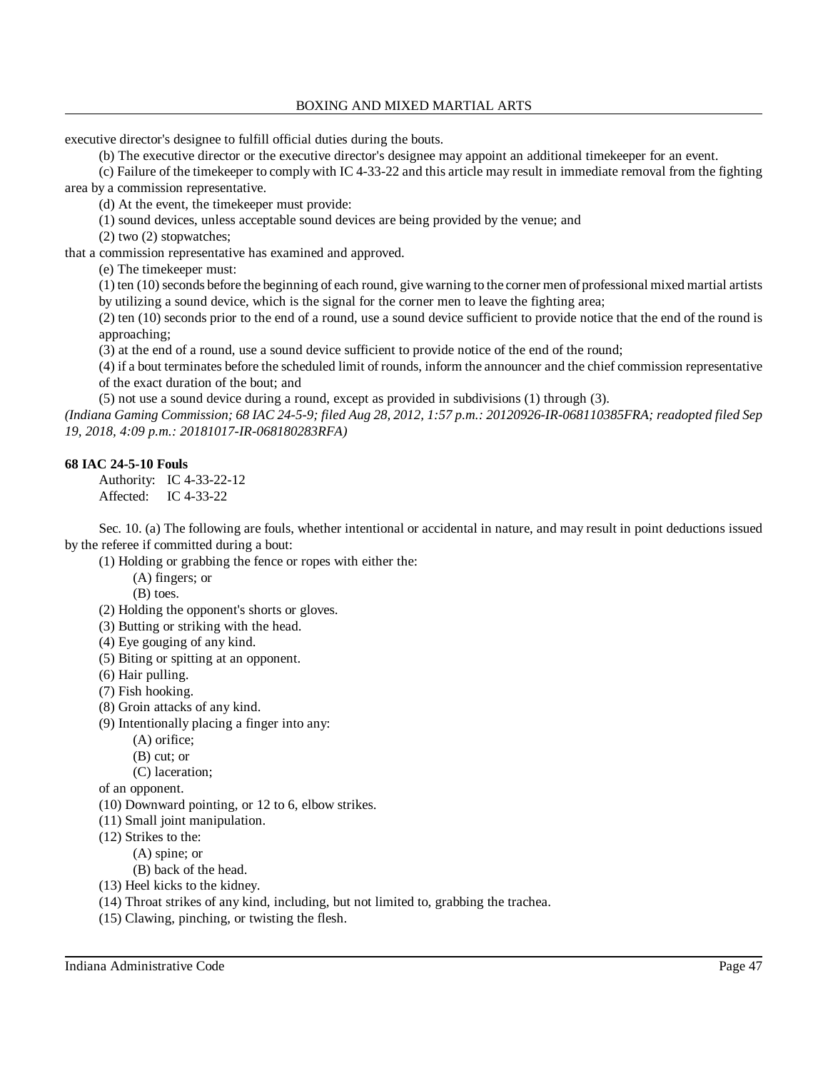executive director's designee to fulfill official duties during the bouts.

(b) The executive director or the executive director's designee may appoint an additional timekeeper for an event.

(c) Failure of the timekeeper to comply with IC 4-33-22 and this article may result in immediate removal from the fighting area by a commission representative.

(d) At the event, the timekeeper must provide:

(1) sound devices, unless acceptable sound devices are being provided by the venue; and

(2) two (2) stopwatches;

that a commission representative has examined and approved.

(e) The timekeeper must:

(1) ten (10) seconds before the beginning of each round, give warning to the corner men of professional mixed martial artists by utilizing a sound device, which is the signal for the corner men to leave the fighting area;

(2) ten (10) seconds prior to the end of a round, use a sound device sufficient to provide notice that the end of the round is approaching;

(3) at the end of a round, use a sound device sufficient to provide notice of the end of the round;

(4) if a bout terminates before the scheduled limit of rounds, inform the announcer and the chief commission representative of the exact duration of the bout; and

(5) not use a sound device during a round, except as provided in subdivisions (1) through (3).

*(Indiana Gaming Commission; 68 IAC 24-5-9; filed Aug 28, 2012, 1:57 p.m.: 20120926-IR-068110385FRA; readopted filed Sep 19, 2018, 4:09 p.m.: 20181017-IR-068180283RFA)*

**68 IAC 24-5-10 Fouls**

Authority: IC 4-33-22-12
Affected: IC 4-33-22

Sec. 10. (a) The following are fouls, whether intentional or accidental in nature, and may result in point deductions issued by the referee if committed during a bout:

(1) Holding or grabbing the fence or ropes with either the:
  (A) fingers; or
  (B) toes.

(2) Holding the opponent's shorts or gloves.

(3) Butting or striking with the head.

(4) Eye gouging of any kind.

(5) Biting or spitting at an opponent.

(6) Hair pulling.

(7) Fish hooking.

(8) Groin attacks of any kind.

(9) Intentionally placing a finger into any:
  (A) orifice;
  (B) cut; or
  (C) laceration;

of an opponent.

(10) Downward pointing, or 12 to 6, elbow strikes.

(11) Small joint manipulation.

(12) Strikes to the:
  (A) spine; or
  (B) back of the head.

(13) Heel kicks to the kidney.

(14) Throat strikes of any kind, including, but not limited to, grabbing the trachea.

(15) Clawing, pinching, or twisting the flesh.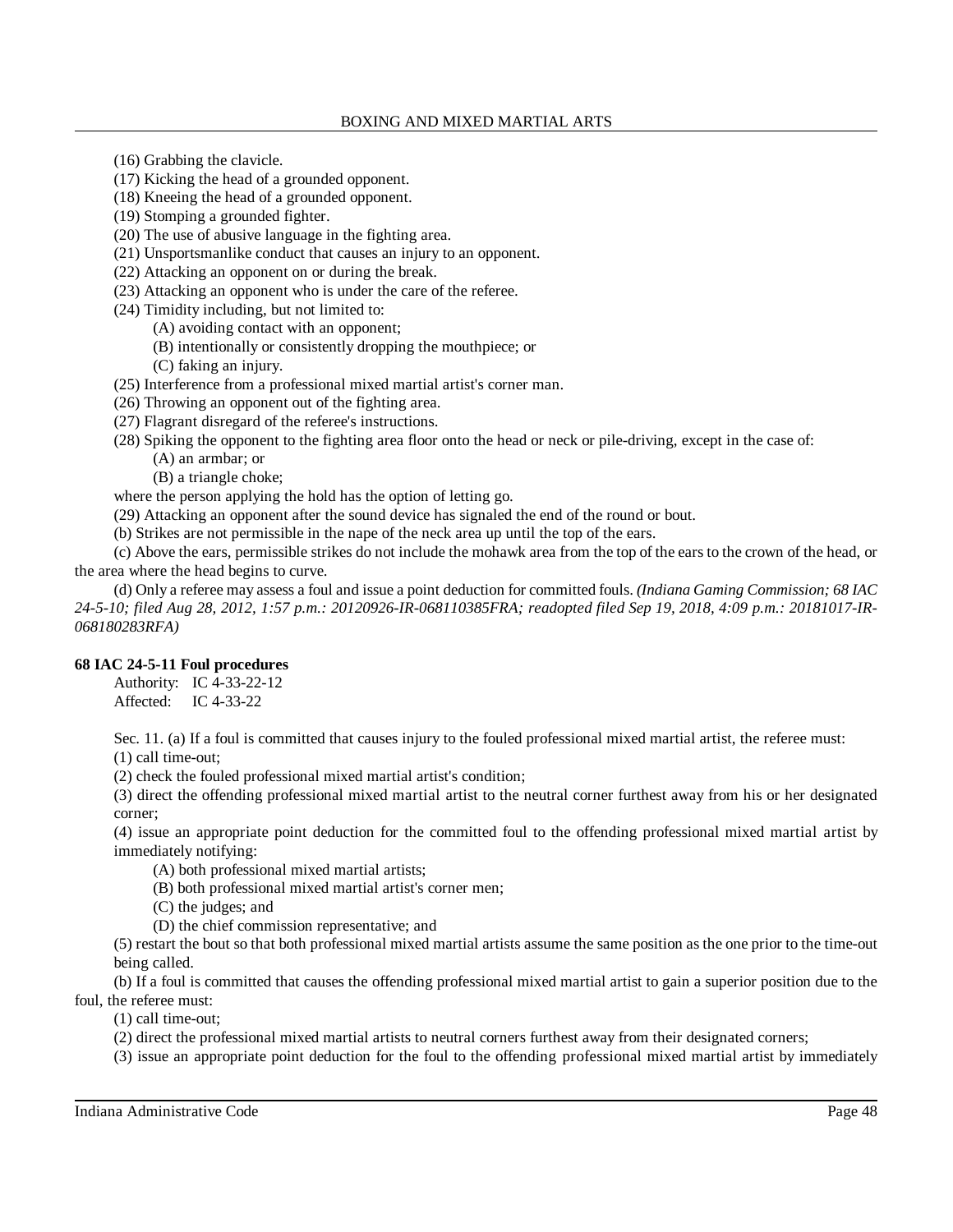(16) Grabbing the clavicle.

(17) Kicking the head of a grounded opponent.

(18) Kneeing the head of a grounded opponent.

(19) Stomping a grounded fighter.

(20) The use of abusive language in the fighting area.

(21) Unsportsmanlike conduct that causes an injury to an opponent.

(22) Attacking an opponent on or during the break.

(23) Attacking an opponent who is under the care of the referee.

(24) Timidity including, but not limited to:

(A) avoiding contact with an opponent;

(B) intentionally or consistently dropping the mouthpiece; or

(C) faking an injury.

(25) Interference from a professional mixed martial artist's corner man.

(26) Throwing an opponent out of the fighting area.

(27) Flagrant disregard of the referee's instructions.

(28) Spiking the opponent to the fighting area floor onto the head or neck or pile-driving, except in the case of:

(A) an armbar; or

(B) a triangle choke;

where the person applying the hold has the option of letting go.

(29) Attacking an opponent after the sound device has signaled the end of the round or bout.

(b) Strikes are not permissible in the nape of the neck area up until the top of the ears.

(c) Above the ears, permissible strikes do not include the mohawk area from the top of the ears to the crown of the head, or the area where the head begins to curve.

(d) Only a referee may assess a foul and issue a point deduction for committed fouls. *(Indiana Gaming Commission; 68 IAC 24-5-10; filed Aug 28, 2012, 1:57 p.m.: 20120926-IR-068110385FRA; readopted filed Sep 19, 2018, 4:09 p.m.: 20181017-IR-068180283RFA)*

**68 IAC 24-5-11 Foul procedures**

Authority: IC 4-33-22-12
Affected: IC 4-33-22

Sec. 11. (a) If a foul is committed that causes injury to the fouled professional mixed martial artist, the referee must:

(1) call time-out;

(2) check the fouled professional mixed martial artist's condition;

(3) direct the offending professional mixed martial artist to the neutral corner furthest away from his or her designated corner;

(4) issue an appropriate point deduction for the committed foul to the offending professional mixed martial artist by immediately notifying:

(A) both professional mixed martial artists;

(B) both professional mixed martial artist's corner men;

(C) the judges; and

(D) the chief commission representative; and

(5) restart the bout so that both professional mixed martial artists assume the same position as the one prior to the time-out being called.

(b) If a foul is committed that causes the offending professional mixed martial artist to gain a superior position due to the foul, the referee must:

(1) call time-out;

(2) direct the professional mixed martial artists to neutral corners furthest away from their designated corners;

(3) issue an appropriate point deduction for the foul to the offending professional mixed martial artist by immediately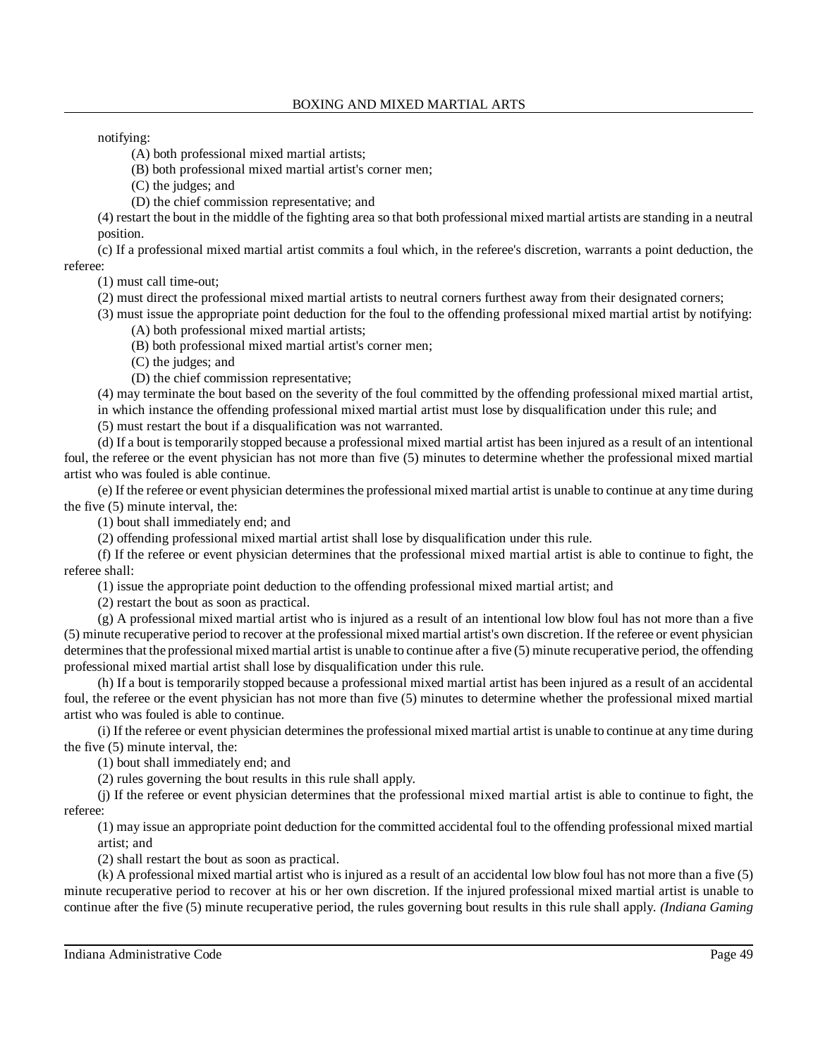notifying:

(A) both professional mixed martial artists;

(B) both professional mixed martial artist's corner men;

(C) the judges; and

(D) the chief commission representative; and

(4) restart the bout in the middle of the fighting area so that both professional mixed martial artists are standing in a neutral position.

(c) If a professional mixed martial artist commits a foul which, in the referee's discretion, warrants a point deduction, the referee:

(1) must call time-out;

(2) must direct the professional mixed martial artists to neutral corners furthest away from their designated corners;

(3) must issue the appropriate point deduction for the foul to the offending professional mixed martial artist by notifying:

(A) both professional mixed martial artists;

(B) both professional mixed martial artist's corner men;

(C) the judges; and

(D) the chief commission representative;

(4) may terminate the bout based on the severity of the foul committed by the offending professional mixed martial artist, in which instance the offending professional mixed martial artist must lose by disqualification under this rule; and

(5) must restart the bout if a disqualification was not warranted.

(d) If a bout is temporarily stopped because a professional mixed martial artist has been injured as a result of an intentional foul, the referee or the event physician has not more than five (5) minutes to determine whether the professional mixed martial artist who was fouled is able continue.

(e) If the referee or event physician determines the professional mixed martial artist is unable to continue at any time during the five (5) minute interval, the:

(1) bout shall immediately end; and

(2) offending professional mixed martial artist shall lose by disqualification under this rule.

(f) If the referee or event physician determines that the professional mixed martial artist is able to continue to fight, the referee shall:

(1) issue the appropriate point deduction to the offending professional mixed martial artist; and

(2) restart the bout as soon as practical.

(g) A professional mixed martial artist who is injured as a result of an intentional low blow foul has not more than a five (5) minute recuperative period to recover at the professional mixed martial artist's own discretion. If the referee or event physician determines that the professional mixed martial artist is unable to continue after a five (5) minute recuperative period, the offending professional mixed martial artist shall lose by disqualification under this rule.

(h) If a bout is temporarily stopped because a professional mixed martial artist has been injured as a result of an accidental foul, the referee or the event physician has not more than five (5) minutes to determine whether the professional mixed martial artist who was fouled is able to continue.

(i) If the referee or event physician determines the professional mixed martial artist is unable to continue at any time during the five (5) minute interval, the:

(1) bout shall immediately end; and

(2) rules governing the bout results in this rule shall apply.

(j) If the referee or event physician determines that the professional mixed martial artist is able to continue to fight, the referee:

(1) may issue an appropriate point deduction for the committed accidental foul to the offending professional mixed martial artist; and

(2) shall restart the bout as soon as practical.

(k) A professional mixed martial artist who is injured as a result of an accidental low blow foul has not more than a five (5) minute recuperative period to recover at his or her own discretion. If the injured professional mixed martial artist is unable to continue after the five (5) minute recuperative period, the rules governing bout results in this rule shall apply. *(Indiana Gaming*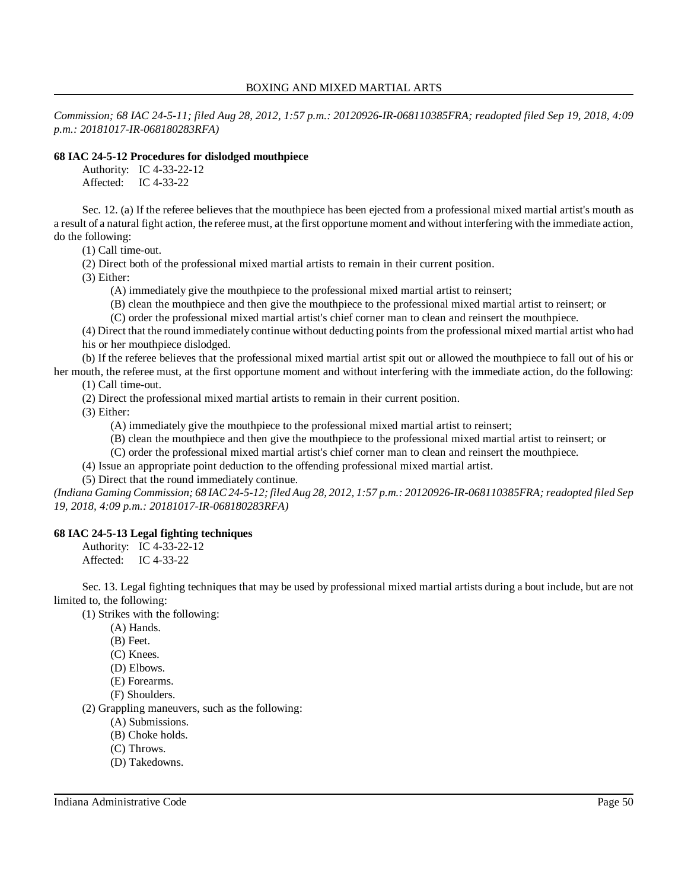*Commission; 68 IAC 24-5-11; filed Aug 28, 2012, 1:57 p.m.: 20120926-IR-068110385FRA; readopted filed Sep 19, 2018, 4:09 p.m.: 20181017-IR-068180283RFA)*

**68 IAC 24-5-12 Procedures for dislodged mouthpiece**

Authority: IC 4-33-22-12
Affected: IC 4-33-22

Sec. 12. (a) If the referee believes that the mouthpiece has been ejected from a professional mixed martial artist's mouth as a result of a natural fight action, the referee must, at the first opportune moment and without interfering with the immediate action, do the following:

(1) Call time-out.

(2) Direct both of the professional mixed martial artists to remain in their current position.

(3) Either:

(A) immediately give the mouthpiece to the professional mixed martial artist to reinsert;

(B) clean the mouthpiece and then give the mouthpiece to the professional mixed martial artist to reinsert; or

(C) order the professional mixed martial artist's chief corner man to clean and reinsert the mouthpiece.

(4) Direct that the round immediately continue without deducting points from the professional mixed martial artist who had his or her mouthpiece dislodged.

(b) If the referee believes that the professional mixed martial artist spit out or allowed the mouthpiece to fall out of his or her mouth, the referee must, at the first opportune moment and without interfering with the immediate action, do the following:

(1) Call time-out.

(2) Direct the professional mixed martial artists to remain in their current position.

(3) Either:

(A) immediately give the mouthpiece to the professional mixed martial artist to reinsert;

(B) clean the mouthpiece and then give the mouthpiece to the professional mixed martial artist to reinsert; or

(C) order the professional mixed martial artist's chief corner man to clean and reinsert the mouthpiece.

(4) Issue an appropriate point deduction to the offending professional mixed martial artist.

(5) Direct that the round immediately continue.

*(Indiana Gaming Commission; 68 IAC 24-5-12; filed Aug 28, 2012, 1:57 p.m.: 20120926-IR-068110385FRA; readopted filed Sep 19, 2018, 4:09 p.m.: 20181017-IR-068180283RFA)*

**68 IAC 24-5-13 Legal fighting techniques**

Authority: IC 4-33-22-12
Affected: IC 4-33-22

Sec. 13. Legal fighting techniques that may be used by professional mixed martial artists during a bout include, but are not limited to, the following:

(1) Strikes with the following:

(A) Hands.

(B) Feet.

(C) Knees.

(D) Elbows.

(E) Forearms.

(F) Shoulders.

(2) Grappling maneuvers, such as the following:

(A) Submissions.

(B) Choke holds.

(C) Throws.

(D) Takedowns.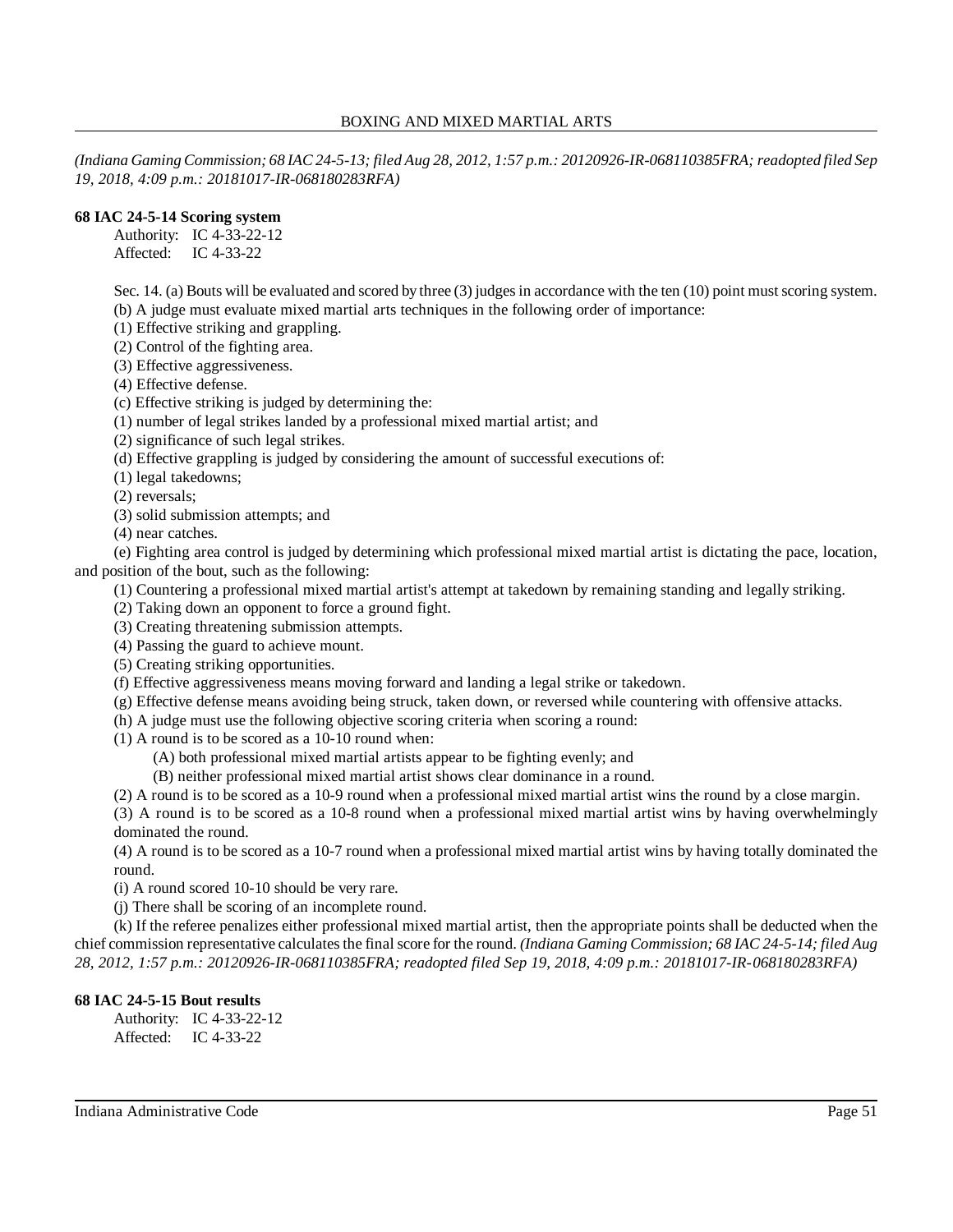*(Indiana Gaming Commission; 68 IAC 24-5-13; filed Aug 28, 2012, 1:57 p.m.: 20120926-IR-068110385FRA; readopted filed Sep 19, 2018, 4:09 p.m.: 20181017-IR-068180283RFA)*

**68 IAC 24-5-14 Scoring system**

Authority: IC 4-33-22-12
Affected: IC 4-33-22

Sec. 14. (a) Bouts will be evaluated and scored by three (3) judges in accordance with the ten (10) point must scoring system.

(b) A judge must evaluate mixed martial arts techniques in the following order of importance:

(1) Effective striking and grappling.

(2) Control of the fighting area.

(3) Effective aggressiveness.

(4) Effective defense.

(c) Effective striking is judged by determining the:

(1) number of legal strikes landed by a professional mixed martial artist; and

(2) significance of such legal strikes.

(d) Effective grappling is judged by considering the amount of successful executions of:

(1) legal takedowns;

(2) reversals;

(3) solid submission attempts; and

(4) near catches.

(e) Fighting area control is judged by determining which professional mixed martial artist is dictating the pace, location, and position of the bout, such as the following:

(1) Countering a professional mixed martial artist's attempt at takedown by remaining standing and legally striking.

(2) Taking down an opponent to force a ground fight.

(3) Creating threatening submission attempts.

(4) Passing the guard to achieve mount.

(5) Creating striking opportunities.

(f) Effective aggressiveness means moving forward and landing a legal strike or takedown.

(g) Effective defense means avoiding being struck, taken down, or reversed while countering with offensive attacks.

(h) A judge must use the following objective scoring criteria when scoring a round:

(1) A round is to be scored as a 10-10 round when:

(A) both professional mixed martial artists appear to be fighting evenly; and

(B) neither professional mixed martial artist shows clear dominance in a round.

(2) A round is to be scored as a 10-9 round when a professional mixed martial artist wins the round by a close margin.

(3) A round is to be scored as a 10-8 round when a professional mixed martial artist wins by having overwhelmingly dominated the round.

(4) A round is to be scored as a 10-7 round when a professional mixed martial artist wins by having totally dominated the round.

(i) A round scored 10-10 should be very rare.

(j) There shall be scoring of an incomplete round.

(k) If the referee penalizes either professional mixed martial artist, then the appropriate points shall be deducted when the chief commission representative calculates the final score for the round. *(Indiana Gaming Commission; 68 IAC 24-5-14; filed Aug 28, 2012, 1:57 p.m.: 20120926-IR-068110385FRA; readopted filed Sep 19, 2018, 4:09 p.m.: 20181017-IR-068180283RFA)*

**68 IAC 24-5-15 Bout results**

Authority: IC 4-33-22-12
Affected: IC 4-33-22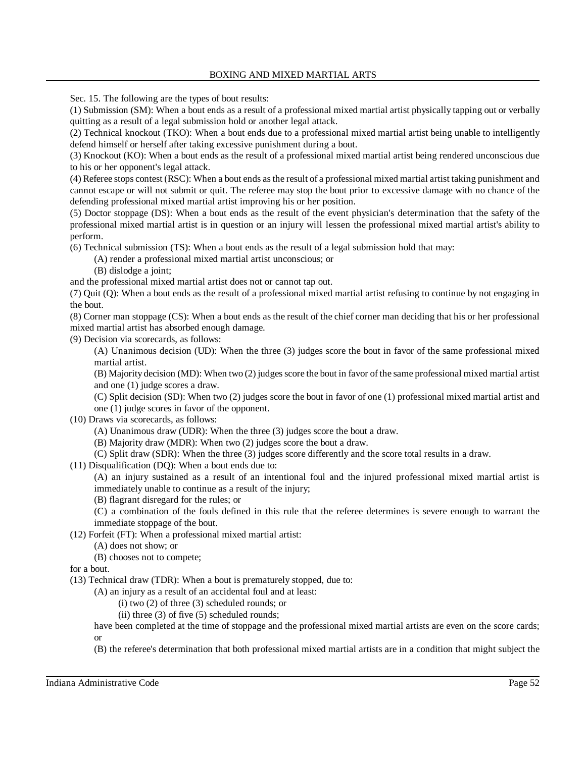Sec. 15. The following are the types of bout results:

(1) Submission (SM): When a bout ends as a result of a professional mixed martial artist physically tapping out or verbally quitting as a result of a legal submission hold or another legal attack.

(2) Technical knockout (TKO): When a bout ends due to a professional mixed martial artist being unable to intelligently defend himself or herself after taking excessive punishment during a bout.

(3) Knockout (KO): When a bout ends as the result of a professional mixed martial artist being rendered unconscious due to his or her opponent's legal attack.

(4) Referee stops contest (RSC): When a bout ends as the result of a professional mixed martial artist taking punishment and cannot escape or will not submit or quit. The referee may stop the bout prior to excessive damage with no chance of the defending professional mixed martial artist improving his or her position.

(5) Doctor stoppage (DS): When a bout ends as the result of the event physician's determination that the safety of the professional mixed martial artist is in question or an injury will lessen the professional mixed martial artist's ability to perform.

(6) Technical submission (TS): When a bout ends as the result of a legal submission hold that may:

(A) render a professional mixed martial artist unconscious; or

(B) dislodge a joint;

and the professional mixed martial artist does not or cannot tap out.

(7) Quit (Q): When a bout ends as the result of a professional mixed martial artist refusing to continue by not engaging in the bout.

(8) Corner man stoppage (CS): When a bout ends as the result of the chief corner man deciding that his or her professional mixed martial artist has absorbed enough damage.

(9) Decision via scorecards, as follows:

(A) Unanimous decision (UD): When the three (3) judges score the bout in favor of the same professional mixed martial artist.

(B) Majority decision (MD): When two (2) judges score the bout in favor of the same professional mixed martial artist and one (1) judge scores a draw.

(C) Split decision (SD): When two (2) judges score the bout in favor of one (1) professional mixed martial artist and one (1) judge scores in favor of the opponent.

(10) Draws via scorecards, as follows:

(A) Unanimous draw (UDR): When the three (3) judges score the bout a draw.

(B) Majority draw (MDR): When two (2) judges score the bout a draw.

(C) Split draw (SDR): When the three (3) judges score differently and the score total results in a draw.

(11) Disqualification (DQ): When a bout ends due to:

(A) an injury sustained as a result of an intentional foul and the injured professional mixed martial artist is immediately unable to continue as a result of the injury;

(B) flagrant disregard for the rules; or

(C) a combination of the fouls defined in this rule that the referee determines is severe enough to warrant the immediate stoppage of the bout.

(12) Forfeit (FT): When a professional mixed martial artist:

(A) does not show; or

(B) chooses not to compete;

for a bout.

(13) Technical draw (TDR): When a bout is prematurely stopped, due to:

(A) an injury as a result of an accidental foul and at least:

(i) two (2) of three (3) scheduled rounds; or

(ii) three (3) of five (5) scheduled rounds;

have been completed at the time of stoppage and the professional mixed martial artists are even on the score cards; or

(B) the referee's determination that both professional mixed martial artists are in a condition that might subject the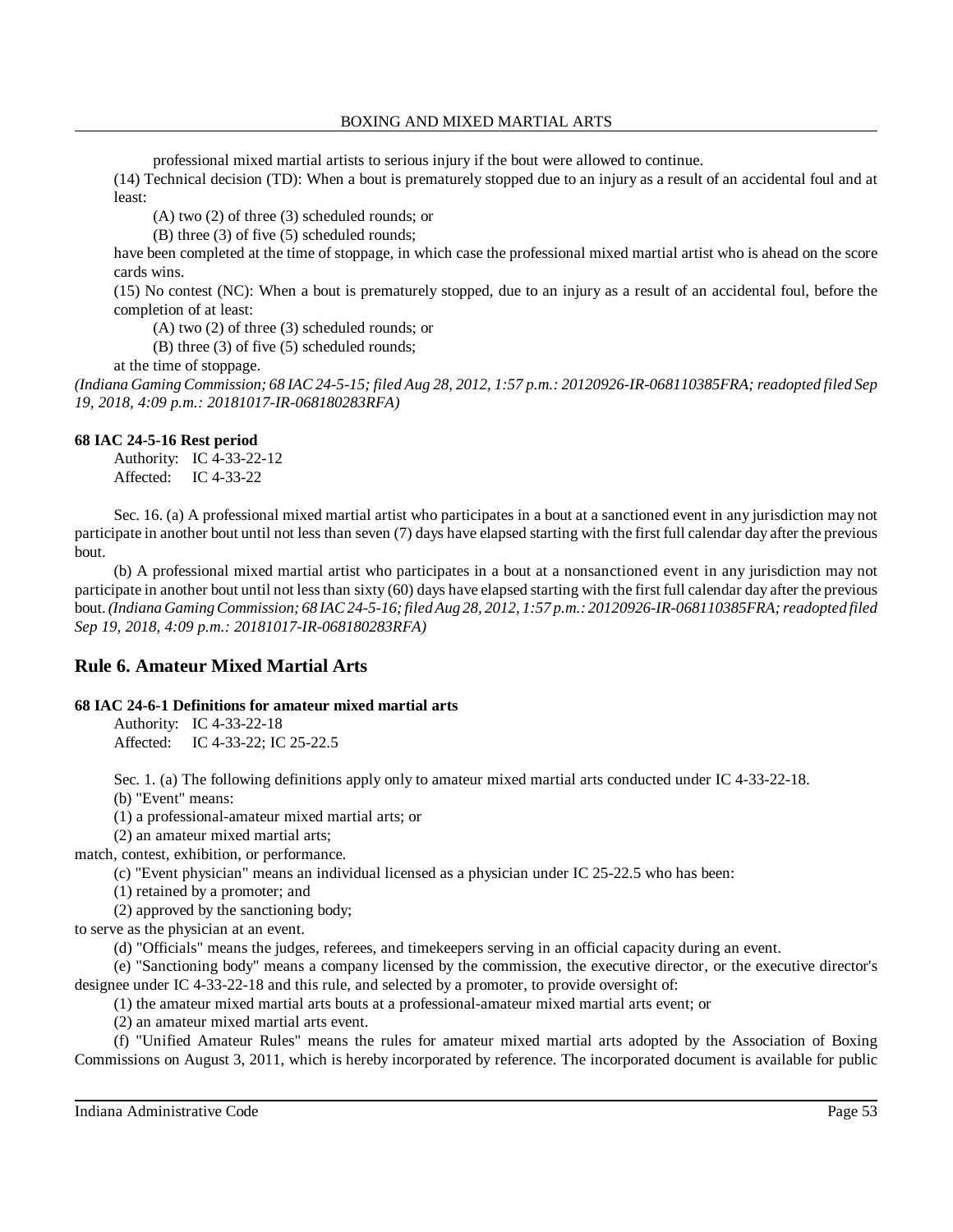professional mixed martial artists to serious injury if the bout were allowed to continue.

(14) Technical decision (TD): When a bout is prematurely stopped due to an injury as a result of an accidental foul and at least:

(A) two (2) of three (3) scheduled rounds; or

(B) three (3) of five (5) scheduled rounds;

have been completed at the time of stoppage, in which case the professional mixed martial artist who is ahead on the score cards wins.

(15) No contest (NC): When a bout is prematurely stopped, due to an injury as a result of an accidental foul, before the completion of at least:

(A) two (2) of three (3) scheduled rounds; or

(B) three (3) of five (5) scheduled rounds;

at the time of stoppage.

*(Indiana Gaming Commission; 68 IAC 24-5-15; filed Aug 28, 2012, 1:57 p.m.: 20120926-IR-068110385FRA; readopted filed Sep 19, 2018, 4:09 p.m.: 20181017-IR-068180283RFA)*

**68 IAC 24-5-16 Rest period**

Authority: IC 4-33-22-12
Affected: IC 4-33-22

Sec. 16. (a) A professional mixed martial artist who participates in a bout at a sanctioned event in any jurisdiction may not participate in another bout until not less than seven (7) days have elapsed starting with the first full calendar day after the previous bout.

(b) A professional mixed martial artist who participates in a bout at a nonsanctioned event in any jurisdiction may not participate in another bout until not less than sixty (60) days have elapsed starting with the first full calendar day after the previous bout. *(Indiana Gaming Commission; 68 IAC 24-5-16; filed Aug 28, 2012, 1:57 p.m.: 20120926-IR-068110385FRA; readopted filed Sep 19, 2018, 4:09 p.m.: 20181017-IR-068180283RFA)*

## Rule 6. Amateur Mixed Martial Arts

**68 IAC 24-6-1 Definitions for amateur mixed martial arts**

Authority: IC 4-33-22-18
Affected: IC 4-33-22; IC 25-22.5

Sec. 1. (a) The following definitions apply only to amateur mixed martial arts conducted under IC 4-33-22-18.

(b) "Event" means:

(1) a professional-amateur mixed martial arts; or

(2) an amateur mixed martial arts;

match, contest, exhibition, or performance.

(c) "Event physician" means an individual licensed as a physician under IC 25-22.5 who has been:

(1) retained by a promoter; and

(2) approved by the sanctioning body;

to serve as the physician at an event.

(d) "Officials" means the judges, referees, and timekeepers serving in an official capacity during an event.

(e) "Sanctioning body" means a company licensed by the commission, the executive director, or the executive director's designee under IC 4-33-22-18 and this rule, and selected by a promoter, to provide oversight of:

(1) the amateur mixed martial arts bouts at a professional-amateur mixed martial arts event; or

(2) an amateur mixed martial arts event.

(f) "Unified Amateur Rules" means the rules for amateur mixed martial arts adopted by the Association of Boxing Commissions on August 3, 2011, which is hereby incorporated by reference. The incorporated document is available for public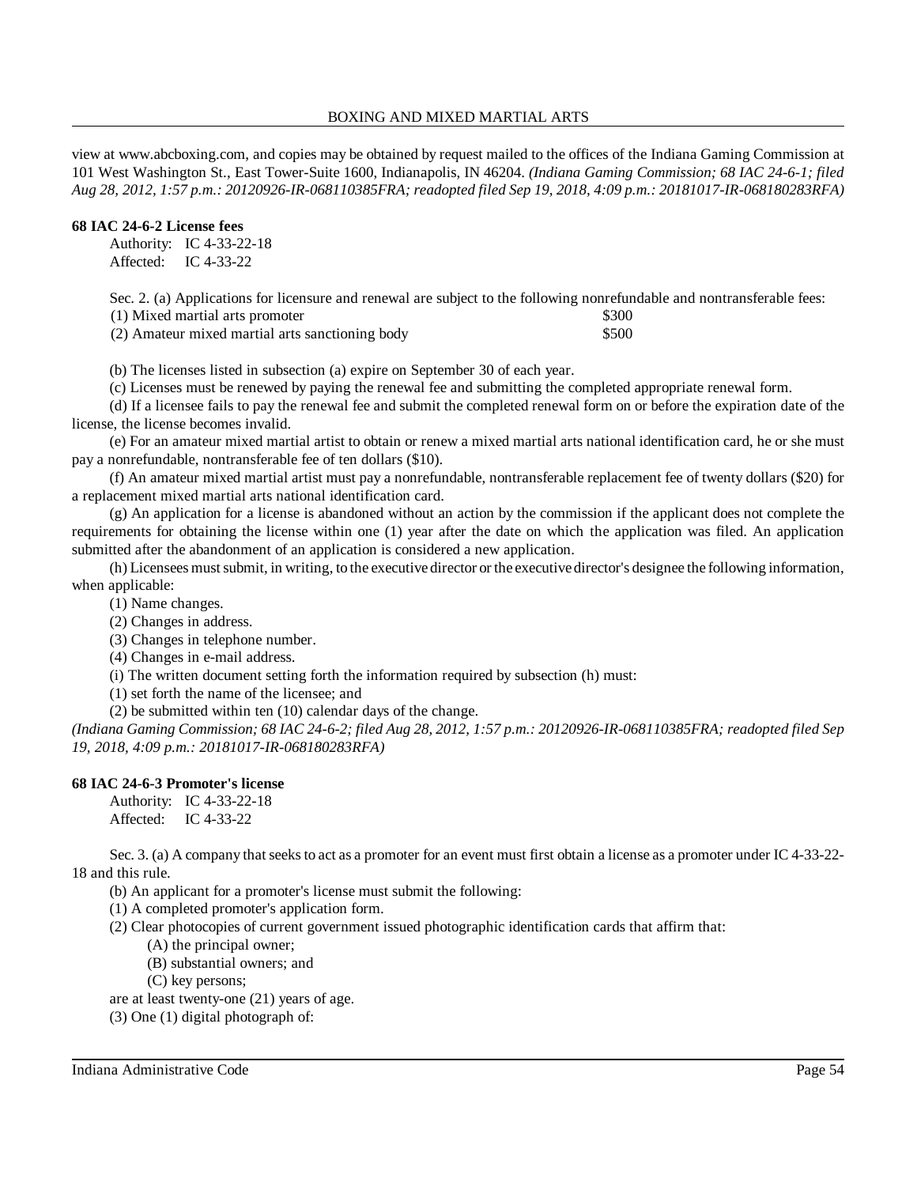view at www.abcboxing.com, and copies may be obtained by request mailed to the offices of the Indiana Gaming Commission at 101 West Washington St., East Tower-Suite 1600, Indianapolis, IN 46204. *(Indiana Gaming Commission; 68 IAC 24-6-1; filed Aug 28, 2012, 1:57 p.m.: 20120926-IR-068110385FRA; readopted filed Sep 19, 2018, 4:09 p.m.: 20181017-IR-068180283RFA)*

**68 IAC 24-6-2 License fees**

Authority: IC 4-33-22-18
Affected: IC 4-33-22

Sec. 2. (a) Applications for licensure and renewal are subject to the following nonrefundable and nontransferable fees:

| | |
|---|---|
| (1) Mixed martial arts promoter | $300 |
| (2) Amateur mixed martial arts sanctioning body | $500 |

(b) The licenses listed in subsection (a) expire on September 30 of each year.

(c) Licenses must be renewed by paying the renewal fee and submitting the completed appropriate renewal form.

(d) If a licensee fails to pay the renewal fee and submit the completed renewal form on or before the expiration date of the license, the license becomes invalid.

(e) For an amateur mixed martial artist to obtain or renew a mixed martial arts national identification card, he or she must pay a nonrefundable, nontransferable fee of ten dollars ($10).

(f) An amateur mixed martial artist must pay a nonrefundable, nontransferable replacement fee of twenty dollars ($20) for a replacement mixed martial arts national identification card.

(g) An application for a license is abandoned without an action by the commission if the applicant does not complete the requirements for obtaining the license within one (1) year after the date on which the application was filed. An application submitted after the abandonment of an application is considered a new application.

(h) Licensees must submit, in writing, to the executive director or the executive director's designee the following information, when applicable:

(1) Name changes.

(2) Changes in address.

(3) Changes in telephone number.

(4) Changes in e-mail address.

(i) The written document setting forth the information required by subsection (h) must:

(1) set forth the name of the licensee; and

(2) be submitted within ten (10) calendar days of the change.

*(Indiana Gaming Commission; 68 IAC 24-6-2; filed Aug 28, 2012, 1:57 p.m.: 20120926-IR-068110385FRA; readopted filed Sep 19, 2018, 4:09 p.m.: 20181017-IR-068180283RFA)*

**68 IAC 24-6-3 Promoter's license**

Authority: IC 4-33-22-18
Affected: IC 4-33-22

Sec. 3. (a) A company that seeks to act as a promoter for an event must first obtain a license as a promoter under IC 4-33-22-18 and this rule.

(b) An applicant for a promoter's license must submit the following:

(1) A completed promoter's application form.

(2) Clear photocopies of current government issued photographic identification cards that affirm that:

(A) the principal owner;

(B) substantial owners; and

(C) key persons;

are at least twenty-one (21) years of age.

(3) One (1) digital photograph of: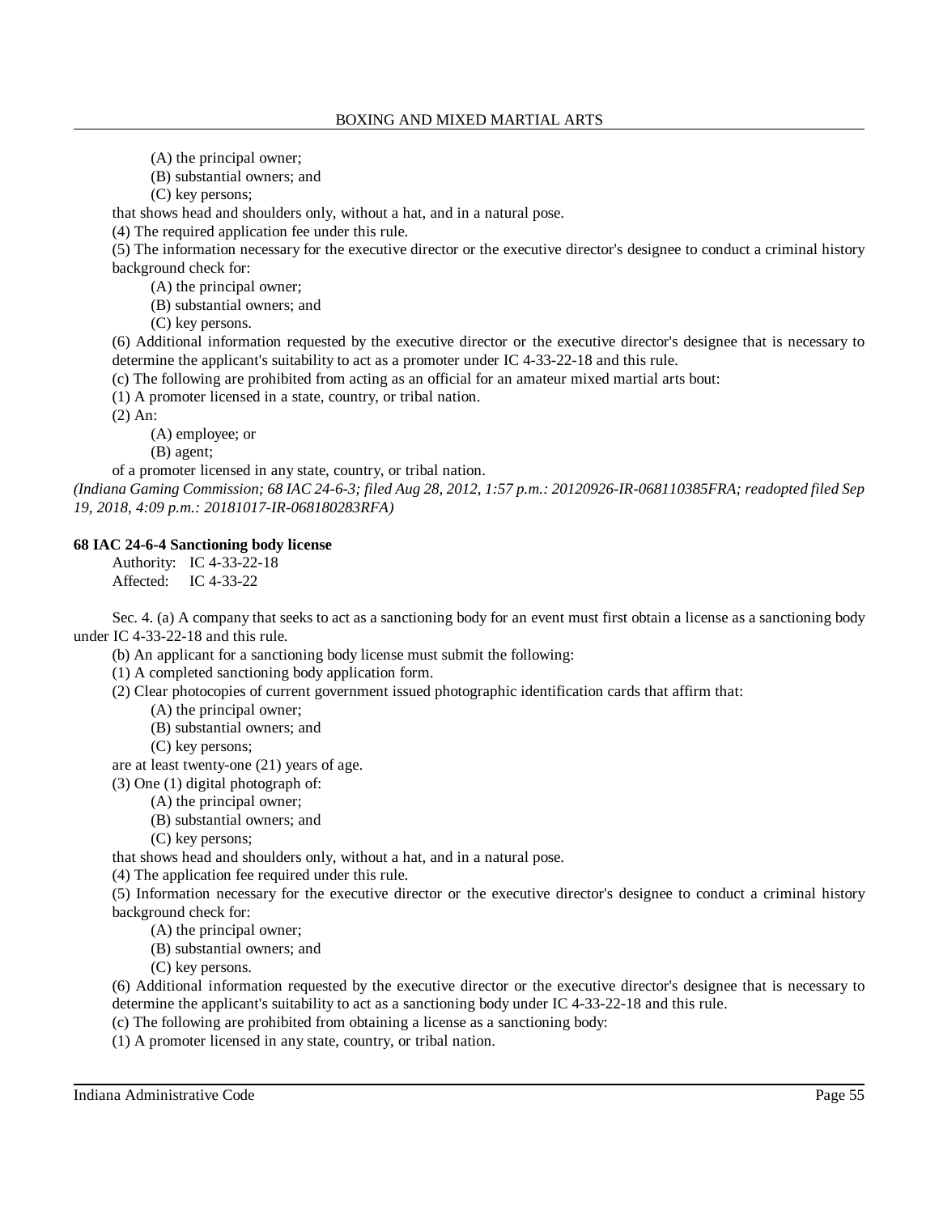(A) the principal owner;

(B) substantial owners; and

(C) key persons;

that shows head and shoulders only, without a hat, and in a natural pose.

(4) The required application fee under this rule.

(5) The information necessary for the executive director or the executive director's designee to conduct a criminal history background check for:

(A) the principal owner;

(B) substantial owners; and

(C) key persons.

(6) Additional information requested by the executive director or the executive director's designee that is necessary to determine the applicant's suitability to act as a promoter under IC 4-33-22-18 and this rule.

(c) The following are prohibited from acting as an official for an amateur mixed martial arts bout:

(1) A promoter licensed in a state, country, or tribal nation.

(2) An:

(A) employee; or

(B) agent;

of a promoter licensed in any state, country, or tribal nation.

*(Indiana Gaming Commission; 68 IAC 24-6-3; filed Aug 28, 2012, 1:57 p.m.: 20120926-IR-068110385FRA; readopted filed Sep 19, 2018, 4:09 p.m.: 20181017-IR-068180283RFA)*

**68 IAC 24-6-4 Sanctioning body license**

Authority: IC 4-33-22-18
Affected: IC 4-33-22

Sec. 4. (a) A company that seeks to act as a sanctioning body for an event must first obtain a license as a sanctioning body under IC 4-33-22-18 and this rule.

(b) An applicant for a sanctioning body license must submit the following:

(1) A completed sanctioning body application form.

(2) Clear photocopies of current government issued photographic identification cards that affirm that:

(A) the principal owner;

(B) substantial owners; and

(C) key persons;

are at least twenty-one (21) years of age.

(3) One (1) digital photograph of:

(A) the principal owner;

(B) substantial owners; and

(C) key persons;

that shows head and shoulders only, without a hat, and in a natural pose.

(4) The application fee required under this rule.

(5) Information necessary for the executive director or the executive director's designee to conduct a criminal history background check for:

(A) the principal owner;

(B) substantial owners; and

(C) key persons.

(6) Additional information requested by the executive director or the executive director's designee that is necessary to determine the applicant's suitability to act as a sanctioning body under IC 4-33-22-18 and this rule.

(c) The following are prohibited from obtaining a license as a sanctioning body:

(1) A promoter licensed in any state, country, or tribal nation.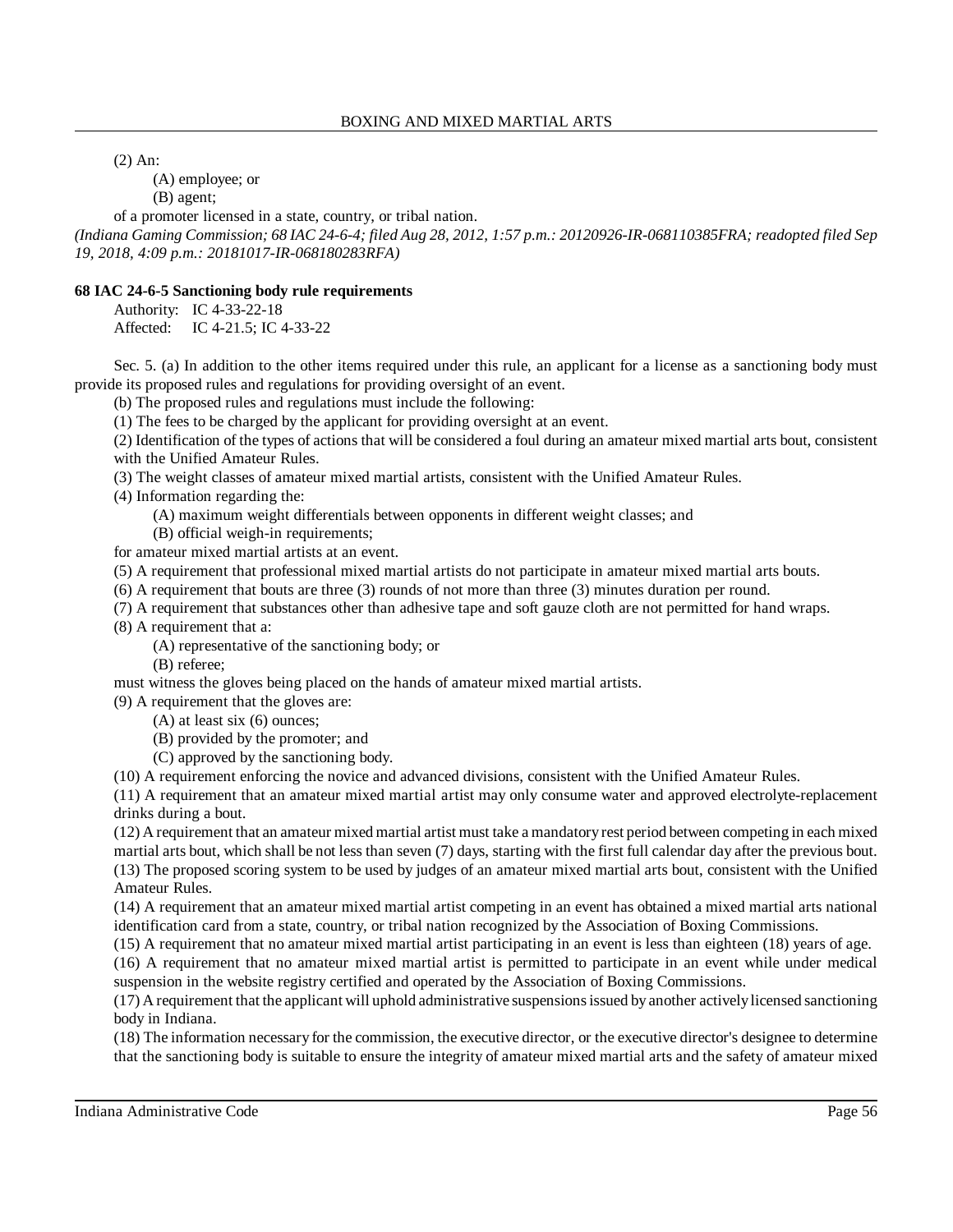(2) An:

(A) employee; or

(B) agent;

of a promoter licensed in a state, country, or tribal nation.

*(Indiana Gaming Commission; 68 IAC 24-6-4; filed Aug 28, 2012, 1:57 p.m.: 20120926-IR-068110385FRA; readopted filed Sep 19, 2018, 4:09 p.m.: 20181017-IR-068180283RFA)*

**68 IAC 24-6-5 Sanctioning body rule requirements**

Authority: IC 4-33-22-18

Affected: IC 4-21.5; IC 4-33-22

Sec. 5. (a) In addition to the other items required under this rule, an applicant for a license as a sanctioning body must provide its proposed rules and regulations for providing oversight of an event.

(b) The proposed rules and regulations must include the following:

(1) The fees to be charged by the applicant for providing oversight at an event.

(2) Identification of the types of actions that will be considered a foul during an amateur mixed martial arts bout, consistent with the Unified Amateur Rules.

(3) The weight classes of amateur mixed martial artists, consistent with the Unified Amateur Rules.

(4) Information regarding the:

(A) maximum weight differentials between opponents in different weight classes; and

(B) official weigh-in requirements;

for amateur mixed martial artists at an event.

(5) A requirement that professional mixed martial artists do not participate in amateur mixed martial arts bouts.

(6) A requirement that bouts are three (3) rounds of not more than three (3) minutes duration per round.

(7) A requirement that substances other than adhesive tape and soft gauze cloth are not permitted for hand wraps.

(8) A requirement that a:

(A) representative of the sanctioning body; or

(B) referee;

must witness the gloves being placed on the hands of amateur mixed martial artists.

(9) A requirement that the gloves are:

(A) at least six (6) ounces;

(B) provided by the promoter; and

(C) approved by the sanctioning body.

(10) A requirement enforcing the novice and advanced divisions, consistent with the Unified Amateur Rules.

(11) A requirement that an amateur mixed martial artist may only consume water and approved electrolyte-replacement drinks during a bout.

(12) A requirement that an amateur mixed martial artist must take a mandatory rest period between competing in each mixed martial arts bout, which shall be not less than seven (7) days, starting with the first full calendar day after the previous bout.

(13) The proposed scoring system to be used by judges of an amateur mixed martial arts bout, consistent with the Unified Amateur Rules.

(14) A requirement that an amateur mixed martial artist competing in an event has obtained a mixed martial arts national identification card from a state, country, or tribal nation recognized by the Association of Boxing Commissions.

(15) A requirement that no amateur mixed martial artist participating in an event is less than eighteen (18) years of age.

(16) A requirement that no amateur mixed martial artist is permitted to participate in an event while under medical suspension in the website registry certified and operated by the Association of Boxing Commissions.

(17) A requirement that the applicant will uphold administrative suspensions issued by another actively licensed sanctioning body in Indiana.

(18) The information necessary for the commission, the executive director, or the executive director's designee to determine that the sanctioning body is suitable to ensure the integrity of amateur mixed martial arts and the safety of amateur mixed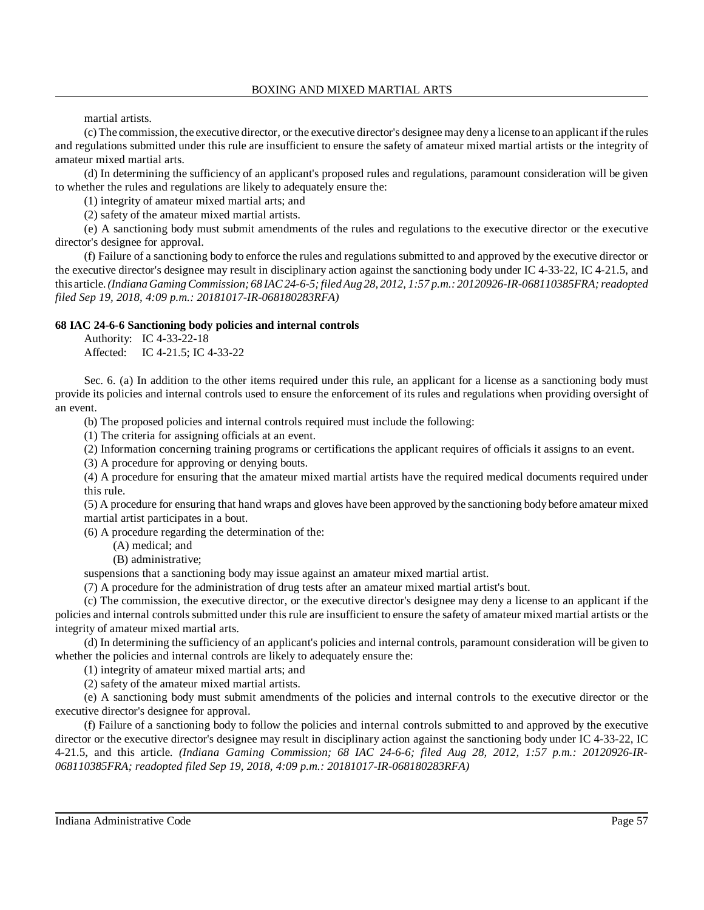martial artists.

(c) The commission, the executive director, or the executive director's designee may deny a license to an applicant if the rules and regulations submitted under this rule are insufficient to ensure the safety of amateur mixed martial artists or the integrity of amateur mixed martial arts.

(d) In determining the sufficiency of an applicant's proposed rules and regulations, paramount consideration will be given to whether the rules and regulations are likely to adequately ensure the:

(1) integrity of amateur mixed martial arts; and

(2) safety of the amateur mixed martial artists.

(e) A sanctioning body must submit amendments of the rules and regulations to the executive director or the executive director's designee for approval.

(f) Failure of a sanctioning body to enforce the rules and regulations submitted to and approved by the executive director or the executive director's designee may result in disciplinary action against the sanctioning body under IC 4-33-22, IC 4-21.5, and this article. *(Indiana Gaming Commission; 68 IAC 24-6-5; filed Aug 28, 2012, 1:57 p.m.: 20120926-IR-068110385FRA; readopted filed Sep 19, 2018, 4:09 p.m.: 20181017-IR-068180283RFA)*

**68 IAC 24-6-6 Sanctioning body policies and internal controls**

Authority: IC 4-33-22-18
Affected: IC 4-21.5; IC 4-33-22

Sec. 6. (a) In addition to the other items required under this rule, an applicant for a license as a sanctioning body must provide its policies and internal controls used to ensure the enforcement of its rules and regulations when providing oversight of an event.

(b) The proposed policies and internal controls required must include the following:

(1) The criteria for assigning officials at an event.

(2) Information concerning training programs or certifications the applicant requires of officials it assigns to an event.

(3) A procedure for approving or denying bouts.

(4) A procedure for ensuring that the amateur mixed martial artists have the required medical documents required under this rule.

(5) A procedure for ensuring that hand wraps and gloves have been approved by the sanctioning body before amateur mixed martial artist participates in a bout.

(6) A procedure regarding the determination of the:

(A) medical; and

(B) administrative;

suspensions that a sanctioning body may issue against an amateur mixed martial artist.

(7) A procedure for the administration of drug tests after an amateur mixed martial artist's bout.

(c) The commission, the executive director, or the executive director's designee may deny a license to an applicant if the policies and internal controls submitted under this rule are insufficient to ensure the safety of amateur mixed martial artists or the integrity of amateur mixed martial arts.

(d) In determining the sufficiency of an applicant's policies and internal controls, paramount consideration will be given to whether the policies and internal controls are likely to adequately ensure the:

(1) integrity of amateur mixed martial arts; and

(2) safety of the amateur mixed martial artists.

(e) A sanctioning body must submit amendments of the policies and internal controls to the executive director or the executive director's designee for approval.

(f) Failure of a sanctioning body to follow the policies and internal controls submitted to and approved by the executive director or the executive director's designee may result in disciplinary action against the sanctioning body under IC 4-33-22, IC 4-21.5, and this article. *(Indiana Gaming Commission; 68 IAC 24-6-6; filed Aug 28, 2012, 1:57 p.m.: 20120926-IR-068110385FRA; readopted filed Sep 19, 2018, 4:09 p.m.: 20181017-IR-068180283RFA)*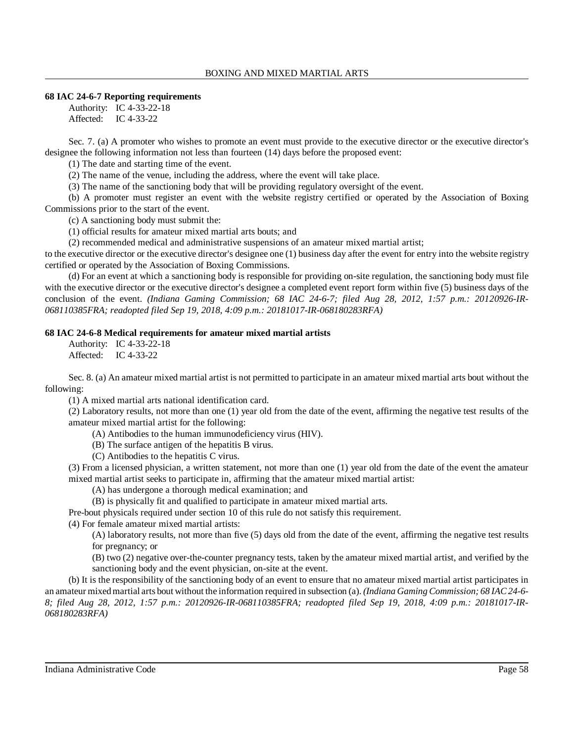### 68 IAC 24-6-7 Reporting requirements

Authority: IC 4-33-22-18
Affected: IC 4-33-22

Sec. 7. (a) A promoter who wishes to promote an event must provide to the executive director or the executive director's designee the following information not less than fourteen (14) days before the proposed event:

(1) The date and starting time of the event.

(2) The name of the venue, including the address, where the event will take place.

(3) The name of the sanctioning body that will be providing regulatory oversight of the event.

(b) A promoter must register an event with the website registry certified or operated by the Association of Boxing Commissions prior to the start of the event.

(c) A sanctioning body must submit the:

(1) official results for amateur mixed martial arts bouts; and

(2) recommended medical and administrative suspensions of an amateur mixed martial artist;

to the executive director or the executive director's designee one (1) business day after the event for entry into the website registry certified or operated by the Association of Boxing Commissions.

(d) For an event at which a sanctioning body is responsible for providing on-site regulation, the sanctioning body must file with the executive director or the executive director's designee a completed event report form within five (5) business days of the conclusion of the event. *(Indiana Gaming Commission; 68 IAC 24-6-7; filed Aug 28, 2012, 1:57 p.m.: 20120926-IR-068110385FRA; readopted filed Sep 19, 2018, 4:09 p.m.: 20181017-IR-068180283RFA)*

### 68 IAC 24-6-8 Medical requirements for amateur mixed martial artists

Authority: IC 4-33-22-18
Affected: IC 4-33-22

Sec. 8. (a) An amateur mixed martial artist is not permitted to participate in an amateur mixed martial arts bout without the following:

(1) A mixed martial arts national identification card.

(2) Laboratory results, not more than one (1) year old from the date of the event, affirming the negative test results of the amateur mixed martial artist for the following:

(A) Antibodies to the human immunodeficiency virus (HIV).

(B) The surface antigen of the hepatitis B virus.

(C) Antibodies to the hepatitis C virus.

(3) From a licensed physician, a written statement, not more than one (1) year old from the date of the event the amateur mixed martial artist seeks to participate in, affirming that the amateur mixed martial artist:

(A) has undergone a thorough medical examination; and

(B) is physically fit and qualified to participate in amateur mixed martial arts.

Pre-bout physicals required under section 10 of this rule do not satisfy this requirement.

(4) For female amateur mixed martial artists:

(A) laboratory results, not more than five (5) days old from the date of the event, affirming the negative test results for pregnancy; or

(B) two (2) negative over-the-counter pregnancy tests, taken by the amateur mixed martial artist, and verified by the sanctioning body and the event physician, on-site at the event.

(b) It is the responsibility of the sanctioning body of an event to ensure that no amateur mixed martial artist participates in an amateur mixed martial arts bout without the information required in subsection (a). *(Indiana Gaming Commission; 68 IAC 24-6-8; filed Aug 28, 2012, 1:57 p.m.: 20120926-IR-068110385FRA; readopted filed Sep 19, 2018, 4:09 p.m.: 20181017-IR-068180283RFA)*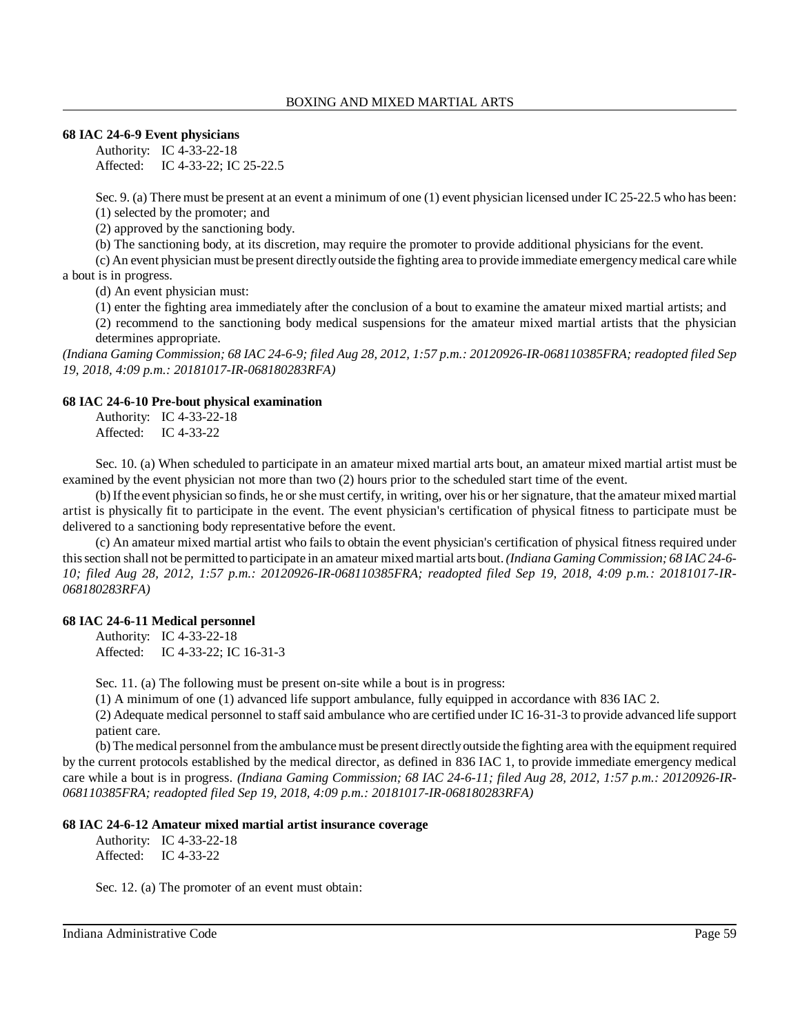### 68 IAC 24-6-9 Event physicians

Authority: IC 4-33-22-18
Affected: IC 4-33-22; IC 25-22.5

Sec. 9. (a) There must be present at an event a minimum of one (1) event physician licensed under IC 25-22.5 who has been:

(1) selected by the promoter; and

(2) approved by the sanctioning body.

(b) The sanctioning body, at its discretion, may require the promoter to provide additional physicians for the event.

(c) An event physician must be present directly outside the fighting area to provide immediate emergency medical care while a bout is in progress.

(d) An event physician must:

(1) enter the fighting area immediately after the conclusion of a bout to examine the amateur mixed martial artists; and

(2) recommend to the sanctioning body medical suspensions for the amateur mixed martial artists that the physician determines appropriate.

*(Indiana Gaming Commission; 68 IAC 24-6-9; filed Aug 28, 2012, 1:57 p.m.: 20120926-IR-068110385FRA; readopted filed Sep 19, 2018, 4:09 p.m.: 20181017-IR-068180283RFA)*

### 68 IAC 24-6-10 Pre-bout physical examination

Authority: IC 4-33-22-18
Affected: IC 4-33-22

Sec. 10. (a) When scheduled to participate in an amateur mixed martial arts bout, an amateur mixed martial artist must be examined by the event physician not more than two (2) hours prior to the scheduled start time of the event.

(b) If the event physician so finds, he or she must certify, in writing, over his or her signature, that the amateur mixed martial artist is physically fit to participate in the event. The event physician's certification of physical fitness to participate must be delivered to a sanctioning body representative before the event.

(c) An amateur mixed martial artist who fails to obtain the event physician's certification of physical fitness required under this section shall not be permitted to participate in an amateur mixed martial arts bout. *(Indiana Gaming Commission; 68 IAC 24-6-10; filed Aug 28, 2012, 1:57 p.m.: 20120926-IR-068110385FRA; readopted filed Sep 19, 2018, 4:09 p.m.: 20181017-IR-068180283RFA)*

### 68 IAC 24-6-11 Medical personnel

Authority: IC 4-33-22-18
Affected: IC 4-33-22; IC 16-31-3

Sec. 11. (a) The following must be present on-site while a bout is in progress:

(1) A minimum of one (1) advanced life support ambulance, fully equipped in accordance with 836 IAC 2.

(2) Adequate medical personnel to staff said ambulance who are certified under IC 16-31-3 to provide advanced life support patient care.

(b) The medical personnel from the ambulance must be present directly outside the fighting area with the equipment required by the current protocols established by the medical director, as defined in 836 IAC 1, to provide immediate emergency medical care while a bout is in progress. *(Indiana Gaming Commission; 68 IAC 24-6-11; filed Aug 28, 2012, 1:57 p.m.: 20120926-IR-068110385FRA; readopted filed Sep 19, 2018, 4:09 p.m.: 20181017-IR-068180283RFA)*

### 68 IAC 24-6-12 Amateur mixed martial artist insurance coverage

Authority: IC 4-33-22-18
Affected: IC 4-33-22

Sec. 12. (a) The promoter of an event must obtain: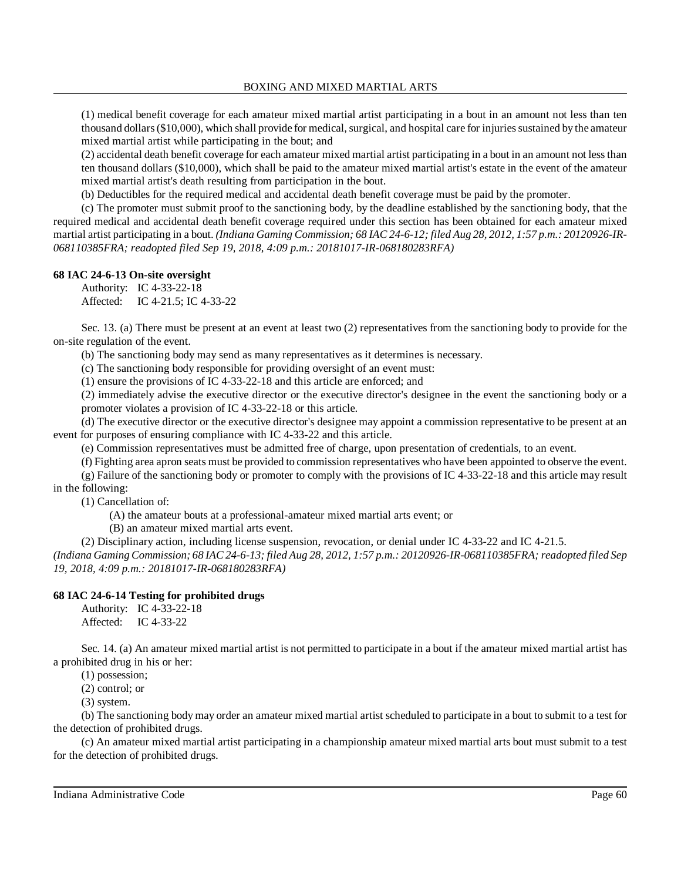(1) medical benefit coverage for each amateur mixed martial artist participating in a bout in an amount not less than ten thousand dollars ($10,000), which shall provide for medical, surgical, and hospital care for injuries sustained by the amateur mixed martial artist while participating in the bout; and

(2) accidental death benefit coverage for each amateur mixed martial artist participating in a bout in an amount not less than ten thousand dollars ($10,000), which shall be paid to the amateur mixed martial artist's estate in the event of the amateur mixed martial artist's death resulting from participation in the bout.

(b) Deductibles for the required medical and accidental death benefit coverage must be paid by the promoter.

(c) The promoter must submit proof to the sanctioning body, by the deadline established by the sanctioning body, that the required medical and accidental death benefit coverage required under this section has been obtained for each amateur mixed martial artist participating in a bout. *(Indiana Gaming Commission; 68 IAC 24-6-12; filed Aug 28, 2012, 1:57 p.m.: 20120926-IR-068110385FRA; readopted filed Sep 19, 2018, 4:09 p.m.: 20181017-IR-068180283RFA)*

**68 IAC 24-6-13 On-site oversight**

Authority: IC 4-33-22-18
Affected: IC 4-21.5; IC 4-33-22

Sec. 13. (a) There must be present at an event at least two (2) representatives from the sanctioning body to provide for the on-site regulation of the event.

(b) The sanctioning body may send as many representatives as it determines is necessary.

(c) The sanctioning body responsible for providing oversight of an event must:

(1) ensure the provisions of IC 4-33-22-18 and this article are enforced; and

(2) immediately advise the executive director or the executive director's designee in the event the sanctioning body or a promoter violates a provision of IC 4-33-22-18 or this article.

(d) The executive director or the executive director's designee may appoint a commission representative to be present at an event for purposes of ensuring compliance with IC 4-33-22 and this article.

(e) Commission representatives must be admitted free of charge, upon presentation of credentials, to an event.

(f) Fighting area apron seats must be provided to commission representatives who have been appointed to observe the event.

(g) Failure of the sanctioning body or promoter to comply with the provisions of IC 4-33-22-18 and this article may result in the following:

(1) Cancellation of:

(A) the amateur bouts at a professional-amateur mixed martial arts event; or

(B) an amateur mixed martial arts event.

(2) Disciplinary action, including license suspension, revocation, or denial under IC 4-33-22 and IC 4-21.5.

*(Indiana Gaming Commission; 68 IAC 24-6-13; filed Aug 28, 2012, 1:57 p.m.: 20120926-IR-068110385FRA; readopted filed Sep 19, 2018, 4:09 p.m.: 20181017-IR-068180283RFA)*

**68 IAC 24-6-14 Testing for prohibited drugs**

Authority: IC 4-33-22-18
Affected: IC 4-33-22

Sec. 14. (a) An amateur mixed martial artist is not permitted to participate in a bout if the amateur mixed martial artist has a prohibited drug in his or her:

(1) possession;

(2) control; or

(3) system.

(b) The sanctioning body may order an amateur mixed martial artist scheduled to participate in a bout to submit to a test for the detection of prohibited drugs.

(c) An amateur mixed martial artist participating in a championship amateur mixed martial arts bout must submit to a test for the detection of prohibited drugs.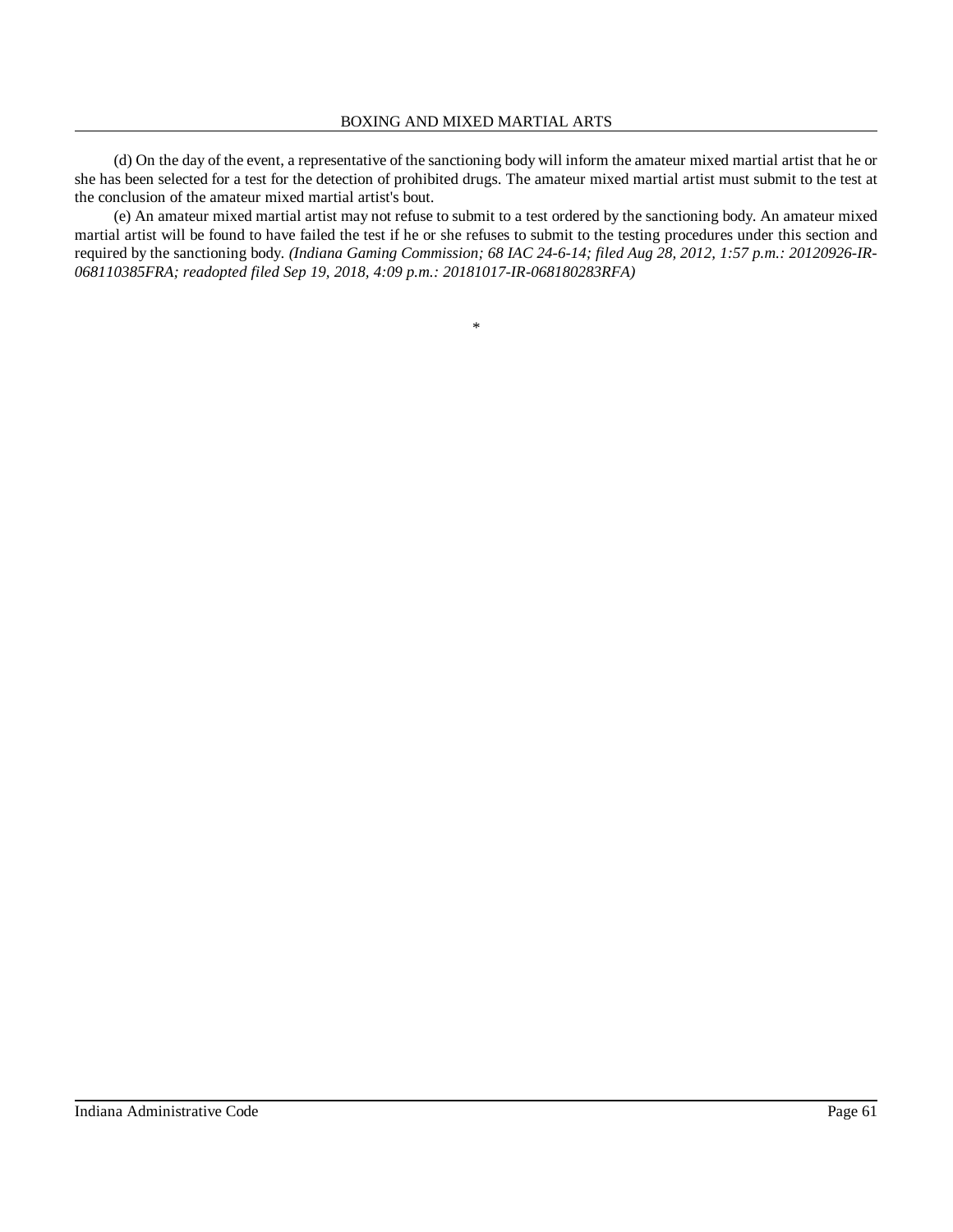(d) On the day of the event, a representative of the sanctioning body will inform the amateur mixed martial artist that he or she has been selected for a test for the detection of prohibited drugs. The amateur mixed martial artist must submit to the test at the conclusion of the amateur mixed martial artist's bout.

(e) An amateur mixed martial artist may not refuse to submit to a test ordered by the sanctioning body. An amateur mixed martial artist will be found to have failed the test if he or she refuses to submit to the testing procedures under this section and required by the sanctioning body. *(Indiana Gaming Commission; 68 IAC 24-6-14; filed Aug 28, 2012, 1:57 p.m.: 20120926-IR-068110385FRA; readopted filed Sep 19, 2018, 4:09 p.m.: 20181017-IR-068180283RFA)*

*